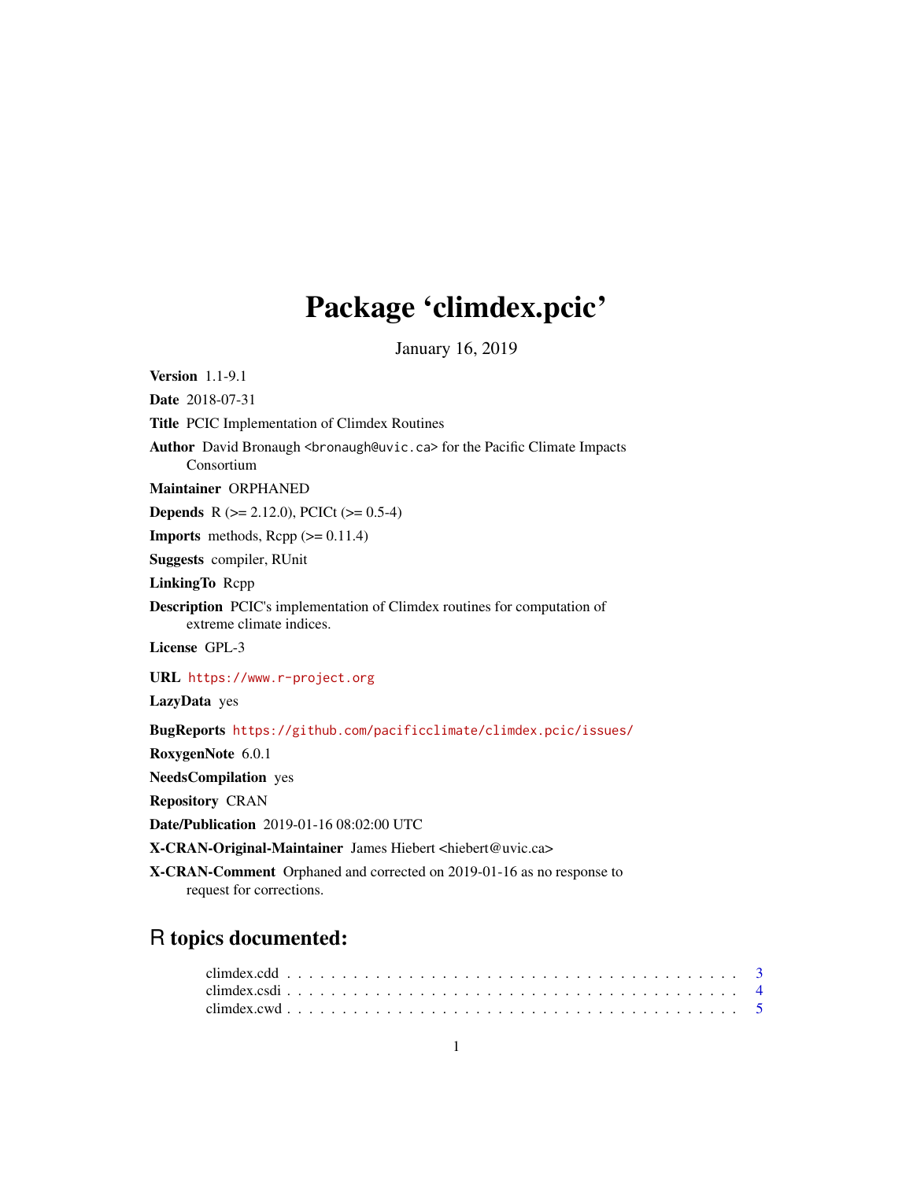# Package 'climdex.pcic'

January 16, 2019

**Version** 1.1-9.1

**Date** 2018-07-31

**Title** PCIC Implementation of Climdex Routines

**Author** David Bronaugh <bronaugh@uvic.ca> for the Pacific Climate Impacts Consortium

**Maintainer** ORPHANED

**Depends** R (>= 2.12.0), PCICt (>= 0.5-4)

**Imports** methods, Rcpp (>= 0.11.4)

**Suggests** compiler, RUnit

**LinkingTo** Rcpp

**Description** PCIC's implementation of Climdex routines for computation of extreme climate indices.

**License** GPL-3

**URL** https://www.r-project.org

**LazyData** yes

**BugReports** https://github.com/pacificclimate/climdex.pcic/issues/

**RoxygenNote** 6.0.1

**NeedsCompilation** yes

**Repository** CRAN

**Date/Publication** 2019-01-16 08:02:00 UTC

**X-CRAN-Original-Maintainer** James Hiebert <hiebert@uvic.ca>

**X-CRAN-Comment** Orphaned and corrected on 2019-01-16 as no response to request for corrections.

## R topics documented:

climdex.cdd . . . . . . . . . . . . . . . . . . . . . . . . . . . . . . . . . . . . . . . . 3
climdex.csdi . . . . . . . . . . . . . . . . . . . . . . . . . . . . . . . . . . . . . . . 4
climdex.cwd . . . . . . . . . . . . . . . . . . . . . . . . . . . . . . . . . . . . . . . 5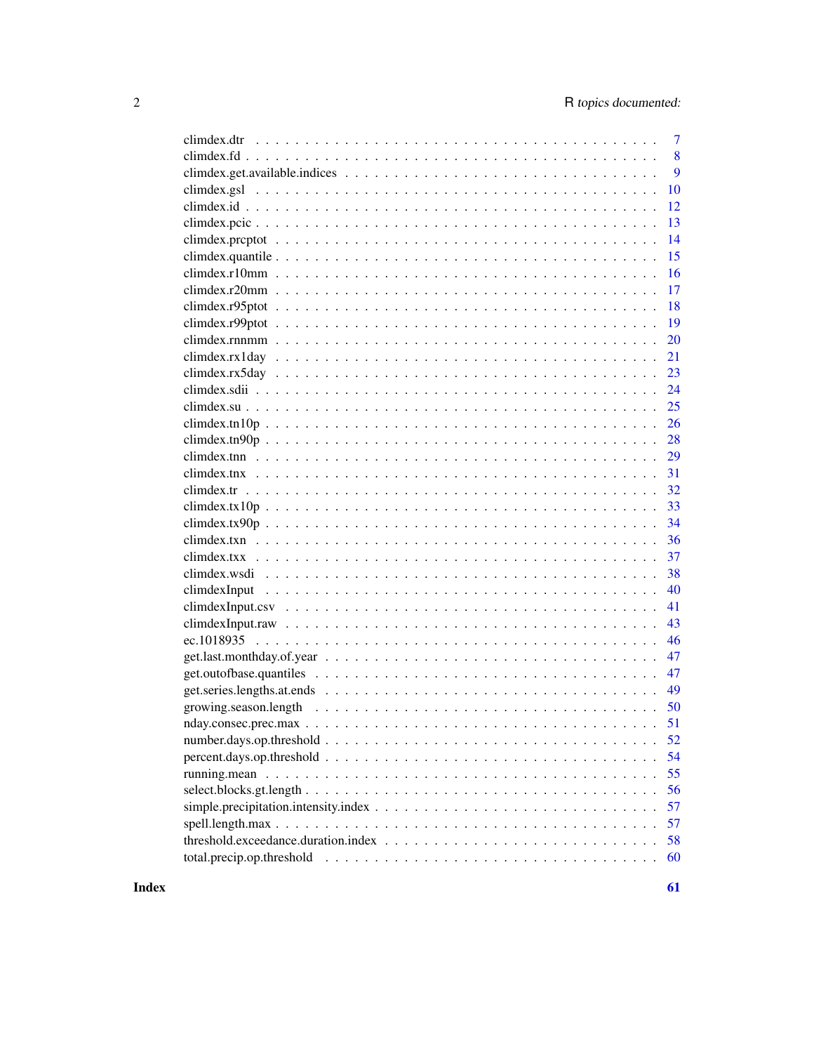climdex.dtr . . . . . . . . . . . . . . . . . . . . . . . . . . . . . . . . . . . . . . . . 7
climdex.fd . . . . . . . . . . . . . . . . . . . . . . . . . . . . . . . . . . . . . . . . 8
climdex.get.available.indices . . . . . . . . . . . . . . . . . . . . . . . . . . . . . . 9
climdex.gsl . . . . . . . . . . . . . . . . . . . . . . . . . . . . . . . . . . . . . . . . 10
climdex.id . . . . . . . . . . . . . . . . . . . . . . . . . . . . . . . . . . . . . . . . 12
climdex.pcic . . . . . . . . . . . . . . . . . . . . . . . . . . . . . . . . . . . . . . . 13
climdex.prcptot . . . . . . . . . . . . . . . . . . . . . . . . . . . . . . . . . . . . . 14
climdex.quantile . . . . . . . . . . . . . . . . . . . . . . . . . . . . . . . . . . . . . 15
climdex.r10mm . . . . . . . . . . . . . . . . . . . . . . . . . . . . . . . . . . . . . . 16
climdex.r20mm . . . . . . . . . . . . . . . . . . . . . . . . . . . . . . . . . . . . . . 17
climdex.r95ptot . . . . . . . . . . . . . . . . . . . . . . . . . . . . . . . . . . . . . 18
climdex.r99ptot . . . . . . . . . . . . . . . . . . . . . . . . . . . . . . . . . . . . . 19
climdex.rnnmm . . . . . . . . . . . . . . . . . . . . . . . . . . . . . . . . . . . . . . 20
climdex.rx1day . . . . . . . . . . . . . . . . . . . . . . . . . . . . . . . . . . . . . 21
climdex.rx5day . . . . . . . . . . . . . . . . . . . . . . . . . . . . . . . . . . . . . 23
climdex.sdii . . . . . . . . . . . . . . . . . . . . . . . . . . . . . . . . . . . . . . . 24
climdex.su . . . . . . . . . . . . . . . . . . . . . . . . . . . . . . . . . . . . . . . . 25
climdex.tn10p . . . . . . . . . . . . . . . . . . . . . . . . . . . . . . . . . . . . . . 26
climdex.tn90p . . . . . . . . . . . . . . . . . . . . . . . . . . . . . . . . . . . . . . 28
climdex.tnn . . . . . . . . . . . . . . . . . . . . . . . . . . . . . . . . . . . . . . . 29
climdex.tnx . . . . . . . . . . . . . . . . . . . . . . . . . . . . . . . . . . . . . . . 31
climdex.tr . . . . . . . . . . . . . . . . . . . . . . . . . . . . . . . . . . . . . . . . 32
climdex.tx10p . . . . . . . . . . . . . . . . . . . . . . . . . . . . . . . . . . . . . . 33
climdex.tx90p . . . . . . . . . . . . . . . . . . . . . . . . . . . . . . . . . . . . . . 34
climdex.txn . . . . . . . . . . . . . . . . . . . . . . . . . . . . . . . . . . . . . . . 36
climdex.txx . . . . . . . . . . . . . . . . . . . . . . . . . . . . . . . . . . . . . . . 37
climdex.wsdi . . . . . . . . . . . . . . . . . . . . . . . . . . . . . . . . . . . . . . 38
climdexInput . . . . . . . . . . . . . . . . . . . . . . . . . . . . . . . . . . . . . . 40
climdexInput.csv . . . . . . . . . . . . . . . . . . . . . . . . . . . . . . . . . . . . 41
climdexInput.raw . . . . . . . . . . . . . . . . . . . . . . . . . . . . . . . . . . . . 43
ec.1018935 . . . . . . . . . . . . . . . . . . . . . . . . . . . . . . . . . . . . . . . 46
get.last.monthday.of.year . . . . . . . . . . . . . . . . . . . . . . . . . . . . . . . 47
get.outofbase.quantiles . . . . . . . . . . . . . . . . . . . . . . . . . . . . . . . . 47
get.series.lengths.at.ends . . . . . . . . . . . . . . . . . . . . . . . . . . . . . . . 49
growing.season.length . . . . . . . . . . . . . . . . . . . . . . . . . . . . . . . . . 50
nday.consec.prec.max . . . . . . . . . . . . . . . . . . . . . . . . . . . . . . . . . 51
number.days.op.threshold . . . . . . . . . . . . . . . . . . . . . . . . . . . . . . . 52
percent.days.op.threshold . . . . . . . . . . . . . . . . . . . . . . . . . . . . . . . 54
running.mean . . . . . . . . . . . . . . . . . . . . . . . . . . . . . . . . . . . . . . 55
select.blocks.gt.length . . . . . . . . . . . . . . . . . . . . . . . . . . . . . . . . 56
simple.precipitation.intensity.index . . . . . . . . . . . . . . . . . . . . . . . . . 57
spell.length.max . . . . . . . . . . . . . . . . . . . . . . . . . . . . . . . . . . . . 57
threshold.exceedance.duration.index . . . . . . . . . . . . . . . . . . . . . . . . . 58
total.precip.op.threshold . . . . . . . . . . . . . . . . . . . . . . . . . . . . . . . 60

**Index** **61**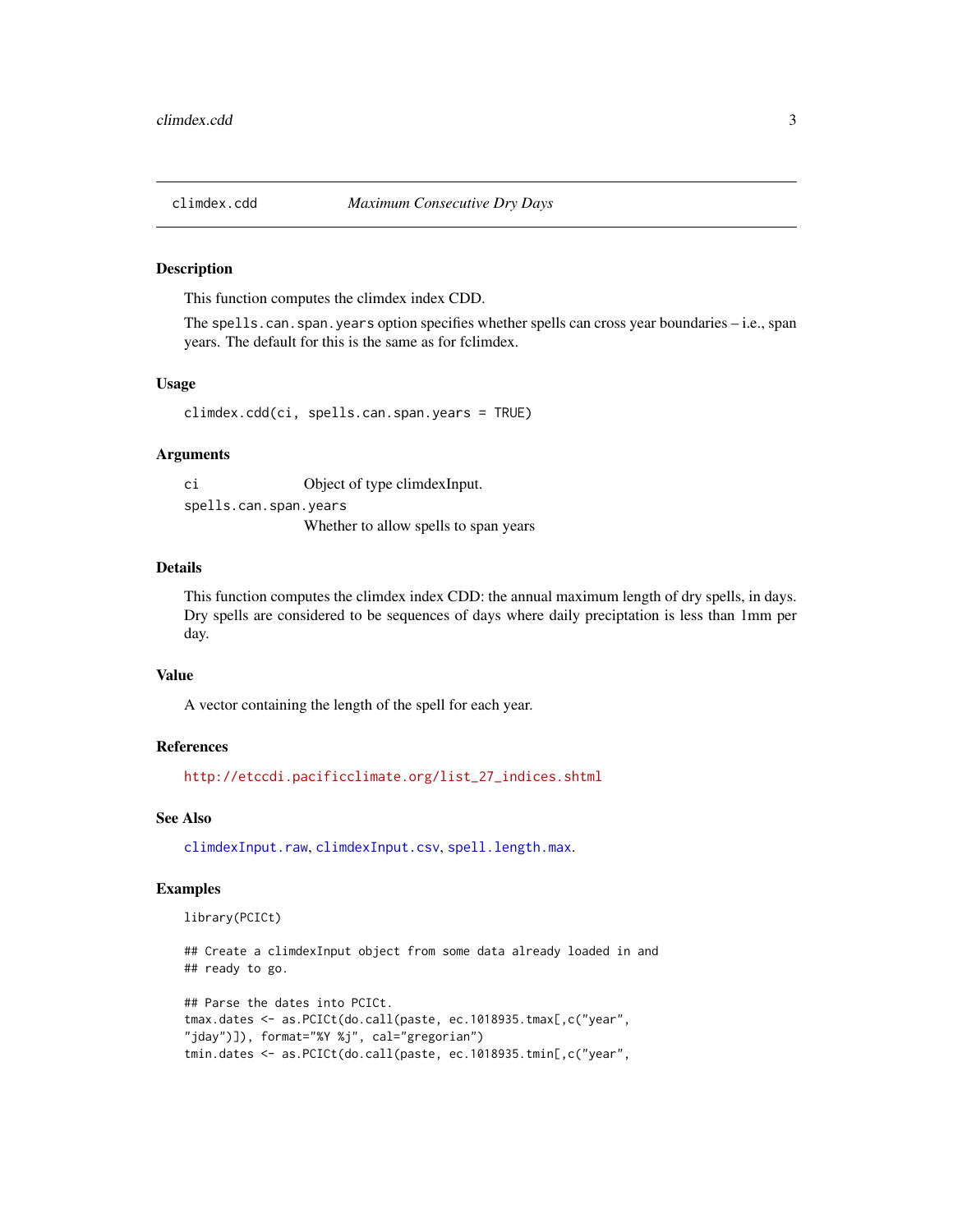climdex.cdd *Maximum Consecutive Dry Days*

## Description

This function computes the climdex index CDD.

The `spells.can.span.years` option specifies whether spells can cross year boundaries – i.e., span years. The default for this is the same as for fclimdex.

## Usage

```
climdex.cdd(ci, spells.can.span.years = TRUE)
```

## Arguments

| | |
|---|---|
| ci | Object of type climdexInput. |
| spells.can.span.years | Whether to allow spells to span years |

## Details

This function computes the climdex index CDD: the annual maximum length of dry spells, in days. Dry spells are considered to be sequences of days where daily preciptation is less than 1mm per day.

## Value

A vector containing the length of the spell for each year.

## References

http://etccdi.pacificclimate.org/list_27_indices.shtml

## See Also

`climdexInput.raw`, `climdexInput.csv`, `spell.length.max`.

## Examples

```
library(PCICt)

## Create a climdexInput object from some data already loaded in and
## ready to go.

## Parse the dates into PCICt.
tmax.dates <- as.PCICt(do.call(paste, ec.1018935.tmax[,c("year",
"jday")]), format="%Y %j", cal="gregorian")
tmin.dates <- as.PCICt(do.call(paste, ec.1018935.tmin[,c("year",
```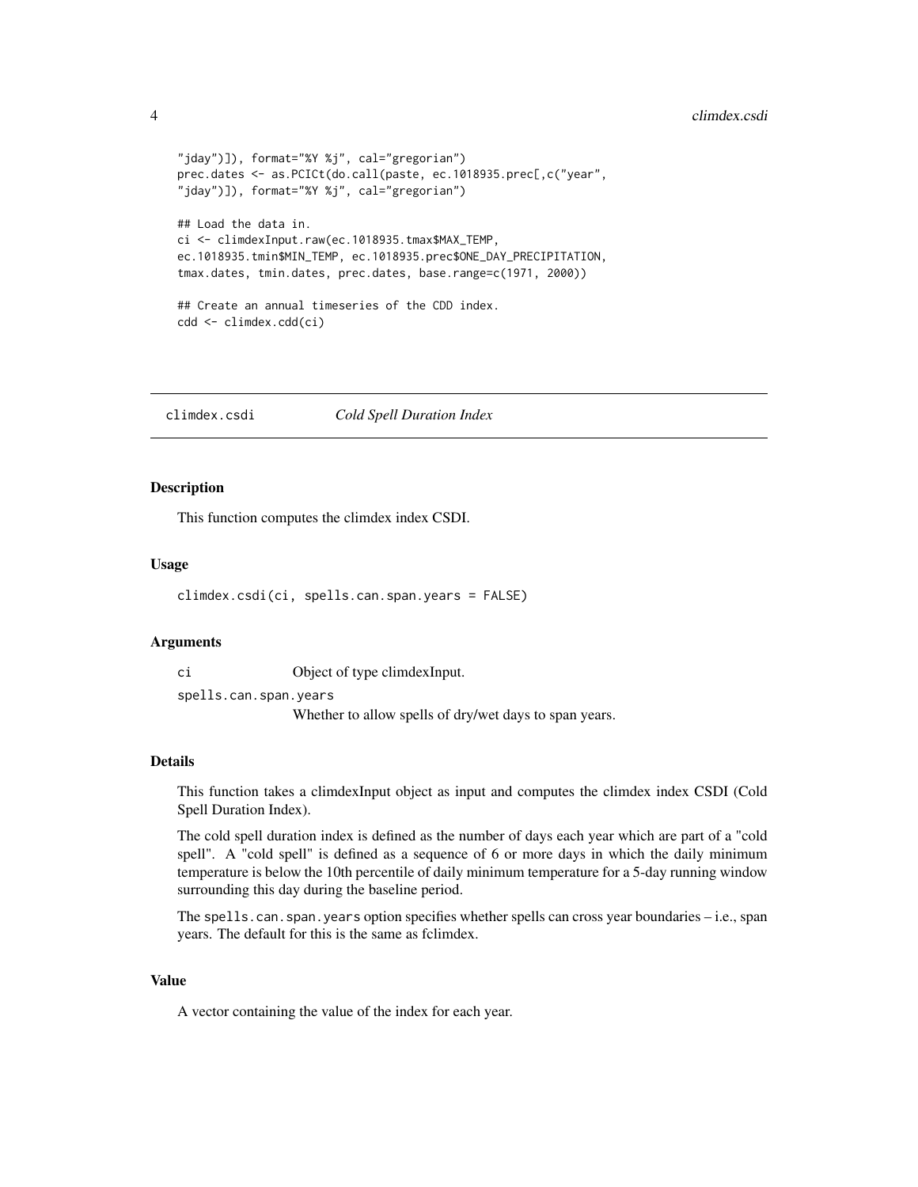```
"jday")]), format="%Y %j", cal="gregorian")
prec.dates <- as.PCICt(do.call(paste, ec.1018935.prec[,c("year",
"jday")]), format="%Y %j", cal="gregorian")

## Load the data in.
ci <- climdexInput.raw(ec.1018935.tmax$MAX_TEMP,
ec.1018935.tmin$MIN_TEMP, ec.1018935.prec$ONE_DAY_PRECIPITATION,
tmax.dates, tmin.dates, prec.dates, base.range=c(1971, 2000))

## Create an annual timeseries of the CDD index.
cdd <- climdex.cdd(ci)
```

---

## climdex.csdi *Cold Spell Duration Index*

---

### Description

This function computes the climdex index CSDI.

### Usage

```
climdex.csdi(ci, spells.can.span.years = FALSE)
```

### Arguments

`ci` Object of type climdexInput.

`spells.can.span.years` Whether to allow spells of dry/wet days to span years.

### Details

This function takes a climdexInput object as input and computes the climdex index CSDI (Cold Spell Duration Index).

The cold spell duration index is defined as the number of days each year which are part of a "cold spell". A "cold spell" is defined as a sequence of 6 or more days in which the daily minimum temperature is below the 10th percentile of daily minimum temperature for a 5-day running window surrounding this day during the baseline period.

The `spells.can.span.years` option specifies whether spells can cross year boundaries – i.e., span years. The default for this is the same as fclimdex.

### Value

A vector containing the value of the index for each year.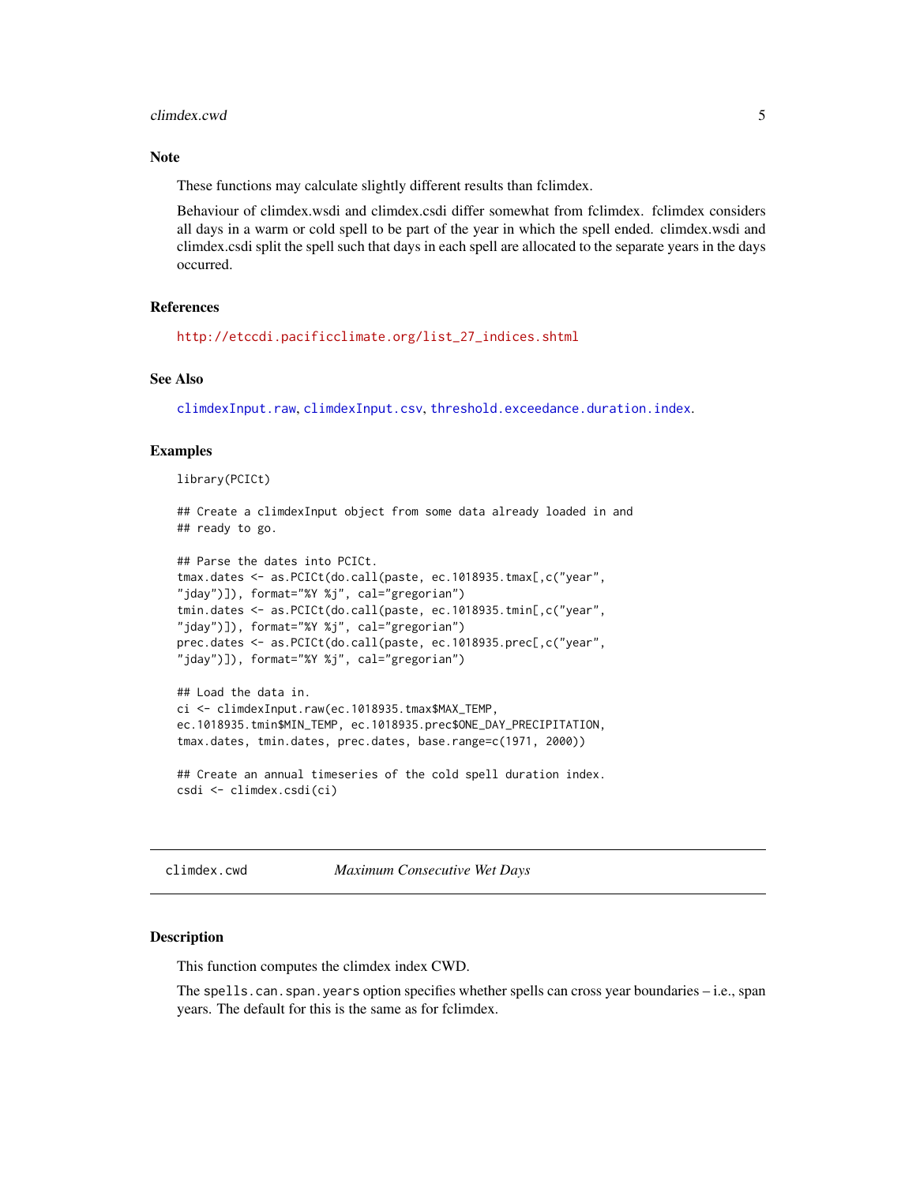### Note

These functions may calculate slightly different results than fclimdex.

Behaviour of climdex.wsdi and climdex.csdi differ somewhat from fclimdex. fclimdex considers all days in a warm or cold spell to be part of the year in which the spell ended. climdex.wsdi and climdex.csdi split the spell such that days in each spell are allocated to the separate years in the days occurred.

### References

http://etccdi.pacificclimate.org/list_27_indices.shtml

### See Also

climdexInput.raw, climdexInput.csv, threshold.exceedance.duration.index.

### Examples

```
library(PCICt)

## Create a climdexInput object from some data already loaded in and
## ready to go.

## Parse the dates into PCICt.
tmax.dates <- as.PCICt(do.call(paste, ec.1018935.tmax[,c("year",
"jday")]), format="%Y %j", cal="gregorian")
tmin.dates <- as.PCICt(do.call(paste, ec.1018935.tmin[,c("year",
"jday")]), format="%Y %j", cal="gregorian")
prec.dates <- as.PCICt(do.call(paste, ec.1018935.prec[,c("year",
"jday")]), format="%Y %j", cal="gregorian")

## Load the data in.
ci <- climdexInput.raw(ec.1018935.tmax$MAX_TEMP,
ec.1018935.tmin$MIN_TEMP, ec.1018935.prec$ONE_DAY_PRECIPITATION,
tmax.dates, tmin.dates, prec.dates, base.range=c(1971, 2000))

## Create an annual timeseries of the cold spell duration index.
csdi <- climdex.csdi(ci)
```

## climdex.cwd — *Maximum Consecutive Wet Days*

### Description

This function computes the climdex index CWD.

The `spells.can.span.years` option specifies whether spells can cross year boundaries – i.e., span years. The default for this is the same as for fclimdex.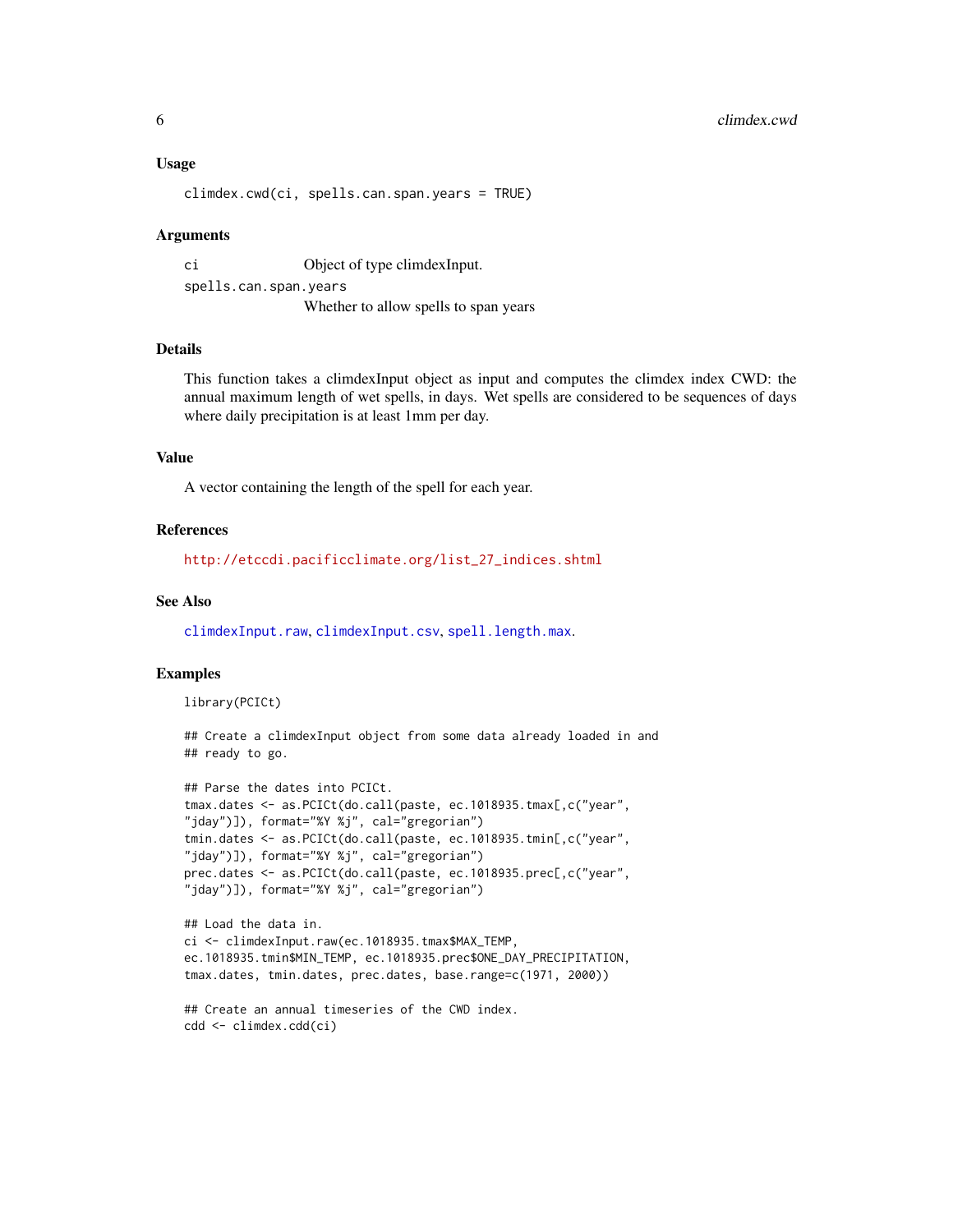### Usage

```
climdex.cwd(ci, spells.can.span.years = TRUE)
```

### Arguments

| | |
|---|---|
| ci | Object of type climdexInput. |
| spells.can.span.years | Whether to allow spells to span years |

### Details

This function takes a climdexInput object as input and computes the climdex index CWD: the annual maximum length of wet spells, in days. Wet spells are considered to be sequences of days where daily precipitation is at least 1mm per day.

### Value

A vector containing the length of the spell for each year.

### References

http://etccdi.pacificclimate.org/list_27_indices.shtml

### See Also

climdexInput.raw, climdexInput.csv, spell.length.max.

### Examples

```
library(PCICt)

## Create a climdexInput object from some data already loaded in and
## ready to go.

## Parse the dates into PCICt.
tmax.dates <- as.PCICt(do.call(paste, ec.1018935.tmax[,c("year",
"jday")]), format="%Y %j", cal="gregorian")
tmin.dates <- as.PCICt(do.call(paste, ec.1018935.tmin[,c("year",
"jday")]), format="%Y %j", cal="gregorian")
prec.dates <- as.PCICt(do.call(paste, ec.1018935.prec[,c("year",
"jday")]), format="%Y %j", cal="gregorian")

## Load the data in.
ci <- climdexInput.raw(ec.1018935.tmax$MAX_TEMP,
ec.1018935.tmin$MIN_TEMP, ec.1018935.prec$ONE_DAY_PRECIPITATION,
tmax.dates, tmin.dates, prec.dates, base.range=c(1971, 2000))

## Create an annual timeseries of the CWD index.
cdd <- climdex.cdd(ci)
```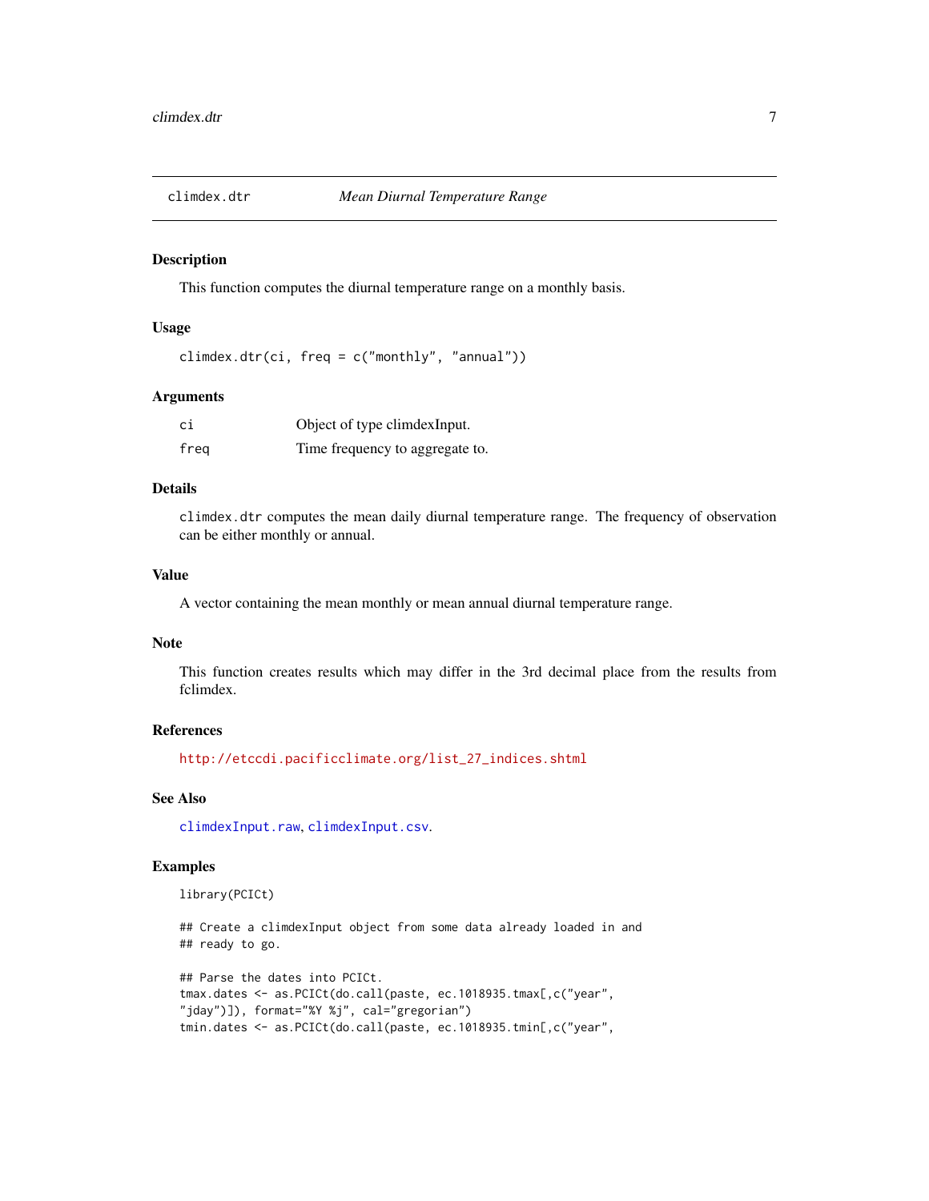## climdex.dtr *Mean Diurnal Temperature Range*

### Description

This function computes the diurnal temperature range on a monthly basis.

### Usage

```
climdex.dtr(ci, freq = c("monthly", "annual"))
```

### Arguments

| | |
|---|---|
| ci | Object of type climdexInput. |
| freq | Time frequency to aggregate to. |

### Details

`climdex.dtr` computes the mean daily diurnal temperature range. The frequency of observation can be either monthly or annual.

### Value

A vector containing the mean monthly or mean annual diurnal temperature range.

### Note

This function creates results which may differ in the 3rd decimal place from the results from fclimdex.

### References

http://etccdi.pacificclimate.org/list_27_indices.shtml

### See Also

climdexInput.raw, climdexInput.csv.

### Examples

```
library(PCICt)

## Create a climdexInput object from some data already loaded in and
## ready to go.

## Parse the dates into PCICt.
tmax.dates <- as.PCICt(do.call(paste, ec.1018935.tmax[,c("year",
"jday")]), format="%Y %j", cal="gregorian")
tmin.dates <- as.PCICt(do.call(paste, ec.1018935.tmin[,c("year",
```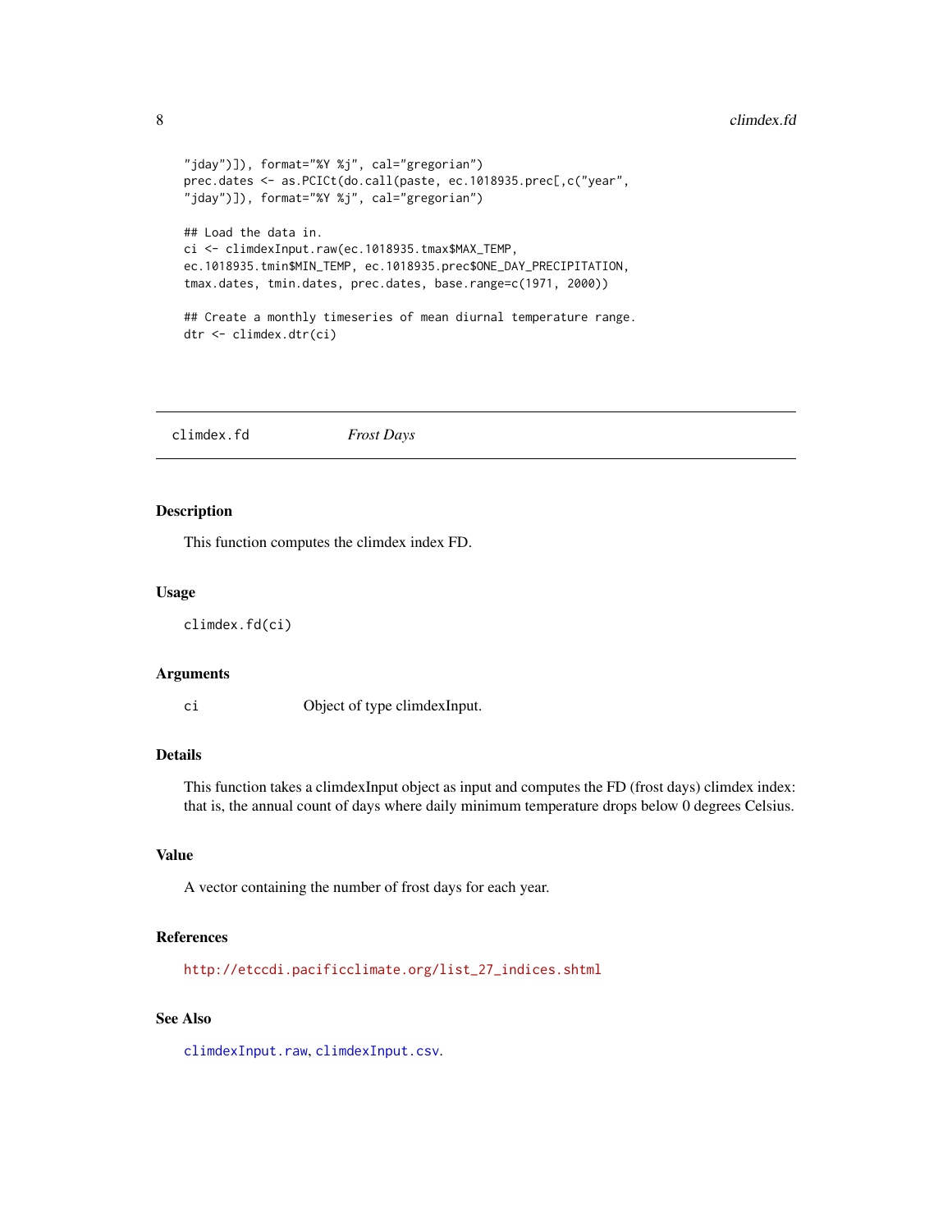```
"jday")]), format="%Y %j", cal="gregorian")
prec.dates <- as.PCICt(do.call(paste, ec.1018935.prec[,c("year",
"jday")]), format="%Y %j", cal="gregorian")

## Load the data in.
ci <- climdexInput.raw(ec.1018935.tmax$MAX_TEMP,
ec.1018935.tmin$MIN_TEMP, ec.1018935.prec$ONE_DAY_PRECIPITATION,
tmax.dates, tmin.dates, prec.dates, base.range=c(1971, 2000))

## Create a monthly timeseries of mean diurnal temperature range.
dtr <- climdex.dtr(ci)
```

---

## climdex.fd — *Frost Days*

---

### Description

This function computes the climdex index FD.

### Usage

```
climdex.fd(ci)
```

### Arguments

`ci` Object of type climdexInput.

### Details

This function takes a climdexInput object as input and computes the FD (frost days) climdex index: that is, the annual count of days where daily minimum temperature drops below 0 degrees Celsius.

### Value

A vector containing the number of frost days for each year.

### References

http://etccdi.pacificclimate.org/list_27_indices.shtml

### See Also

climdexInput.raw, climdexInput.csv.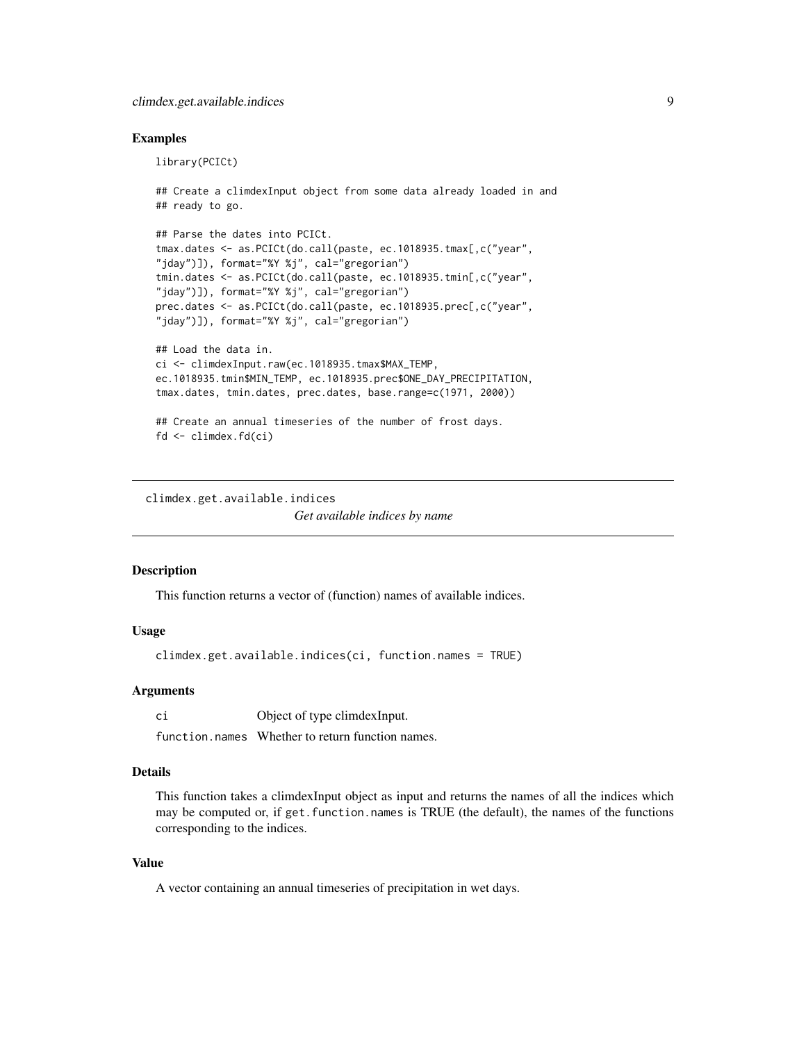## Examples

```
library(PCICt)

## Create a climdexInput object from some data already loaded in and
## ready to go.

## Parse the dates into PCICt.
tmax.dates <- as.PCICt(do.call(paste, ec.1018935.tmax[,c("year",
"jday")]), format="%Y %j", cal="gregorian")
tmin.dates <- as.PCICt(do.call(paste, ec.1018935.tmin[,c("year",
"jday")]), format="%Y %j", cal="gregorian")
prec.dates <- as.PCICt(do.call(paste, ec.1018935.prec[,c("year",
"jday")]), format="%Y %j", cal="gregorian")

## Load the data in.
ci <- climdexInput.raw(ec.1018935.tmax$MAX_TEMP,
ec.1018935.tmin$MIN_TEMP, ec.1018935.prec$ONE_DAY_PRECIPITATION,
tmax.dates, tmin.dates, prec.dates, base.range=c(1971, 2000))

## Create an annual timeseries of the number of frost days.
fd <- climdex.fd(ci)
```

---

# climdex.get.available.indices

*Get available indices by name*

---

## Description

This function returns a vector of (function) names of available indices.

## Usage

```
climdex.get.available.indices(ci, function.names = TRUE)
```

## Arguments

| | |
|---|---|
| ci | Object of type climdexInput. |
| function.names | Whether to return function names. |

## Details

This function takes a climdexInput object as input and returns the names of all the indices which may be computed or, if `get.function.names` is TRUE (the default), the names of the functions corresponding to the indices.

## Value

A vector containing an annual timeseries of precipitation in wet days.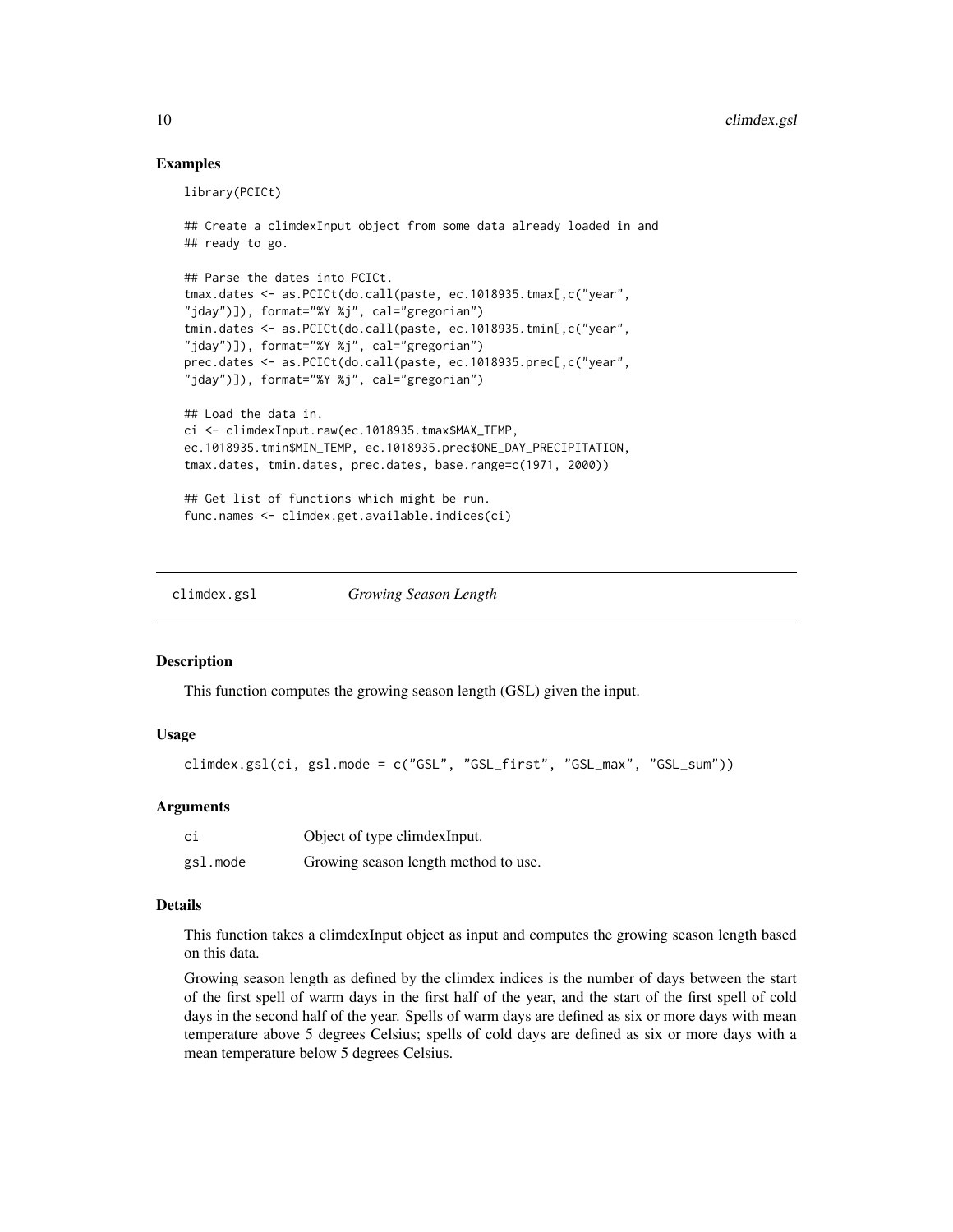### Examples

```
library(PCICt)

## Create a climdexInput object from some data already loaded in and
## ready to go.

## Parse the dates into PCICt.
tmax.dates <- as.PCICt(do.call(paste, ec.1018935.tmax[,c("year",
"jday")]), format="%Y %j", cal="gregorian")
tmin.dates <- as.PCICt(do.call(paste, ec.1018935.tmin[,c("year",
"jday")]), format="%Y %j", cal="gregorian")
prec.dates <- as.PCICt(do.call(paste, ec.1018935.prec[,c("year",
"jday")]), format="%Y %j", cal="gregorian")

## Load the data in.
ci <- climdexInput.raw(ec.1018935.tmax$MAX_TEMP,
ec.1018935.tmin$MIN_TEMP, ec.1018935.prec$ONE_DAY_PRECIPITATION,
tmax.dates, tmin.dates, prec.dates, base.range=c(1971, 2000))

## Get list of functions which might be run.
func.names <- climdex.get.available.indices(ci)
```

---

## climdex.gsl *Growing Season Length*

### Description

This function computes the growing season length (GSL) given the input.

### Usage

```
climdex.gsl(ci, gsl.mode = c("GSL", "GSL_first", "GSL_max", "GSL_sum"))
```

### Arguments

| | |
|---|---|
| ci | Object of type climdexInput. |
| gsl.mode | Growing season length method to use. |

### Details

This function takes a climdexInput object as input and computes the growing season length based on this data.

Growing season length as defined by the climdex indices is the number of days between the start of the first spell of warm days in the first half of the year, and the start of the first spell of cold days in the second half of the year. Spells of warm days are defined as six or more days with mean temperature above 5 degrees Celsius; spells of cold days are defined as six or more days with a mean temperature below 5 degrees Celsius.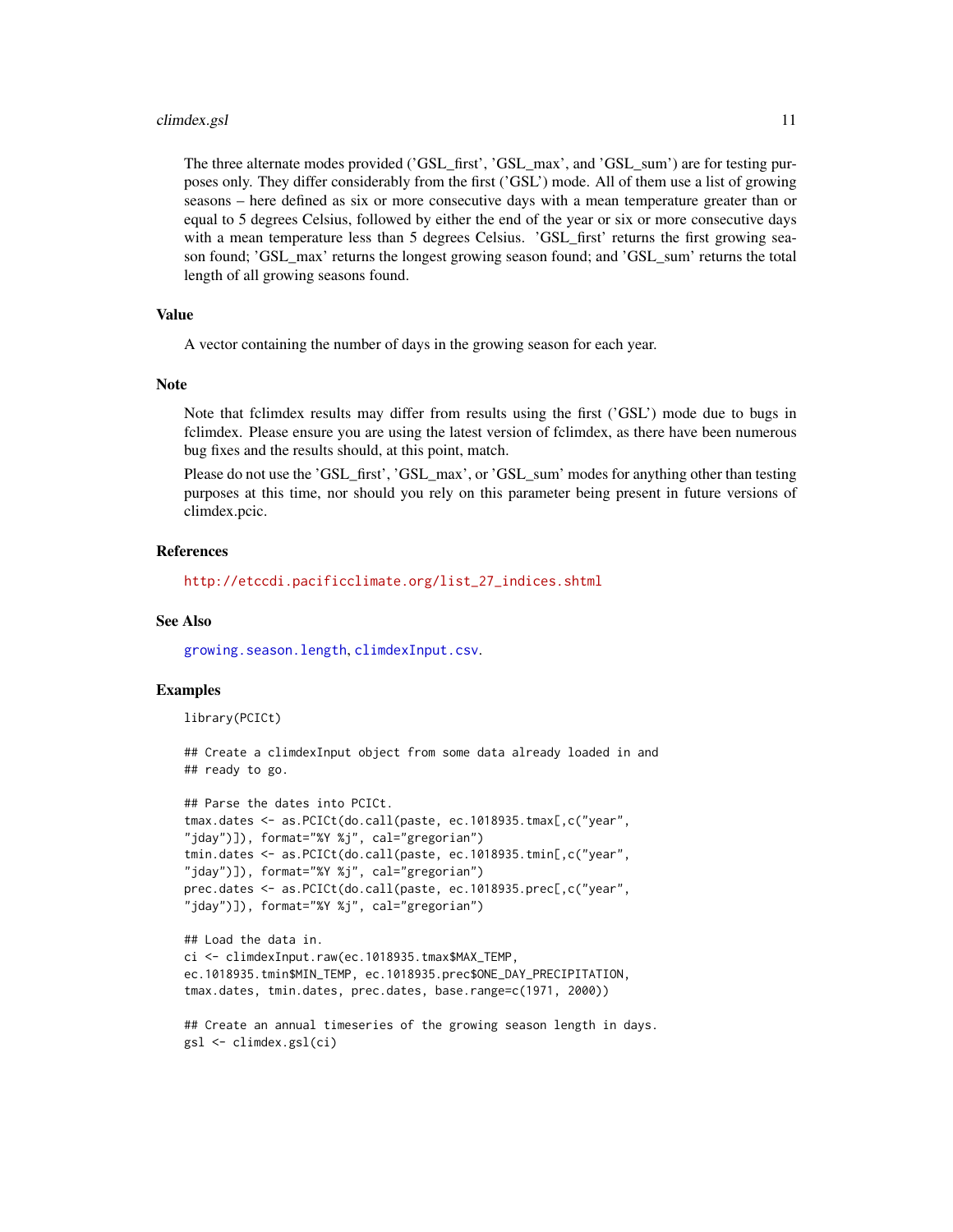The three alternate modes provided ('GSL_first', 'GSL_max', and 'GSL_sum') are for testing purposes only. They differ considerably from the first ('GSL') mode. All of them use a list of growing seasons – here defined as six or more consecutive days with a mean temperature greater than or equal to 5 degrees Celsius, followed by either the end of the year or six or more consecutive days with a mean temperature less than 5 degrees Celsius. 'GSL_first' returns the first growing season found; 'GSL_max' returns the longest growing season found; and 'GSL_sum' returns the total length of all growing seasons found.

### Value

A vector containing the number of days in the growing season for each year.

### Note

Note that fclimdex results may differ from results using the first ('GSL') mode due to bugs in fclimdex. Please ensure you are using the latest version of fclimdex, as there have been numerous bug fixes and the results should, at this point, match.

Please do not use the 'GSL_first', 'GSL_max', or 'GSL_sum' modes for anything other than testing purposes at this time, nor should you rely on this parameter being present in future versions of climdex.pcic.

### References

http://etccdi.pacificclimate.org/list_27_indices.shtml

### See Also

growing.season.length, climdexInput.csv.

### Examples

```
library(PCICt)

## Create a climdexInput object from some data already loaded in and
## ready to go.

## Parse the dates into PCICt.
tmax.dates <- as.PCICt(do.call(paste, ec.1018935.tmax[,c("year",
"jday")]), format="%Y %j", cal="gregorian")
tmin.dates <- as.PCICt(do.call(paste, ec.1018935.tmin[,c("year",
"jday")]), format="%Y %j", cal="gregorian")
prec.dates <- as.PCICt(do.call(paste, ec.1018935.prec[,c("year",
"jday")]), format="%Y %j", cal="gregorian")

## Load the data in.
ci <- climdexInput.raw(ec.1018935.tmax$MAX_TEMP,
ec.1018935.tmin$MIN_TEMP, ec.1018935.prec$ONE_DAY_PRECIPITATION,
tmax.dates, tmin.dates, prec.dates, base.range=c(1971, 2000))

## Create an annual timeseries of the growing season length in days.
gsl <- climdex.gsl(ci)
```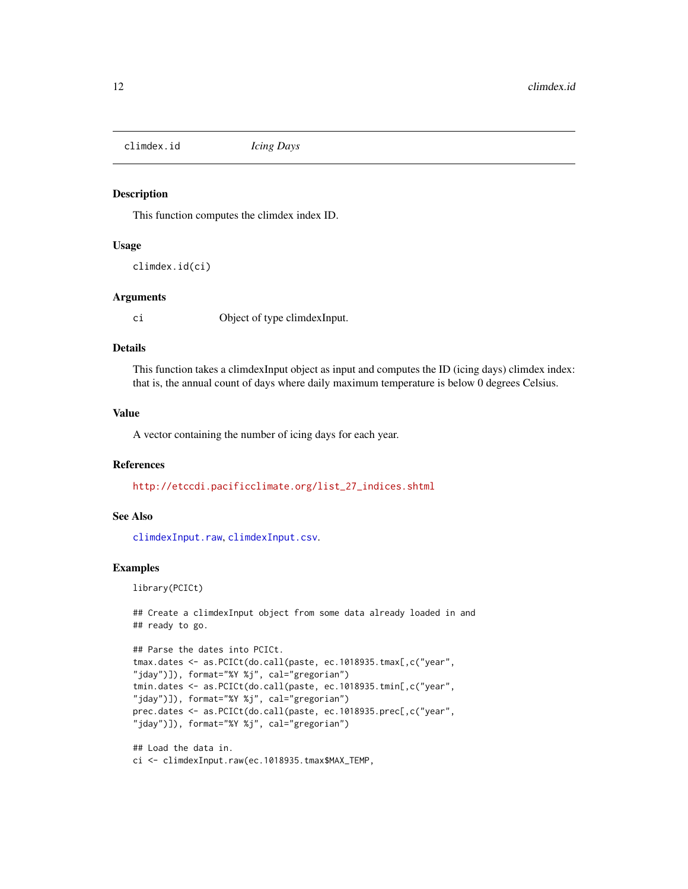## climdex.id *Icing Days*

### Description

This function computes the climdex index ID.

### Usage

```
climdex.id(ci)
```

### Arguments

`ci` Object of type climdexInput.

### Details

This function takes a climdexInput object as input and computes the ID (icing days) climdex index: that is, the annual count of days where daily maximum temperature is below 0 degrees Celsius.

### Value

A vector containing the number of icing days for each year.

### References

http://etccdi.pacificclimate.org/list_27_indices.shtml

### See Also

climdexInput.raw, climdexInput.csv.

### Examples

```
library(PCICt)

## Create a climdexInput object from some data already loaded in and
## ready to go.

## Parse the dates into PCICt.
tmax.dates <- as.PCICt(do.call(paste, ec.1018935.tmax[,c("year",
"jday")]), format="%Y %j", cal="gregorian")
tmin.dates <- as.PCICt(do.call(paste, ec.1018935.tmin[,c("year",
"jday")]), format="%Y %j", cal="gregorian")
prec.dates <- as.PCICt(do.call(paste, ec.1018935.prec[,c("year",
"jday")]), format="%Y %j", cal="gregorian")

## Load the data in.
ci <- climdexInput.raw(ec.1018935.tmax$MAX_TEMP,
```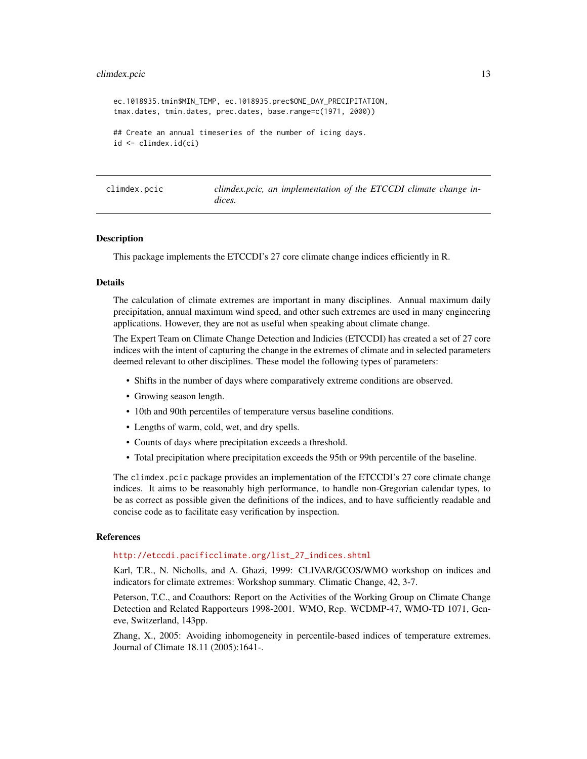```
ec.1018935.tmin$MIN_TEMP, ec.1018935.prec$ONE_DAY_PRECIPITATION,
tmax.dates, tmin.dates, prec.dates, base.range=c(1971, 2000))

## Create an annual timeseries of the number of icing days.
id <- climdex.id(ci)
```

## climdex.pcic — *climdex.pcic, an implementation of the ETCCDI climate change indices.*

### Description

This package implements the ETCCDI's 27 core climate change indices efficiently in R.

### Details

The calculation of climate extremes are important in many disciplines. Annual maximum daily precipitation, annual maximum wind speed, and other such extremes are used in many engineering applications. However, they are not as useful when speaking about climate change.

The Expert Team on Climate Change Detection and Indicies (ETCCDI) has created a set of 27 core indices with the intent of capturing the change in the extremes of climate and in selected parameters deemed relevant to other disciplines. These model the following types of parameters:

- Shifts in the number of days where comparatively extreme conditions are observed.
- Growing season length.
- 10th and 90th percentiles of temperature versus baseline conditions.
- Lengths of warm, cold, wet, and dry spells.
- Counts of days where precipitation exceeds a threshold.
- Total precipitation where precipitation exceeds the 95th or 99th percentile of the baseline.

The `climdex.pcic` package provides an implementation of the ETCCDI's 27 core climate change indices. It aims to be reasonably high performance, to handle non-Gregorian calendar types, to be as correct as possible given the definitions of the indices, and to have sufficiently readable and concise code as to facilitate easy verification by inspection.

### References

http://etccdi.pacificclimate.org/list_27_indices.shtml

Karl, T.R., N. Nicholls, and A. Ghazi, 1999: CLIVAR/GCOS/WMO workshop on indices and indicators for climate extremes: Workshop summary. Climatic Change, 42, 3-7.

Peterson, T.C., and Coauthors: Report on the Activities of the Working Group on Climate Change Detection and Related Rapporteurs 1998-2001. WMO, Rep. WCDMP-47, WMO-TD 1071, Geneve, Switzerland, 143pp.

Zhang, X., 2005: Avoiding inhomogeneity in percentile-based indices of temperature extremes. Journal of Climate 18.11 (2005):1641-.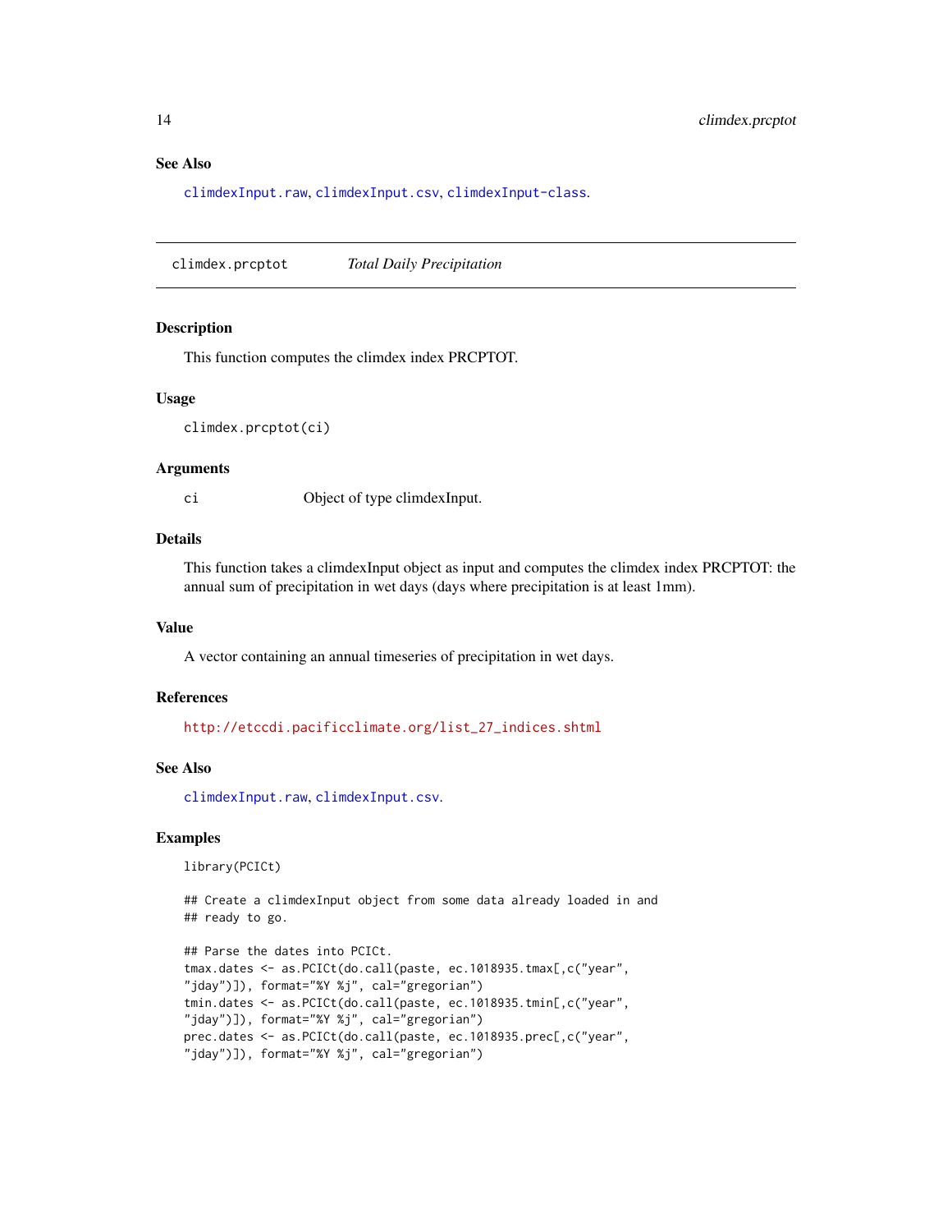## See Also

climdexInput.raw, climdexInput.csv, climdexInput-class.

---

# climdex.prcptot *Total Daily Precipitation*

### Description

This function computes the climdex index PRCPTOT.

### Usage

```
climdex.prcptot(ci)
```

### Arguments

| | |
|---|---|
| ci | Object of type climdexInput. |

### Details

This function takes a climdexInput object as input and computes the climdex index PRCPTOT: the annual sum of precipitation in wet days (days where precipitation is at least 1mm).

### Value

A vector containing an annual timeseries of precipitation in wet days.

### References

http://etccdi.pacificclimate.org/list_27_indices.shtml

### See Also

climdexInput.raw, climdexInput.csv.

### Examples

```
library(PCICt)

## Create a climdexInput object from some data already loaded in and
## ready to go.

## Parse the dates into PCICt.
tmax.dates <- as.PCICt(do.call(paste, ec.1018935.tmax[,c("year",
"jday")]), format="%Y %j", cal="gregorian")
tmin.dates <- as.PCICt(do.call(paste, ec.1018935.tmin[,c("year",
"jday")]), format="%Y %j", cal="gregorian")
prec.dates <- as.PCICt(do.call(paste, ec.1018935.prec[,c("year",
"jday")]), format="%Y %j", cal="gregorian")
```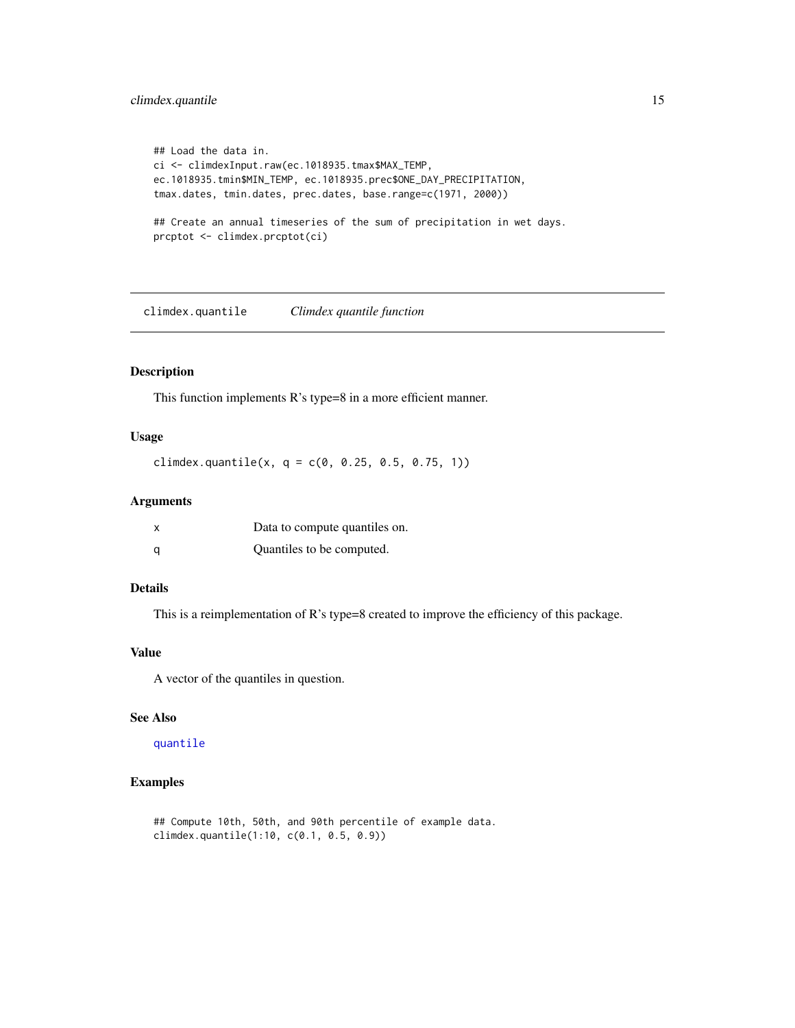```
## Load the data in.
ci <- climdexInput.raw(ec.1018935.tmax$MAX_TEMP,
ec.1018935.tmin$MIN_TEMP, ec.1018935.prec$ONE_DAY_PRECIPITATION,
tmax.dates, tmin.dates, prec.dates, base.range=c(1971, 2000))

## Create an annual timeseries of the sum of precipitation in wet days.
prcptot <- climdex.prcptot(ci)
```

---

## climdex.quantile — *Climdex quantile function*

---

### Description

This function implements R's type=8 in a more efficient manner.

### Usage

```
climdex.quantile(x, q = c(0, 0.25, 0.5, 0.75, 1))
```

### Arguments

| | |
|---|---|
| x | Data to compute quantiles on. |
| q | Quantiles to be computed. |

### Details

This is a reimplementation of R's type=8 created to improve the efficiency of this package.

### Value

A vector of the quantiles in question.

### See Also

quantile

### Examples

```
## Compute 10th, 50th, and 90th percentile of example data.
climdex.quantile(1:10, c(0.1, 0.5, 0.9))
```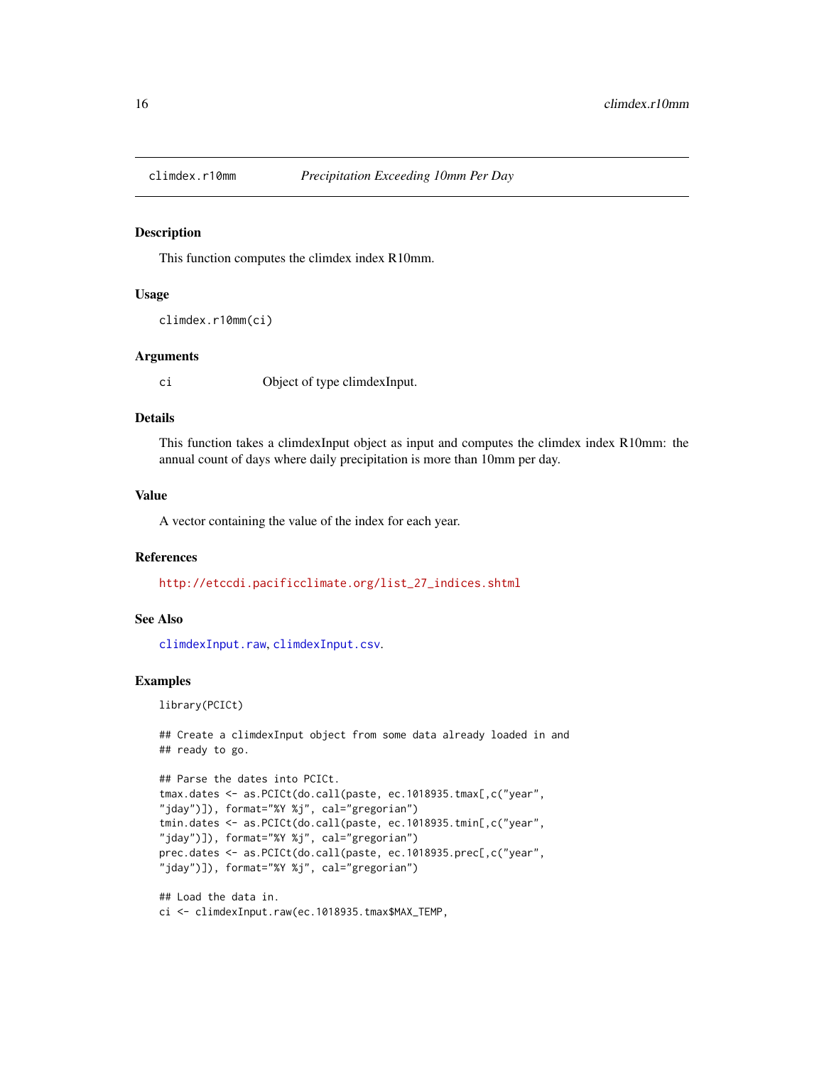# climdex.r10mm — *Precipitation Exceeding 10mm Per Day*

## Description

This function computes the climdex index R10mm.

## Usage

```
climdex.r10mm(ci)
```

## Arguments

| | |
|---|---|
| ci | Object of type climdexInput. |

## Details

This function takes a climdexInput object as input and computes the climdex index R10mm: the annual count of days where daily precipitation is more than 10mm per day.

## Value

A vector containing the value of the index for each year.

## References

http://etccdi.pacificclimate.org/list_27_indices.shtml

## See Also

climdexInput.raw, climdexInput.csv.

## Examples

```
library(PCICt)

## Create a climdexInput object from some data already loaded in and
## ready to go.

## Parse the dates into PCICt.
tmax.dates <- as.PCICt(do.call(paste, ec.1018935.tmax[,c("year",
"jday")]), format="%Y %j", cal="gregorian")
tmin.dates <- as.PCICt(do.call(paste, ec.1018935.tmin[,c("year",
"jday")]), format="%Y %j", cal="gregorian")
prec.dates <- as.PCICt(do.call(paste, ec.1018935.prec[,c("year",
"jday")]), format="%Y %j", cal="gregorian")

## Load the data in.
ci <- climdexInput.raw(ec.1018935.tmax$MAX_TEMP,
```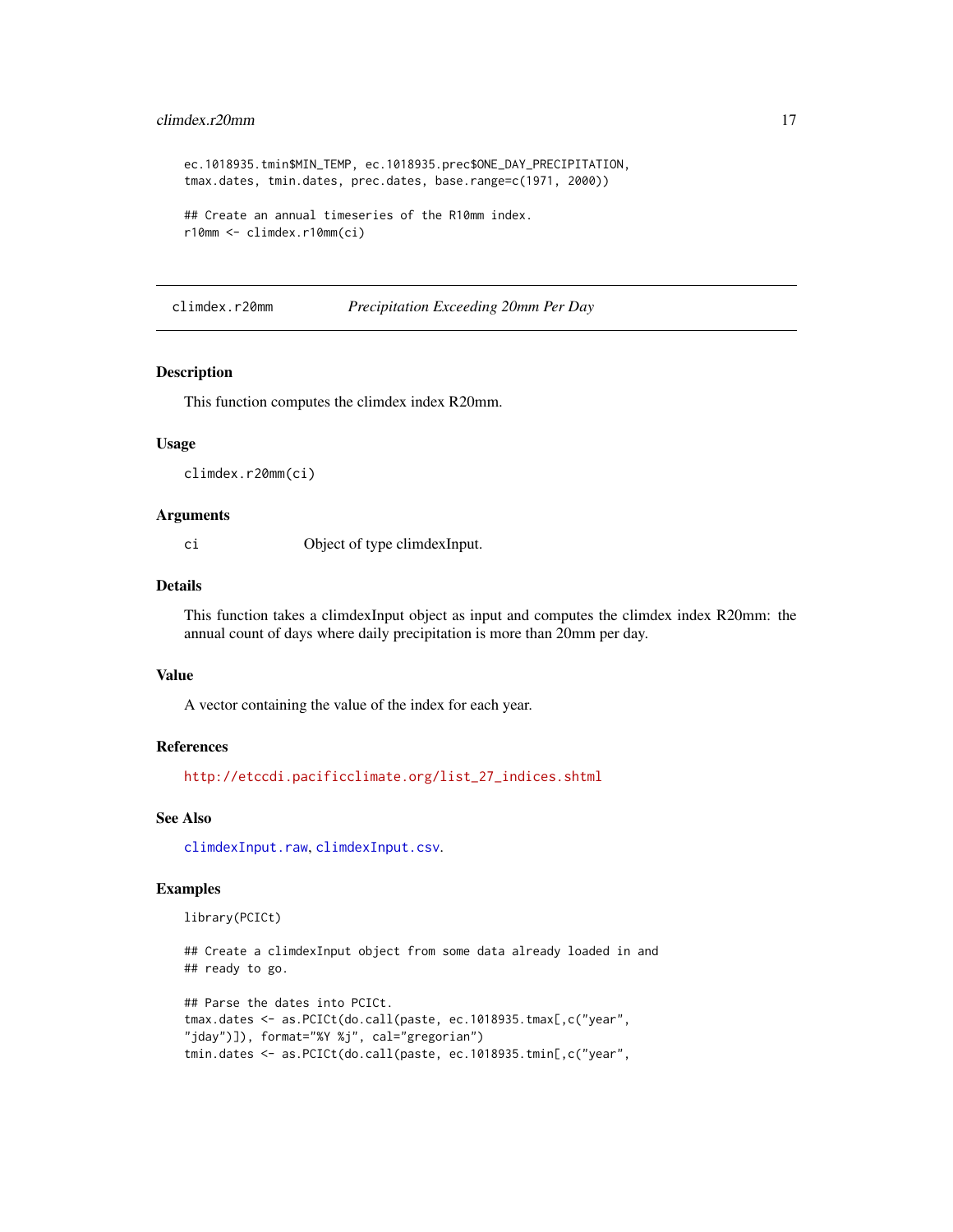```
ec.1018935.tmin$MIN_TEMP, ec.1018935.prec$ONE_DAY_PRECIPITATION,
tmax.dates, tmin.dates, prec.dates, base.range=c(1971, 2000))

## Create an annual timeseries of the R10mm index.
r10mm <- climdex.r10mm(ci)
```

## climdex.r20mm — *Precipitation Exceeding 20mm Per Day*

### Description

This function computes the climdex index R20mm.

### Usage

```
climdex.r20mm(ci)
```

### Arguments

| | |
|---|---|
| ci | Object of type climdexInput. |

### Details

This function takes a climdexInput object as input and computes the climdex index R20mm: the annual count of days where daily precipitation is more than 20mm per day.

### Value

A vector containing the value of the index for each year.

### References

http://etccdi.pacificclimate.org/list_27_indices.shtml

### See Also

climdexInput.raw, climdexInput.csv.

### Examples

```
library(PCICt)

## Create a climdexInput object from some data already loaded in and
## ready to go.

## Parse the dates into PCICt.
tmax.dates <- as.PCICt(do.call(paste, ec.1018935.tmax[,c("year",
"jday")]), format="%Y %j", cal="gregorian")
tmin.dates <- as.PCICt(do.call(paste, ec.1018935.tmin[,c("year",
```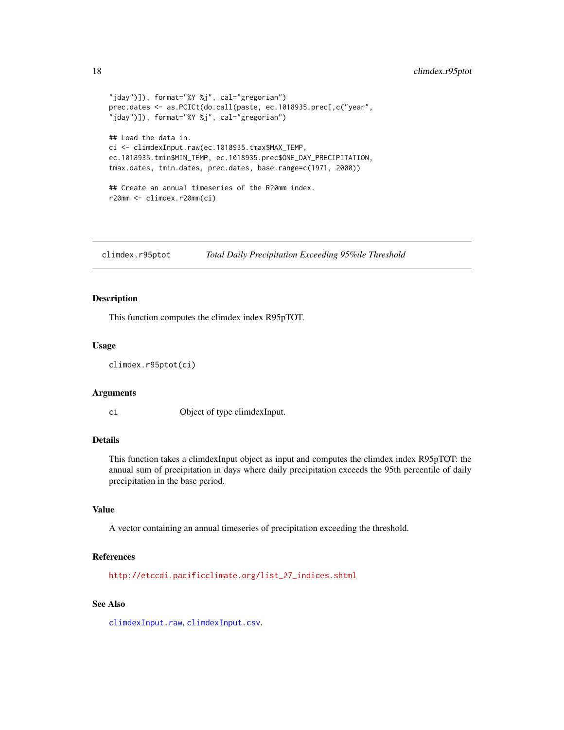```
"jday")]), format="%Y %j", cal="gregorian")
prec.dates <- as.PCICt(do.call(paste, ec.1018935.prec[,c("year",
"jday")]), format="%Y %j", cal="gregorian")

## Load the data in.
ci <- climdexInput.raw(ec.1018935.tmax$MAX_TEMP,
ec.1018935.tmin$MIN_TEMP, ec.1018935.prec$ONE_DAY_PRECIPITATION,
tmax.dates, tmin.dates, prec.dates, base.range=c(1971, 2000))

## Create an annual timeseries of the R20mm index.
r20mm <- climdex.r20mm(ci)
```

---

## climdex.r95ptot — *Total Daily Precipitation Exceeding 95%ile Threshold*

### Description

This function computes the climdex index R95pTOT.

### Usage

```
climdex.r95ptot(ci)
```

### Arguments

| | |
|---|---|
| ci | Object of type climdexInput. |

### Details

This function takes a climdexInput object as input and computes the climdex index R95pTOT: the annual sum of precipitation in days where daily precipitation exceeds the 95th percentile of daily precipitation in the base period.

### Value

A vector containing an annual timeseries of precipitation exceeding the threshold.

### References

http://etccdi.pacificclimate.org/list_27_indices.shtml

### See Also

climdexInput.raw, climdexInput.csv.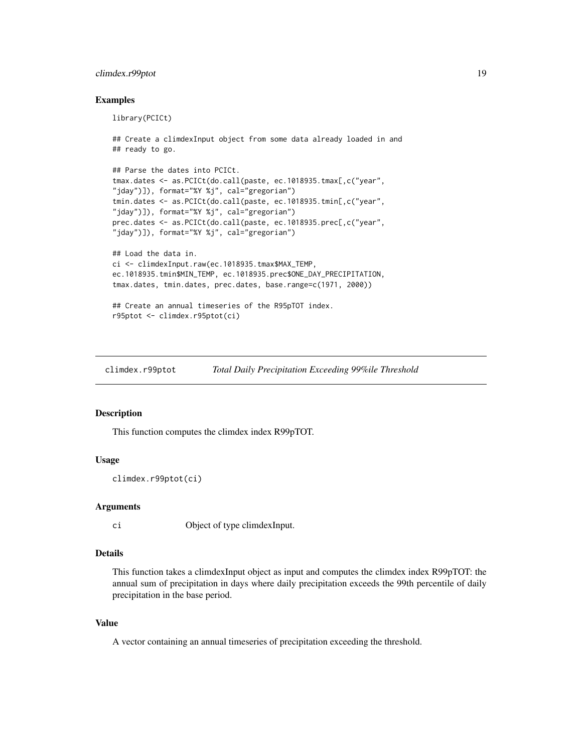### Examples

```
library(PCICt)

## Create a climdexInput object from some data already loaded in and
## ready to go.

## Parse the dates into PCICt.
tmax.dates <- as.PCICt(do.call(paste, ec.1018935.tmax[,c("year",
"jday")]), format="%Y %j", cal="gregorian")
tmin.dates <- as.PCICt(do.call(paste, ec.1018935.tmin[,c("year",
"jday")]), format="%Y %j", cal="gregorian")
prec.dates <- as.PCICt(do.call(paste, ec.1018935.prec[,c("year",
"jday")]), format="%Y %j", cal="gregorian")

## Load the data in.
ci <- climdexInput.raw(ec.1018935.tmax$MAX_TEMP,
ec.1018935.tmin$MIN_TEMP, ec.1018935.prec$ONE_DAY_PRECIPITATION,
tmax.dates, tmin.dates, prec.dates, base.range=c(1971, 2000))

## Create an annual timeseries of the R95pTOT index.
r95ptot <- climdex.r95ptot(ci)
```

## climdex.r99ptot *Total Daily Precipitation Exceeding 99%ile Threshold*

### Description

This function computes the climdex index R99pTOT.

### Usage

```
climdex.r99ptot(ci)
```

### Arguments

| | |
|---|---|
| ci | Object of type climdexInput. |

### Details

This function takes a climdexInput object as input and computes the climdex index R99pTOT: the annual sum of precipitation in days where daily precipitation exceeds the 99th percentile of daily precipitation in the base period.

### Value

A vector containing an annual timeseries of precipitation exceeding the threshold.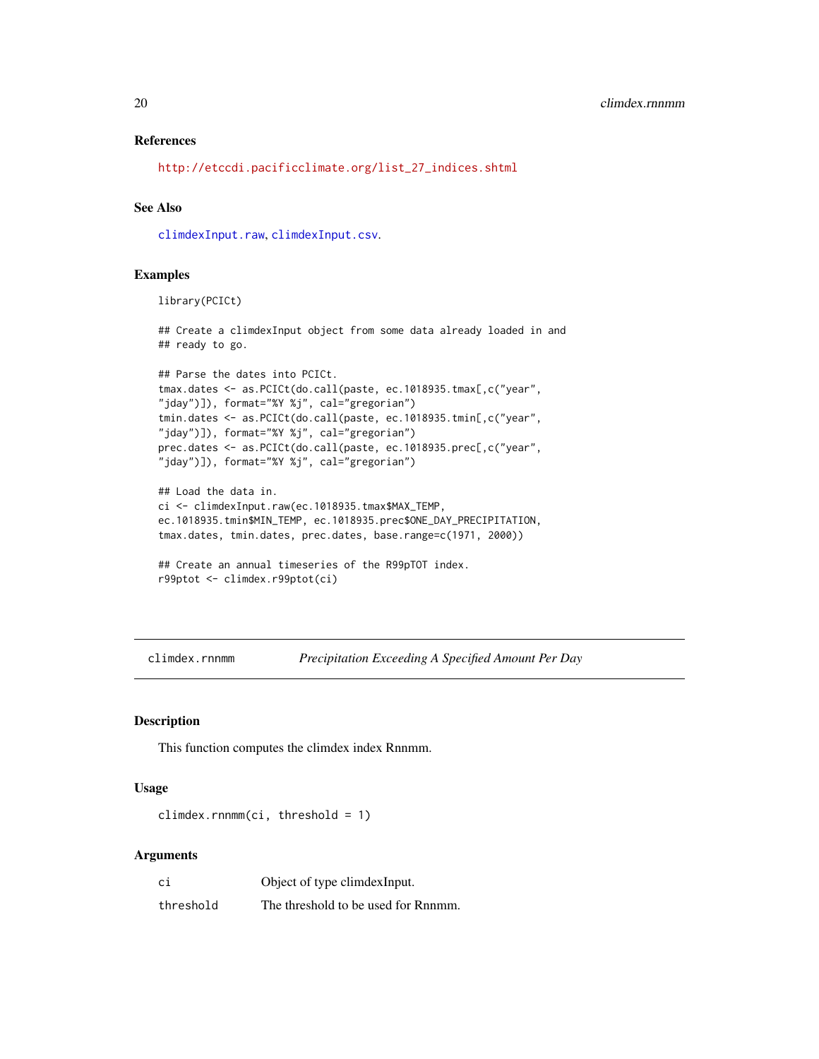### References

http://etccdi.pacificclimate.org/list_27_indices.shtml

### See Also

climdexInput.raw, climdexInput.csv.

### Examples

```
library(PCICt)

## Create a climdexInput object from some data already loaded in and
## ready to go.

## Parse the dates into PCICt.
tmax.dates <- as.PCICt(do.call(paste, ec.1018935.tmax[,c("year",
"jday")]), format="%Y %j", cal="gregorian")
tmin.dates <- as.PCICt(do.call(paste, ec.1018935.tmin[,c("year",
"jday")]), format="%Y %j", cal="gregorian")
prec.dates <- as.PCICt(do.call(paste, ec.1018935.prec[,c("year",
"jday")]), format="%Y %j", cal="gregorian")

## Load the data in.
ci <- climdexInput.raw(ec.1018935.tmax$MAX_TEMP,
ec.1018935.tmin$MIN_TEMP, ec.1018935.prec$ONE_DAY_PRECIPITATION,
tmax.dates, tmin.dates, prec.dates, base.range=c(1971, 2000))

## Create an annual timeseries of the R99pTOT index.
r99ptot <- climdex.r99ptot(ci)
```

---

## climdex.rnnmm — *Precipitation Exceeding A Specified Amount Per Day*

### Description

This function computes the climdex index Rnnmm.

### Usage

```
climdex.rnnmm(ci, threshold = 1)
```

### Arguments

| | |
|---|---|
| ci | Object of type climdexInput. |
| threshold | The threshold to be used for Rnnmm. |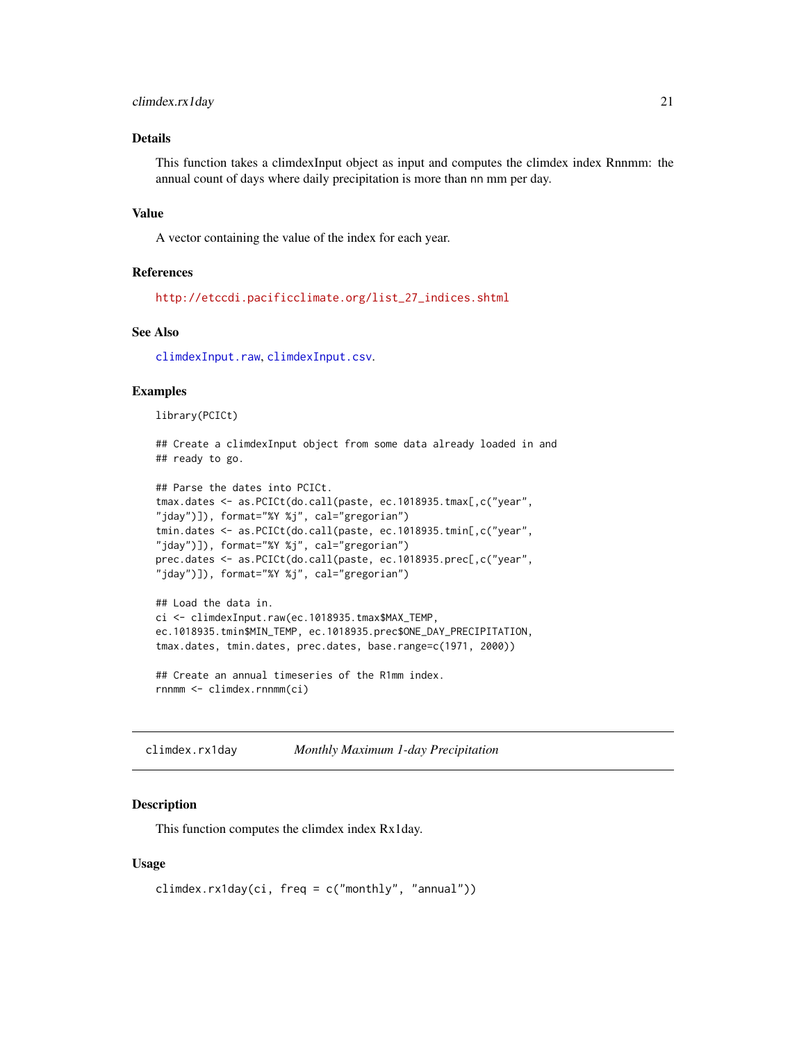## Details

This function takes a climdexInput object as input and computes the climdex index Rnnmm: the annual count of days where daily precipitation is more than nn mm per day.

## Value

A vector containing the value of the index for each year.

## References

http://etccdi.pacificclimate.org/list_27_indices.shtml

## See Also

climdexInput.raw, climdexInput.csv.

## Examples

```
library(PCICt)

## Create a climdexInput object from some data already loaded in and
## ready to go.

## Parse the dates into PCICt.
tmax.dates <- as.PCICt(do.call(paste, ec.1018935.tmax[,c("year",
"jday")]), format="%Y %j", cal="gregorian")
tmin.dates <- as.PCICt(do.call(paste, ec.1018935.tmin[,c("year",
"jday")]), format="%Y %j", cal="gregorian")
prec.dates <- as.PCICt(do.call(paste, ec.1018935.prec[,c("year",
"jday")]), format="%Y %j", cal="gregorian")

## Load the data in.
ci <- climdexInput.raw(ec.1018935.tmax$MAX_TEMP,
ec.1018935.tmin$MIN_TEMP, ec.1018935.prec$ONE_DAY_PRECIPITATION,
tmax.dates, tmin.dates, prec.dates, base.range=c(1971, 2000))

## Create an annual timeseries of the R1mm index.
rnnmm <- climdex.rnnmm(ci)
```

---

# climdex.rx1day — *Monthly Maximum 1-day Precipitation*

## Description

This function computes the climdex index Rx1day.

## Usage

```
climdex.rx1day(ci, freq = c("monthly", "annual"))
```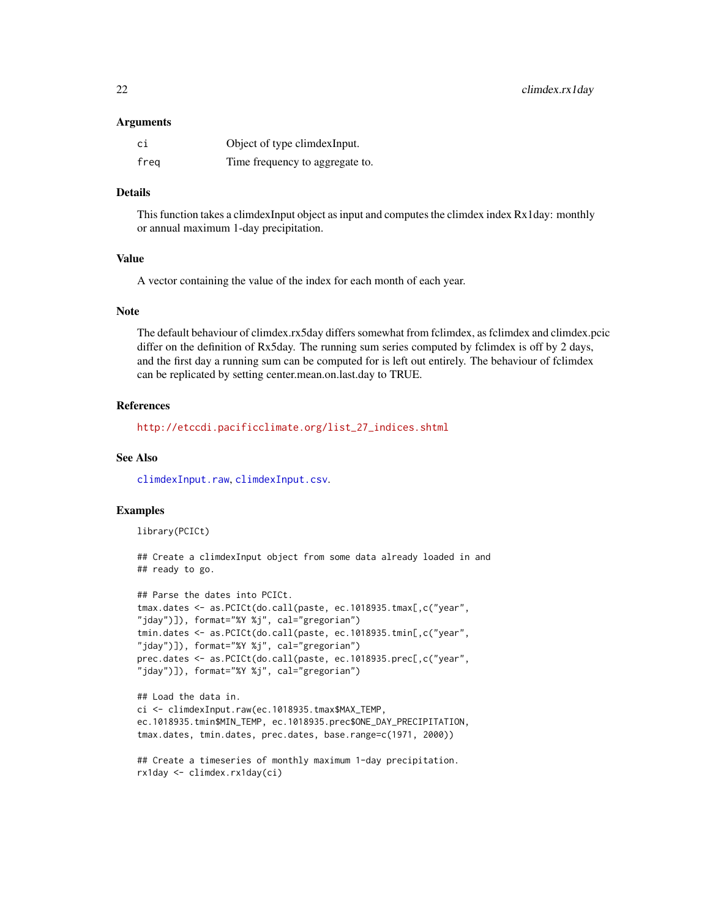### Arguments

| | |
|---|---|
| ci | Object of type climdexInput. |
| freq | Time frequency to aggregate to. |

### Details

This function takes a climdexInput object as input and computes the climdex index Rx1day: monthly or annual maximum 1-day precipitation.

### Value

A vector containing the value of the index for each month of each year.

### Note

The default behaviour of climdex.rx5day differs somewhat from fclimdex, as fclimdex and climdex.pcic differ on the definition of Rx5day. The running sum series computed by fclimdex is off by 2 days, and the first day a running sum can be computed for is left out entirely. The behaviour of fclimdex can be replicated by setting center.mean.on.last.day to TRUE.

### References

http://etccdi.pacificclimate.org/list_27_indices.shtml

### See Also

climdexInput.raw, climdexInput.csv.

### Examples

```
library(PCICt)

## Create a climdexInput object from some data already loaded in and
## ready to go.

## Parse the dates into PCICt.
tmax.dates <- as.PCICt(do.call(paste, ec.1018935.tmax[,c("year",
"jday")]), format="%Y %j", cal="gregorian")
tmin.dates <- as.PCICt(do.call(paste, ec.1018935.tmin[,c("year",
"jday")]), format="%Y %j", cal="gregorian")
prec.dates <- as.PCICt(do.call(paste, ec.1018935.prec[,c("year",
"jday")]), format="%Y %j", cal="gregorian")

## Load the data in.
ci <- climdexInput.raw(ec.1018935.tmax$MAX_TEMP,
ec.1018935.tmin$MIN_TEMP, ec.1018935.prec$ONE_DAY_PRECIPITATION,
tmax.dates, tmin.dates, prec.dates, base.range=c(1971, 2000))

## Create a timeseries of monthly maximum 1-day precipitation.
rx1day <- climdex.rx1day(ci)
```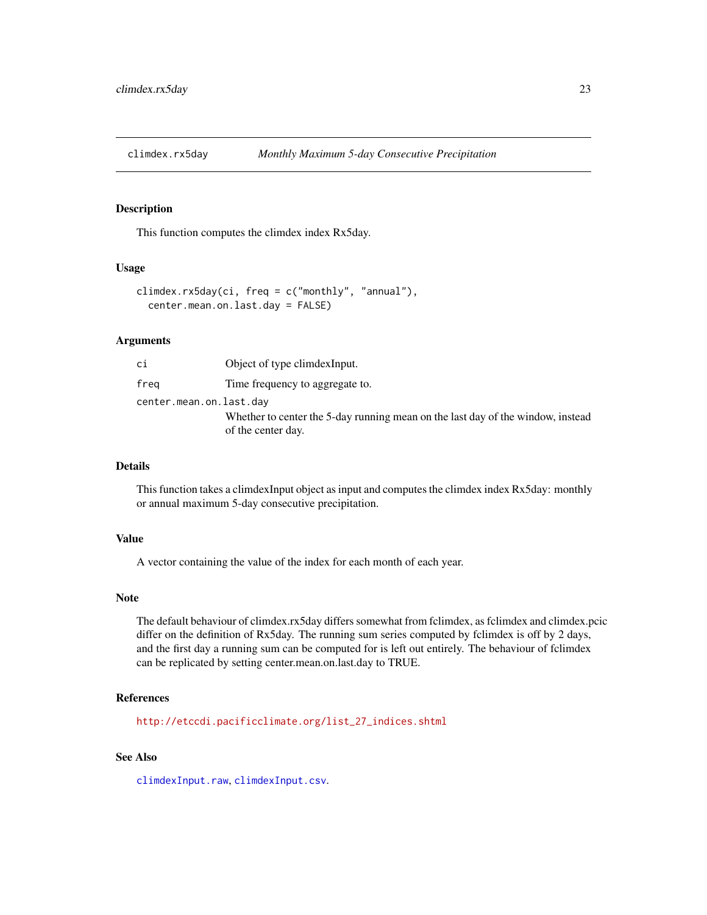## climdex.rx5day — *Monthly Maximum 5-day Consecutive Precipitation*

### Description

This function computes the climdex index Rx5day.

### Usage

```
climdex.rx5day(ci, freq = c("monthly", "annual"),
  center.mean.on.last.day = FALSE)
```

### Arguments

| | |
|---|---|
| ci | Object of type climdexInput. |
| freq | Time frequency to aggregate to. |
| center.mean.on.last.day | Whether to center the 5-day running mean on the last day of the window, instead of the center day. |

### Details

This function takes a climdexInput object as input and computes the climdex index Rx5day: monthly or annual maximum 5-day consecutive precipitation.

### Value

A vector containing the value of the index for each month of each year.

### Note

The default behaviour of climdex.rx5day differs somewhat from fclimdex, as fclimdex and climdex.pcic differ on the definition of Rx5day. The running sum series computed by fclimdex is off by 2 days, and the first day a running sum can be computed for is left out entirely. The behaviour of fclimdex can be replicated by setting center.mean.on.last.day to TRUE.

### References

http://etccdi.pacificclimate.org/list_27_indices.shtml

### See Also

climdexInput.raw, climdexInput.csv.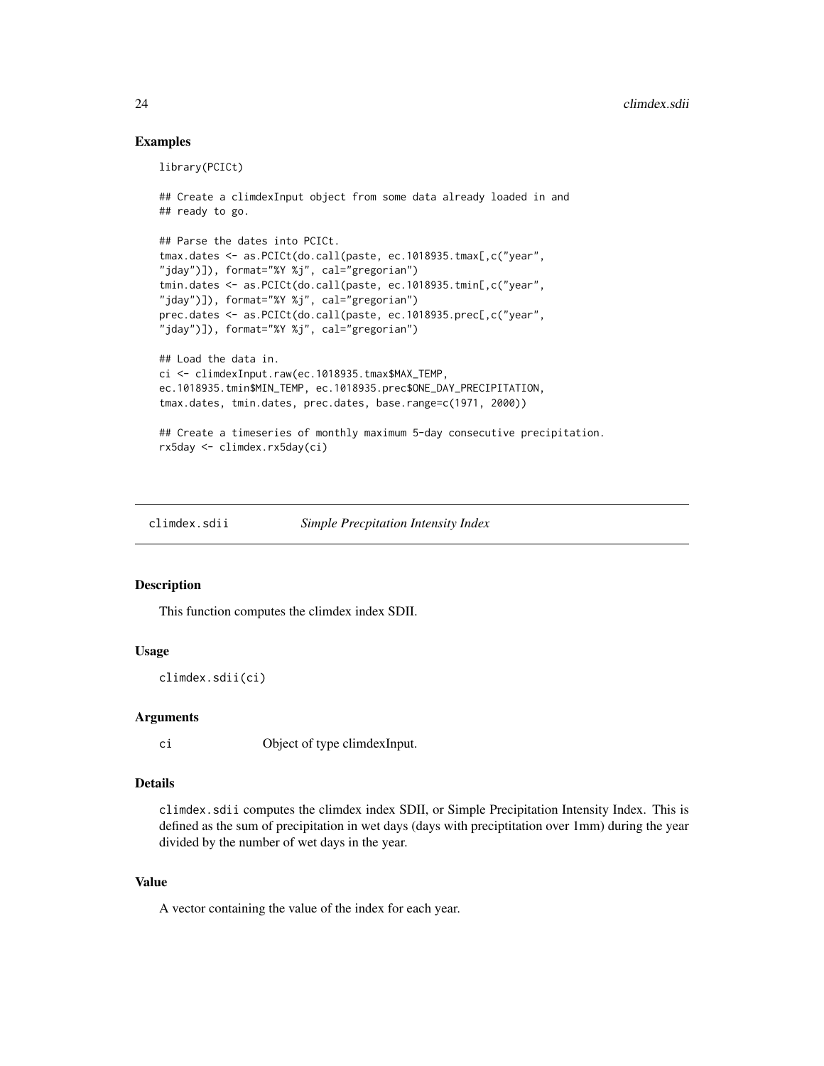## Examples

```
library(PCICt)

## Create a climdexInput object from some data already loaded in and
## ready to go.

## Parse the dates into PCICt.
tmax.dates <- as.PCICt(do.call(paste, ec.1018935.tmax[,c("year",
"jday")]), format="%Y %j", cal="gregorian")
tmin.dates <- as.PCICt(do.call(paste, ec.1018935.tmin[,c("year",
"jday")]), format="%Y %j", cal="gregorian")
prec.dates <- as.PCICt(do.call(paste, ec.1018935.prec[,c("year",
"jday")]), format="%Y %j", cal="gregorian")

## Load the data in.
ci <- climdexInput.raw(ec.1018935.tmax$MAX_TEMP,
ec.1018935.tmin$MIN_TEMP, ec.1018935.prec$ONE_DAY_PRECIPITATION,
tmax.dates, tmin.dates, prec.dates, base.range=c(1971, 2000))

## Create a timeseries of monthly maximum 5-day consecutive precipitation.
rx5day <- climdex.rx5day(ci)
```

---

# climdex.sdii *Simple Precpitation Intensity Index*

## Description

This function computes the climdex index SDII.

## Usage

```
climdex.sdii(ci)
```

## Arguments

| | |
|---|---|
| ci | Object of type climdexInput. |

## Details

`climdex.sdii` computes the climdex index SDII, or Simple Precipitation Intensity Index. This is defined as the sum of precipitation in wet days (days with preciptitation over 1mm) during the year divided by the number of wet days in the year.

## Value

A vector containing the value of the index for each year.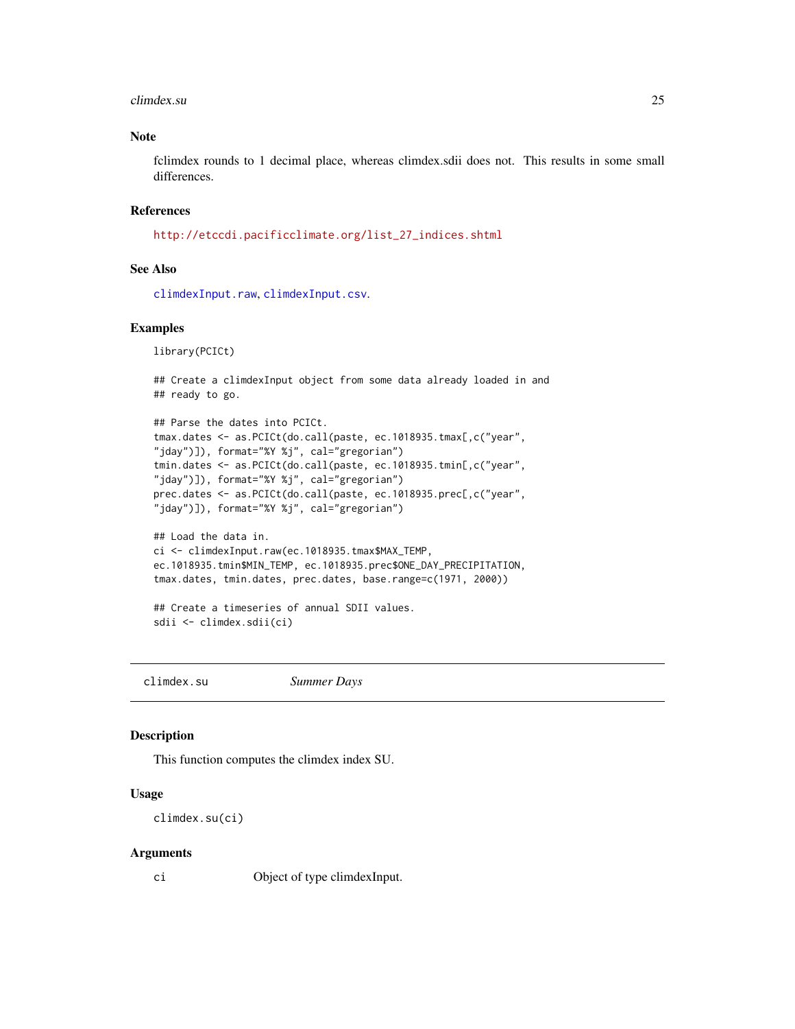## Note

fclimdex rounds to 1 decimal place, whereas climdex.sdii does not. This results in some small differences.

## References

http://etccdi.pacificclimate.org/list_27_indices.shtml

## See Also

climdexInput.raw, climdexInput.csv.

## Examples

```
library(PCICt)

## Create a climdexInput object from some data already loaded in and
## ready to go.

## Parse the dates into PCICt.
tmax.dates <- as.PCICt(do.call(paste, ec.1018935.tmax[,c("year",
"jday")]), format="%Y %j", cal="gregorian")
tmin.dates <- as.PCICt(do.call(paste, ec.1018935.tmin[,c("year",
"jday")]), format="%Y %j", cal="gregorian")
prec.dates <- as.PCICt(do.call(paste, ec.1018935.prec[,c("year",
"jday")]), format="%Y %j", cal="gregorian")

## Load the data in.
ci <- climdexInput.raw(ec.1018935.tmax$MAX_TEMP,
ec.1018935.tmin$MIN_TEMP, ec.1018935.prec$ONE_DAY_PRECIPITATION,
tmax.dates, tmin.dates, prec.dates, base.range=c(1971, 2000))

## Create a timeseries of annual SDII values.
sdii <- climdex.sdii(ci)
```

---

# climdex.su — *Summer Days*

## Description

This function computes the climdex index SU.

## Usage

```
climdex.su(ci)
```

## Arguments

| | |
|---|---|
| ci | Object of type climdexInput. |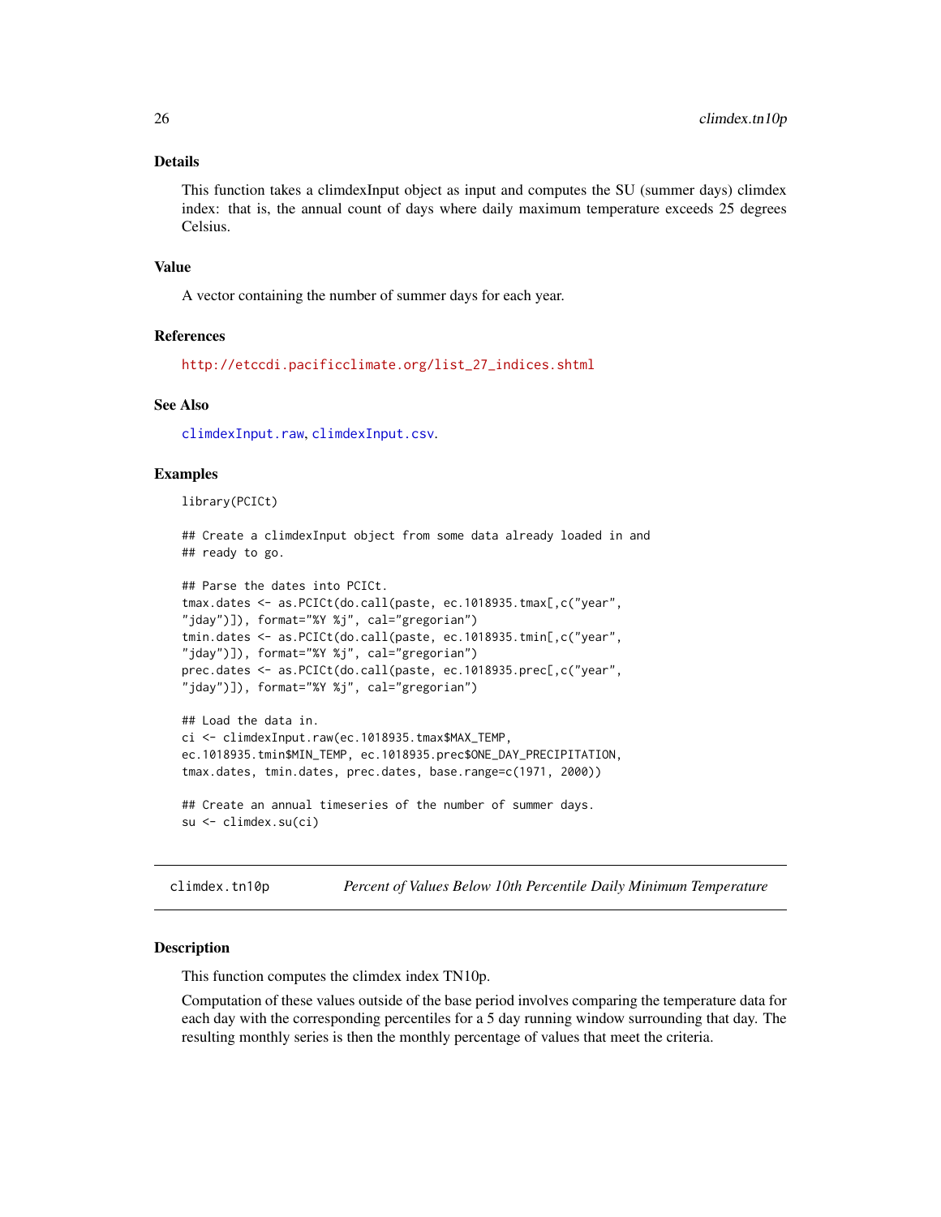### Details

This function takes a climdexInput object as input and computes the SU (summer days) climdex index: that is, the annual count of days where daily maximum temperature exceeds 25 degrees Celsius.

### Value

A vector containing the number of summer days for each year.

### References

http://etccdi.pacificclimate.org/list_27_indices.shtml

### See Also

climdexInput.raw, climdexInput.csv.

### Examples

```
library(PCICt)

## Create a climdexInput object from some data already loaded in and
## ready to go.

## Parse the dates into PCICt.
tmax.dates <- as.PCICt(do.call(paste, ec.1018935.tmax[,c("year",
"jday")]), format="%Y %j", cal="gregorian")
tmin.dates <- as.PCICt(do.call(paste, ec.1018935.tmin[,c("year",
"jday")]), format="%Y %j", cal="gregorian")
prec.dates <- as.PCICt(do.call(paste, ec.1018935.prec[,c("year",
"jday")]), format="%Y %j", cal="gregorian")

## Load the data in.
ci <- climdexInput.raw(ec.1018935.tmax$MAX_TEMP,
ec.1018935.tmin$MIN_TEMP, ec.1018935.prec$ONE_DAY_PRECIPITATION,
tmax.dates, tmin.dates, prec.dates, base.range=c(1971, 2000))

## Create an annual timeseries of the number of summer days.
su <- climdex.su(ci)
```

---

## climdex.tn10p — *Percent of Values Below 10th Percentile Daily Minimum Temperature*

### Description

This function computes the climdex index TN10p.

Computation of these values outside of the base period involves comparing the temperature data for each day with the corresponding percentiles for a 5 day running window surrounding that day. The resulting monthly series is then the monthly percentage of values that meet the criteria.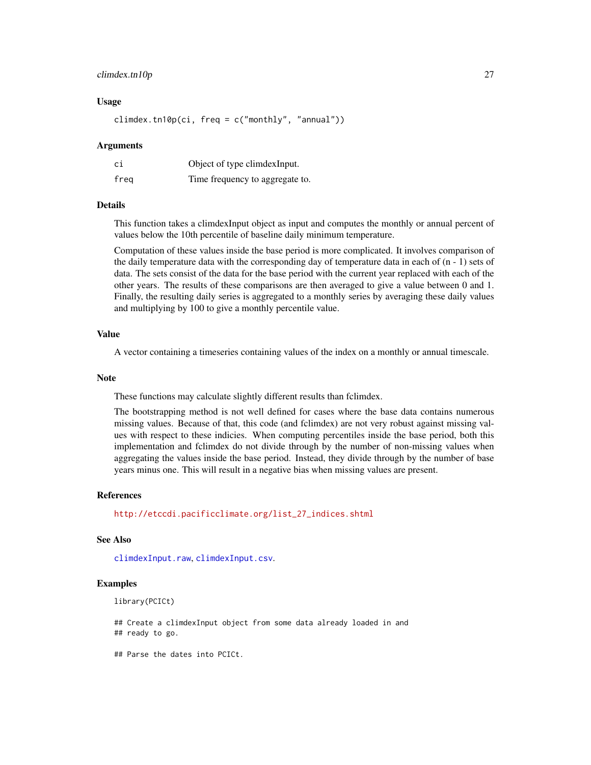### Usage

```
climdex.tn10p(ci, freq = c("monthly", "annual"))
```

### Arguments

| | |
|---|---|
| ci | Object of type climdexInput. |
| freq | Time frequency to aggregate to. |

### Details

This function takes a climdexInput object as input and computes the monthly or annual percent of values below the 10th percentile of baseline daily minimum temperature.

Computation of these values inside the base period is more complicated. It involves comparison of the daily temperature data with the corresponding day of temperature data in each of (n - 1) sets of data. The sets consist of the data for the base period with the current year replaced with each of the other years. The results of these comparisons are then averaged to give a value between 0 and 1. Finally, the resulting daily series is aggregated to a monthly series by averaging these daily values and multiplying by 100 to give a monthly percentile value.

### Value

A vector containing a timeseries containing values of the index on a monthly or annual timescale.

### Note

These functions may calculate slightly different results than fclimdex.

The bootstrapping method is not well defined for cases where the base data contains numerous missing values. Because of that, this code (and fclimdex) are not very robust against missing values with respect to these indicies. When computing percentiles inside the base period, both this implementation and fclimdex do not divide through by the number of non-missing values when aggregating the values inside the base period. Instead, they divide through by the number of base years minus one. This will result in a negative bias when missing values are present.

### References

http://etccdi.pacificclimate.org/list_27_indices.shtml

### See Also

climdexInput.raw, climdexInput.csv.

### Examples

```
library(PCICt)

## Create a climdexInput object from some data already loaded in and
## ready to go.

## Parse the dates into PCICt.
```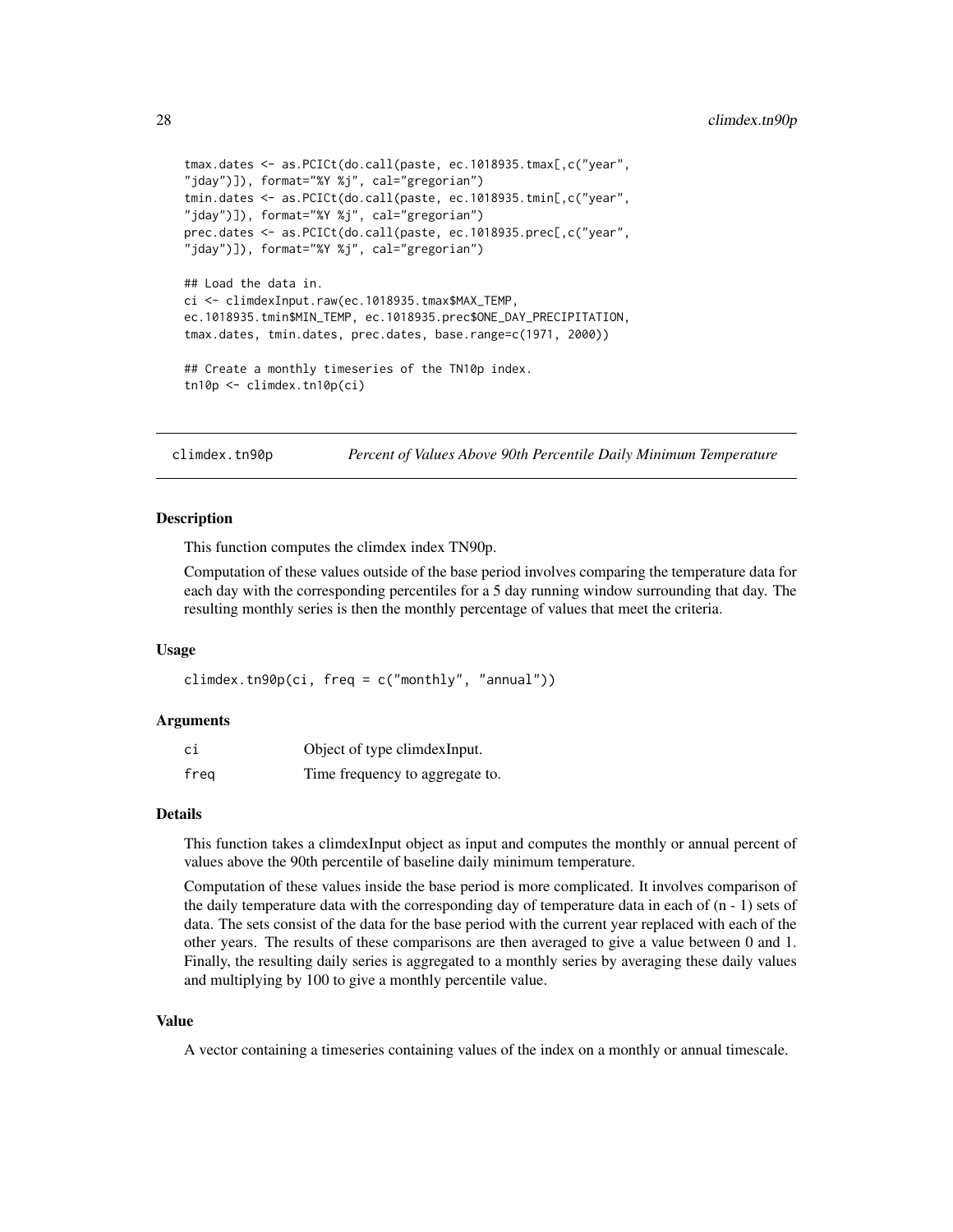```
tmax.dates <- as.PCICt(do.call(paste, ec.1018935.tmax[,c("year",
"jday")]), format="%Y %j", cal="gregorian")
tmin.dates <- as.PCICt(do.call(paste, ec.1018935.tmin[,c("year",
"jday")]), format="%Y %j", cal="gregorian")
prec.dates <- as.PCICt(do.call(paste, ec.1018935.prec[,c("year",
"jday")]), format="%Y %j", cal="gregorian")

## Load the data in.
ci <- climdexInput.raw(ec.1018935.tmax$MAX_TEMP,
ec.1018935.tmin$MIN_TEMP, ec.1018935.prec$ONE_DAY_PRECIPITATION,
tmax.dates, tmin.dates, prec.dates, base.range=c(1971, 2000))

## Create a monthly timeseries of the TN10p index.
tn10p <- climdex.tn10p(ci)
```

---

## climdex.tn90p — *Percent of Values Above 90th Percentile Daily Minimum Temperature*

### Description

This function computes the climdex index TN90p.

Computation of these values outside of the base period involves comparing the temperature data for each day with the corresponding percentiles for a 5 day running window surrounding that day. The resulting monthly series is then the monthly percentage of values that meet the criteria.

### Usage

```
climdex.tn90p(ci, freq = c("monthly", "annual"))
```

### Arguments

| | |
|---|---|
| ci | Object of type climdexInput. |
| freq | Time frequency to aggregate to. |

### Details

This function takes a climdexInput object as input and computes the monthly or annual percent of values above the 90th percentile of baseline daily minimum temperature.

Computation of these values inside the base period is more complicated. It involves comparison of the daily temperature data with the corresponding day of temperature data in each of (n - 1) sets of data. The sets consist of the data for the base period with the current year replaced with each of the other years. The results of these comparisons are then averaged to give a value between 0 and 1. Finally, the resulting daily series is aggregated to a monthly series by averaging these daily values and multiplying by 100 to give a monthly percentile value.

### Value

A vector containing a timeseries containing values of the index on a monthly or annual timescale.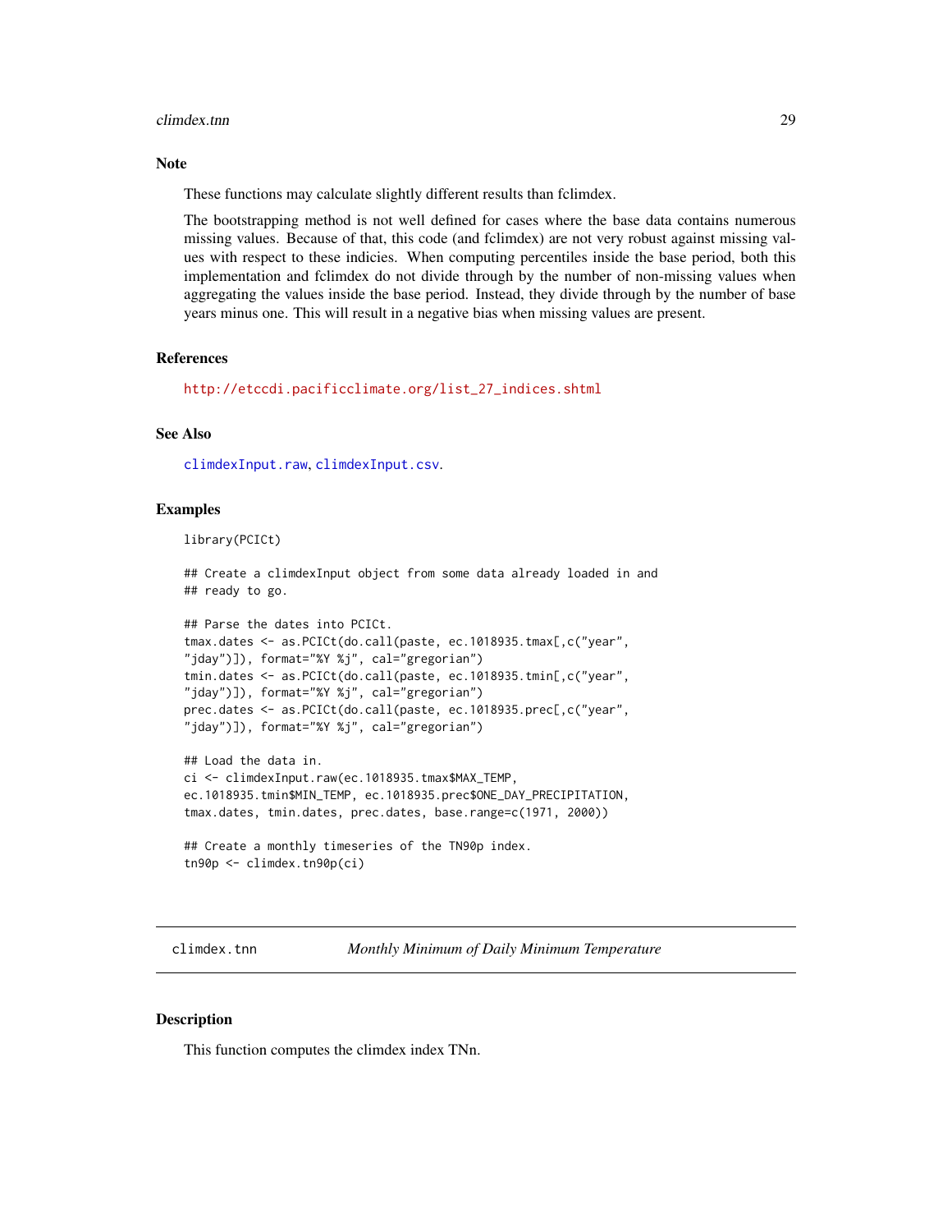## Note

These functions may calculate slightly different results than fclimdex.

The bootstrapping method is not well defined for cases where the base data contains numerous missing values. Because of that, this code (and fclimdex) are not very robust against missing values with respect to these indicies. When computing percentiles inside the base period, both this implementation and fclimdex do not divide through by the number of non-missing values when aggregating the values inside the base period. Instead, they divide through by the number of base years minus one. This will result in a negative bias when missing values are present.

## References

http://etccdi.pacificclimate.org/list_27_indices.shtml

## See Also

climdexInput.raw, climdexInput.csv.

## Examples

```
library(PCICt)

## Create a climdexInput object from some data already loaded in and
## ready to go.

## Parse the dates into PCICt.
tmax.dates <- as.PCICt(do.call(paste, ec.1018935.tmax[,c("year",
"jday")]), format="%Y %j", cal="gregorian")
tmin.dates <- as.PCICt(do.call(paste, ec.1018935.tmin[,c("year",
"jday")]), format="%Y %j", cal="gregorian")
prec.dates <- as.PCICt(do.call(paste, ec.1018935.prec[,c("year",
"jday")]), format="%Y %j", cal="gregorian")

## Load the data in.
ci <- climdexInput.raw(ec.1018935.tmax$MAX_TEMP,
ec.1018935.tmin$MIN_TEMP, ec.1018935.prec$ONE_DAY_PRECIPITATION,
tmax.dates, tmin.dates, prec.dates, base.range=c(1971, 2000))

## Create a monthly timeseries of the TN90p index.
tn90p <- climdex.tn90p(ci)
```

---

# climdex.tnn — *Monthly Minimum of Daily Minimum Temperature*

## Description

This function computes the climdex index TNn.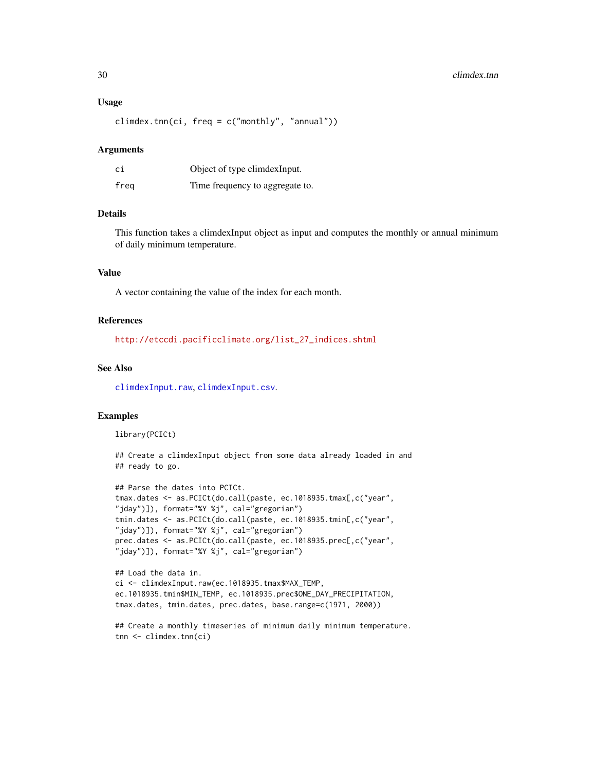### Usage

```
climdex.tnn(ci, freq = c("monthly", "annual"))
```

### Arguments

| | |
|---|---|
| ci | Object of type climdexInput. |
| freq | Time frequency to aggregate to. |

### Details

This function takes a climdexInput object as input and computes the monthly or annual minimum of daily minimum temperature.

### Value

A vector containing the value of the index for each month.

### References

http://etccdi.pacificclimate.org/list_27_indices.shtml

### See Also

climdexInput.raw, climdexInput.csv.

### Examples

```
library(PCICt)

## Create a climdexInput object from some data already loaded in and
## ready to go.

## Parse the dates into PCICt.
tmax.dates <- as.PCICt(do.call(paste, ec.1018935.tmax[,c("year",
"jday")]), format="%Y %j", cal="gregorian")
tmin.dates <- as.PCICt(do.call(paste, ec.1018935.tmin[,c("year",
"jday")]), format="%Y %j", cal="gregorian")
prec.dates <- as.PCICt(do.call(paste, ec.1018935.prec[,c("year",
"jday")]), format="%Y %j", cal="gregorian")

## Load the data in.
ci <- climdexInput.raw(ec.1018935.tmax$MAX_TEMP,
ec.1018935.tmin$MIN_TEMP, ec.1018935.prec$ONE_DAY_PRECIPITATION,
tmax.dates, tmin.dates, prec.dates, base.range=c(1971, 2000))

## Create a monthly timeseries of minimum daily minimum temperature.
tnn <- climdex.tnn(ci)
```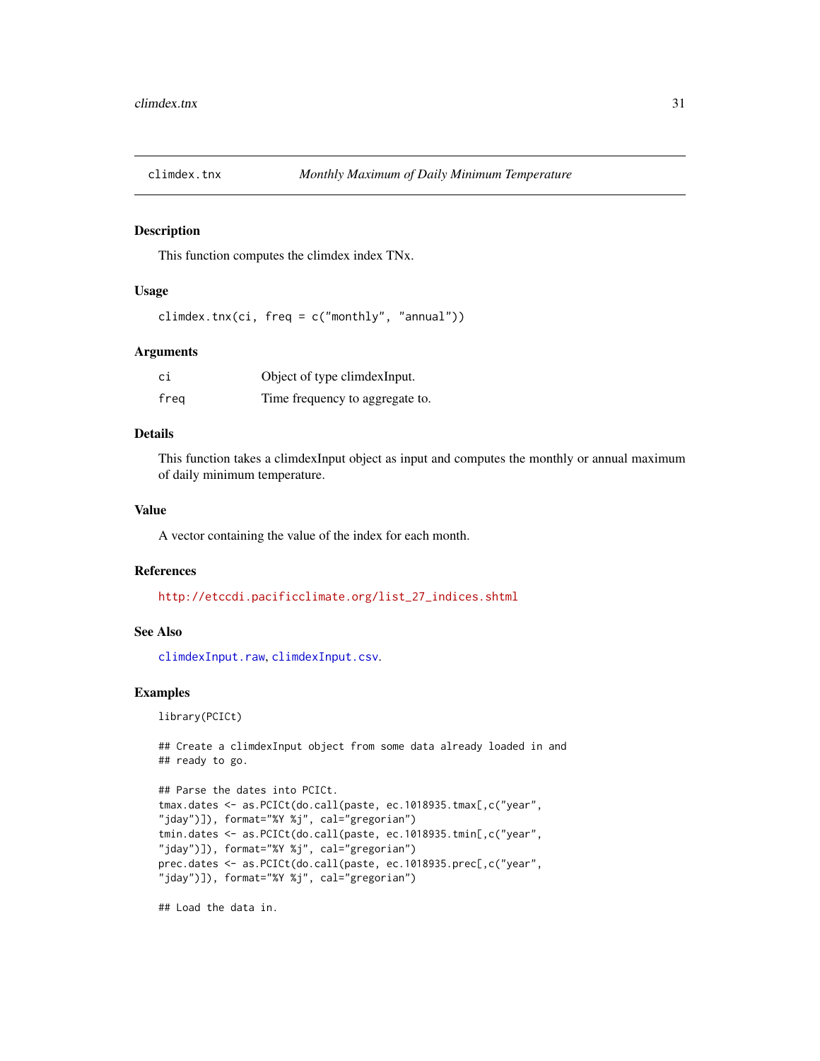## climdex.tnx *Monthly Maximum of Daily Minimum Temperature*

### Description

This function computes the climdex index TNx.

### Usage

```
climdex.tnx(ci, freq = c("monthly", "annual"))
```

### Arguments

| | |
|---|---|
| ci | Object of type climdexInput. |
| freq | Time frequency to aggregate to. |

### Details

This function takes a climdexInput object as input and computes the monthly or annual maximum of daily minimum temperature.

### Value

A vector containing the value of the index for each month.

### References

http://etccdi.pacificclimate.org/list_27_indices.shtml

### See Also

climdexInput.raw, climdexInput.csv.

### Examples

```
library(PCICt)

## Create a climdexInput object from some data already loaded in and
## ready to go.

## Parse the dates into PCICt.
tmax.dates <- as.PCICt(do.call(paste, ec.1018935.tmax[,c("year",
"jday")]), format="%Y %j", cal="gregorian")
tmin.dates <- as.PCICt(do.call(paste, ec.1018935.tmin[,c("year",
"jday")]), format="%Y %j", cal="gregorian")
prec.dates <- as.PCICt(do.call(paste, ec.1018935.prec[,c("year",
"jday")]), format="%Y %j", cal="gregorian")

## Load the data in.
```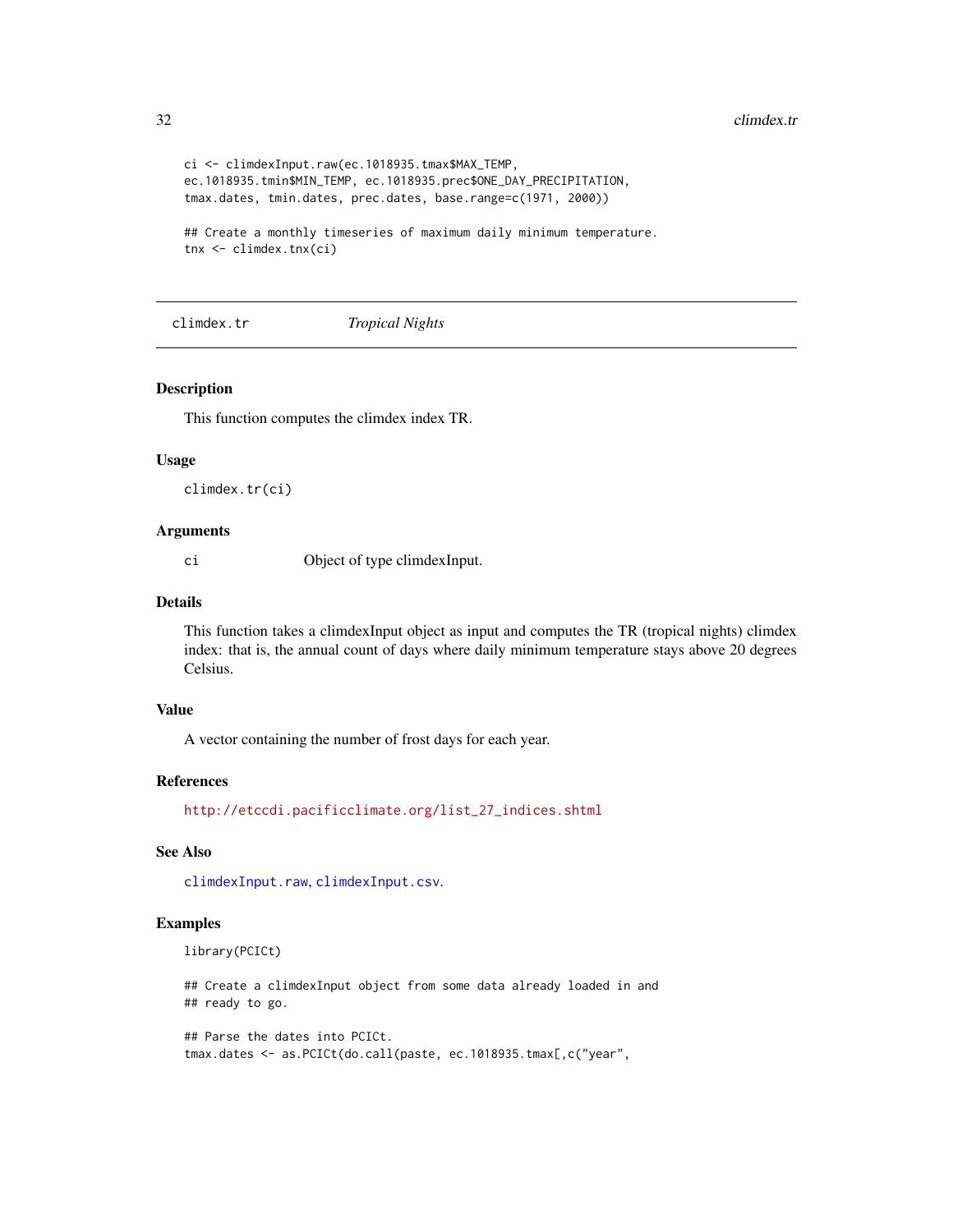```
ci <- climdexInput.raw(ec.1018935.tmax$MAX_TEMP,
ec.1018935.tmin$MIN_TEMP, ec.1018935.prec$ONE_DAY_PRECIPITATION,
tmax.dates, tmin.dates, prec.dates, base.range=c(1971, 2000))

## Create a monthly timeseries of maximum daily minimum temperature.
tnx <- climdex.tnx(ci)
```

---

## climdex.tr *Tropical Nights*

---

### Description

This function computes the climdex index TR.

### Usage

```
climdex.tr(ci)
```

### Arguments

| | |
|---|---|
| ci | Object of type climdexInput. |

### Details

This function takes a climdexInput object as input and computes the TR (tropical nights) climdex index: that is, the annual count of days where daily minimum temperature stays above 20 degrees Celsius.

### Value

A vector containing the number of frost days for each year.

### References

http://etccdi.pacificclimate.org/list_27_indices.shtml

### See Also

climdexInput.raw, climdexInput.csv.

### Examples

```
library(PCICt)

## Create a climdexInput object from some data already loaded in and
## ready to go.

## Parse the dates into PCICt.
tmax.dates <- as.PCICt(do.call(paste, ec.1018935.tmax[,c("year",
```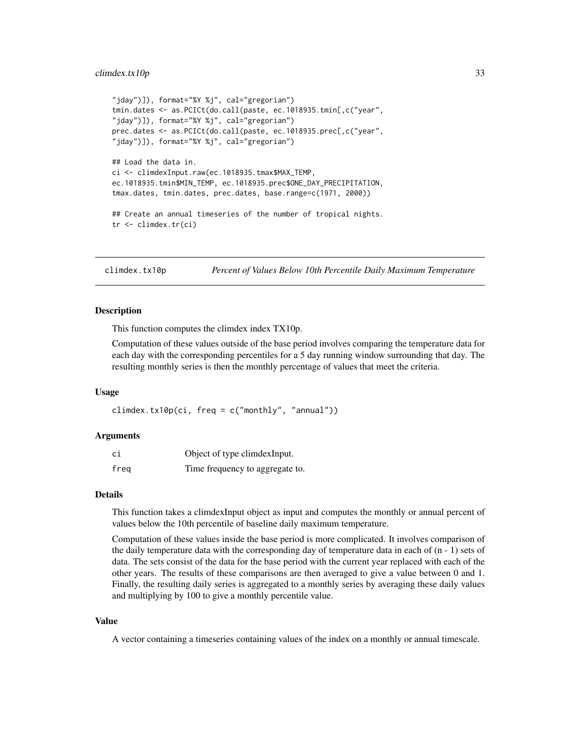```
"jday")]), format="%Y %j", cal="gregorian")
tmin.dates <- as.PCICt(do.call(paste, ec.1018935.tmin[,c("year",
"jday")]), format="%Y %j", cal="gregorian")
prec.dates <- as.PCICt(do.call(paste, ec.1018935.prec[,c("year",
"jday")]), format="%Y %j", cal="gregorian")

## Load the data in.
ci <- climdexInput.raw(ec.1018935.tmax$MAX_TEMP,
ec.1018935.tmin$MIN_TEMP, ec.1018935.prec$ONE_DAY_PRECIPITATION,
tmax.dates, tmin.dates, prec.dates, base.range=c(1971, 2000))

## Create an annual timeseries of the number of tropical nights.
tr <- climdex.tr(ci)
```

## climdex.tx10p — *Percent of Values Below 10th Percentile Daily Maximum Temperature*

### Description

This function computes the climdex index TX10p.

Computation of these values outside of the base period involves comparing the temperature data for each day with the corresponding percentiles for a 5 day running window surrounding that day. The resulting monthly series is then the monthly percentage of values that meet the criteria.

### Usage

```
climdex.tx10p(ci, freq = c("monthly", "annual"))
```

### Arguments

| | |
|---|---|
| ci | Object of type climdexInput. |
| freq | Time frequency to aggregate to. |

### Details

This function takes a climdexInput object as input and computes the monthly or annual percent of values below the 10th percentile of baseline daily maximum temperature.

Computation of these values inside the base period is more complicated. It involves comparison of the daily temperature data with the corresponding day of temperature data in each of (n - 1) sets of data. The sets consist of the data for the base period with the current year replaced with each of the other years. The results of these comparisons are then averaged to give a value between 0 and 1. Finally, the resulting daily series is aggregated to a monthly series by averaging these daily values and multiplying by 100 to give a monthly percentile value.

### Value

A vector containing a timeseries containing values of the index on a monthly or annual timescale.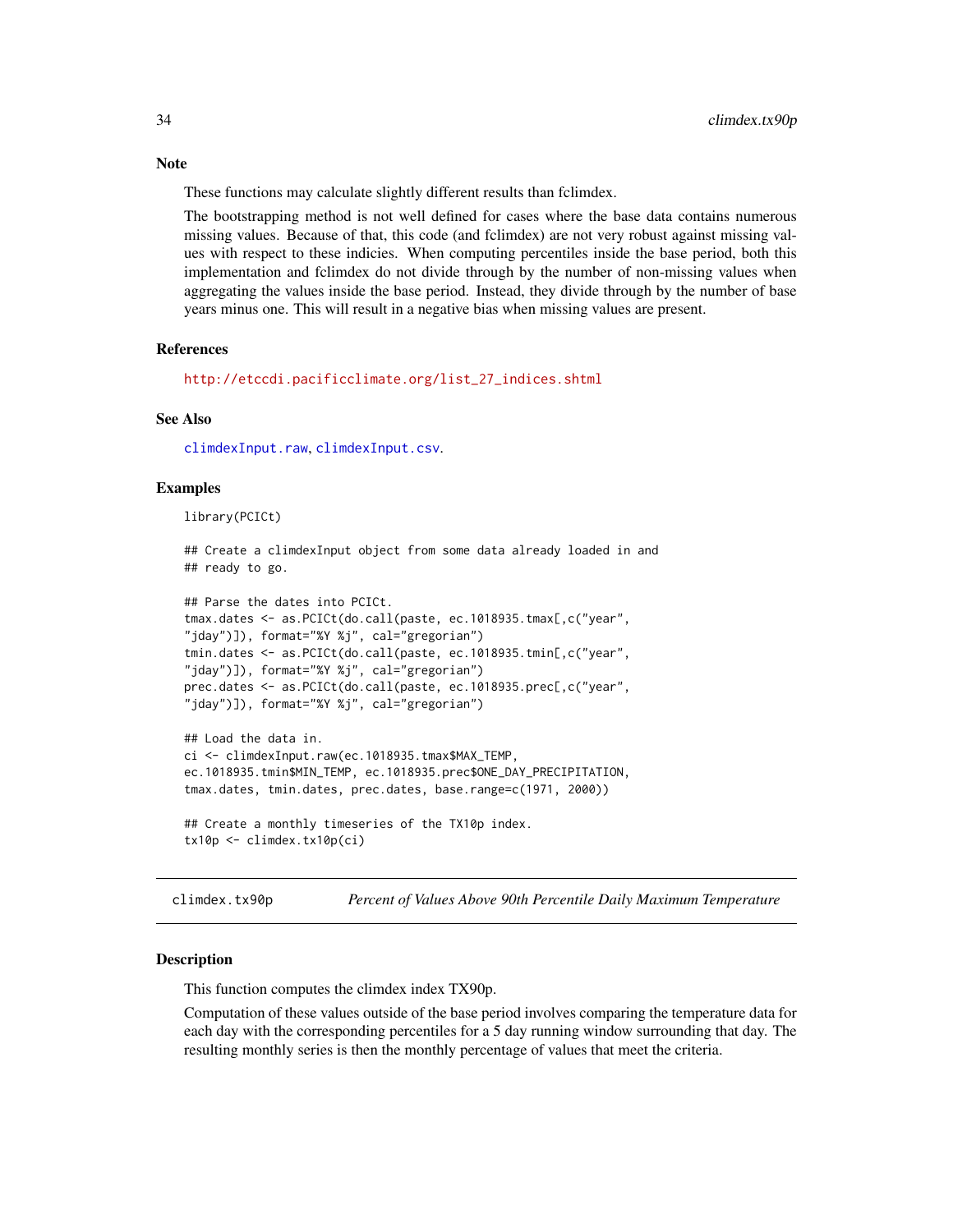### Note

These functions may calculate slightly different results than fclimdex.

The bootstrapping method is not well defined for cases where the base data contains numerous missing values. Because of that, this code (and fclimdex) are not very robust against missing values with respect to these indicies. When computing percentiles inside the base period, both this implementation and fclimdex do not divide through by the number of non-missing values when aggregating the values inside the base period. Instead, they divide through by the number of base years minus one. This will result in a negative bias when missing values are present.

### References

http://etccdi.pacificclimate.org/list_27_indices.shtml

### See Also

climdexInput.raw, climdexInput.csv.

### Examples

```
library(PCICt)

## Create a climdexInput object from some data already loaded in and
## ready to go.

## Parse the dates into PCICt.
tmax.dates <- as.PCICt(do.call(paste, ec.1018935.tmax[,c("year",
"jday")]), format="%Y %j", cal="gregorian")
tmin.dates <- as.PCICt(do.call(paste, ec.1018935.tmin[,c("year",
"jday")]), format="%Y %j", cal="gregorian")
prec.dates <- as.PCICt(do.call(paste, ec.1018935.prec[,c("year",
"jday")]), format="%Y %j", cal="gregorian")

## Load the data in.
ci <- climdexInput.raw(ec.1018935.tmax$MAX_TEMP,
ec.1018935.tmin$MIN_TEMP, ec.1018935.prec$ONE_DAY_PRECIPITATION,
tmax.dates, tmin.dates, prec.dates, base.range=c(1971, 2000))

## Create a monthly timeseries of the TX10p index.
tx10p <- climdex.tx10p(ci)
```

---

## climdex.tx90p — *Percent of Values Above 90th Percentile Daily Maximum Temperature*

### Description

This function computes the climdex index TX90p.

Computation of these values outside of the base period involves comparing the temperature data for each day with the corresponding percentiles for a 5 day running window surrounding that day. The resulting monthly series is then the monthly percentage of values that meet the criteria.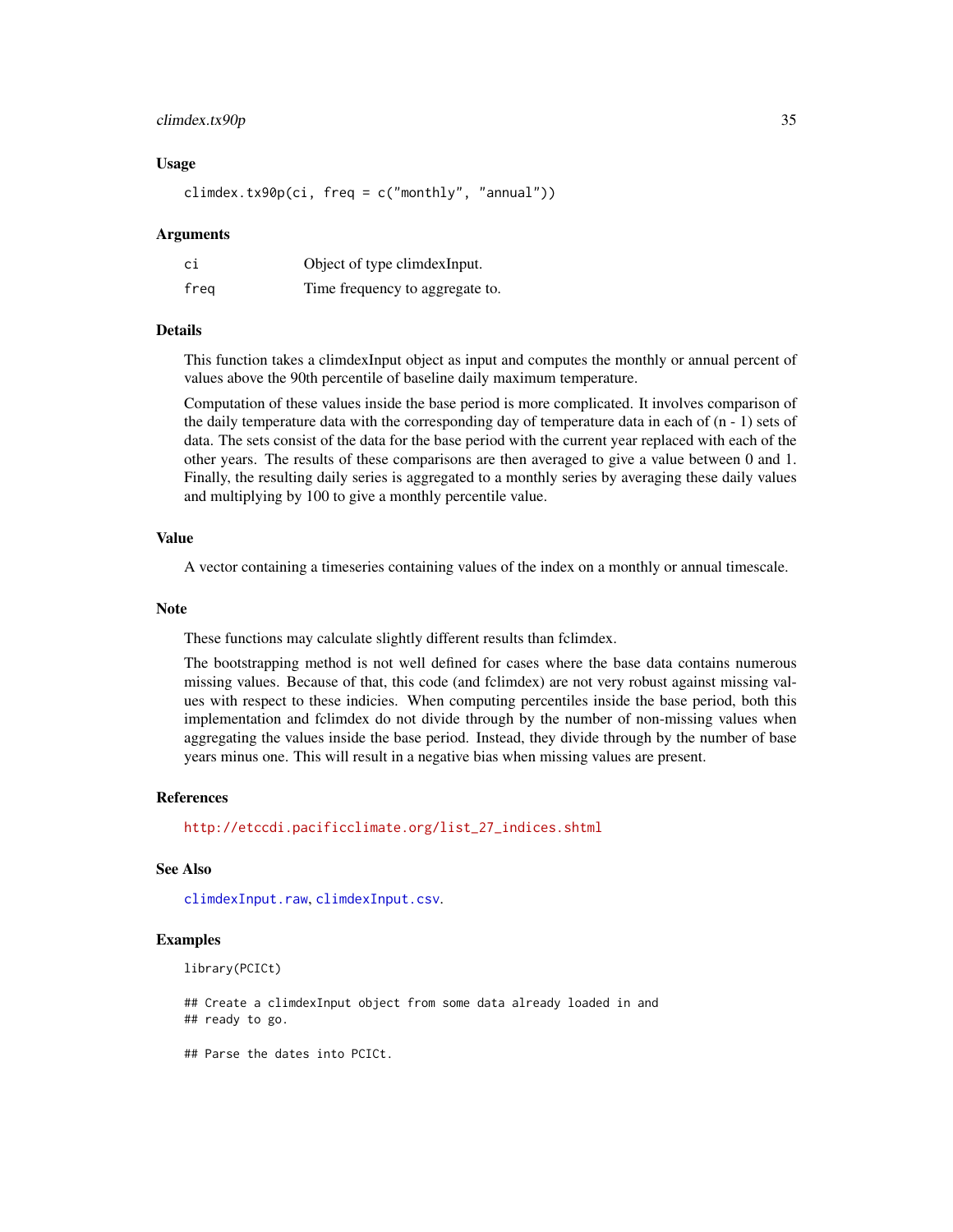### Usage

```
climdex.tx90p(ci, freq = c("monthly", "annual"))
```

### Arguments

| | |
|---|---|
| ci | Object of type climdexInput. |
| freq | Time frequency to aggregate to. |

### Details

This function takes a climdexInput object as input and computes the monthly or annual percent of values above the 90th percentile of baseline daily maximum temperature.

Computation of these values inside the base period is more complicated. It involves comparison of the daily temperature data with the corresponding day of temperature data in each of (n - 1) sets of data. The sets consist of the data for the base period with the current year replaced with each of the other years. The results of these comparisons are then averaged to give a value between 0 and 1. Finally, the resulting daily series is aggregated to a monthly series by averaging these daily values and multiplying by 100 to give a monthly percentile value.

### Value

A vector containing a timeseries containing values of the index on a monthly or annual timescale.

### Note

These functions may calculate slightly different results than fclimdex.

The bootstrapping method is not well defined for cases where the base data contains numerous missing values. Because of that, this code (and fclimdex) are not very robust against missing values with respect to these indicies. When computing percentiles inside the base period, both this implementation and fclimdex do not divide through by the number of non-missing values when aggregating the values inside the base period. Instead, they divide through by the number of base years minus one. This will result in a negative bias when missing values are present.

### References

http://etccdi.pacificclimate.org/list_27_indices.shtml

### See Also

climdexInput.raw, climdexInput.csv.

### Examples

```
library(PCICt)

## Create a climdexInput object from some data already loaded in and
## ready to go.

## Parse the dates into PCICt.
```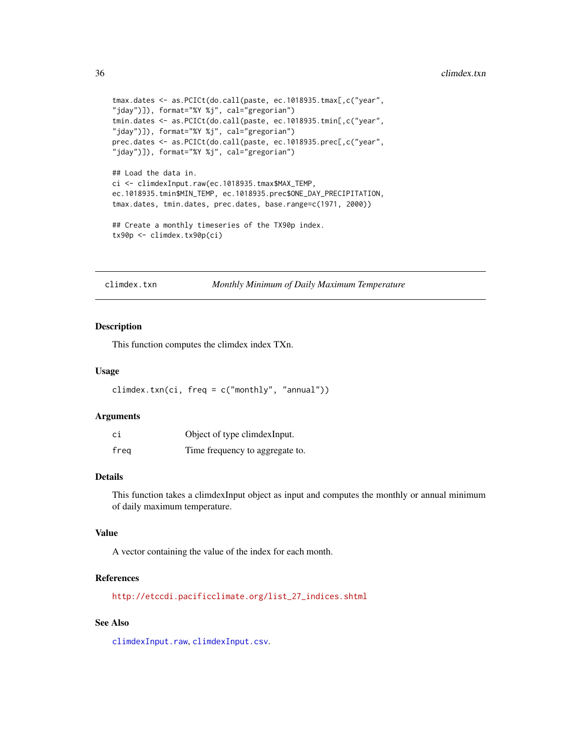```
tmax.dates <- as.PCICt(do.call(paste, ec.1018935.tmax[,c("year",
"jday")]), format="%Y %j", cal="gregorian")
tmin.dates <- as.PCICt(do.call(paste, ec.1018935.tmin[,c("year",
"jday")]), format="%Y %j", cal="gregorian")
prec.dates <- as.PCICt(do.call(paste, ec.1018935.prec[,c("year",
"jday")]), format="%Y %j", cal="gregorian")

## Load the data in.
ci <- climdexInput.raw(ec.1018935.tmax$MAX_TEMP,
ec.1018935.tmin$MIN_TEMP, ec.1018935.prec$ONE_DAY_PRECIPITATION,
tmax.dates, tmin.dates, prec.dates, base.range=c(1971, 2000))

## Create a monthly timeseries of the TX90p index.
tx90p <- climdex.tx90p(ci)
```

---

## climdex.txn — *Monthly Minimum of Daily Maximum Temperature*

### Description

This function computes the climdex index TXn.

### Usage

```
climdex.txn(ci, freq = c("monthly", "annual"))
```

### Arguments

| | |
|---|---|
| ci | Object of type climdexInput. |
| freq | Time frequency to aggregate to. |

### Details

This function takes a climdexInput object as input and computes the monthly or annual minimum of daily maximum temperature.

### Value

A vector containing the value of the index for each month.

### References

http://etccdi.pacificclimate.org/list_27_indices.shtml

### See Also

climdexInput.raw, climdexInput.csv.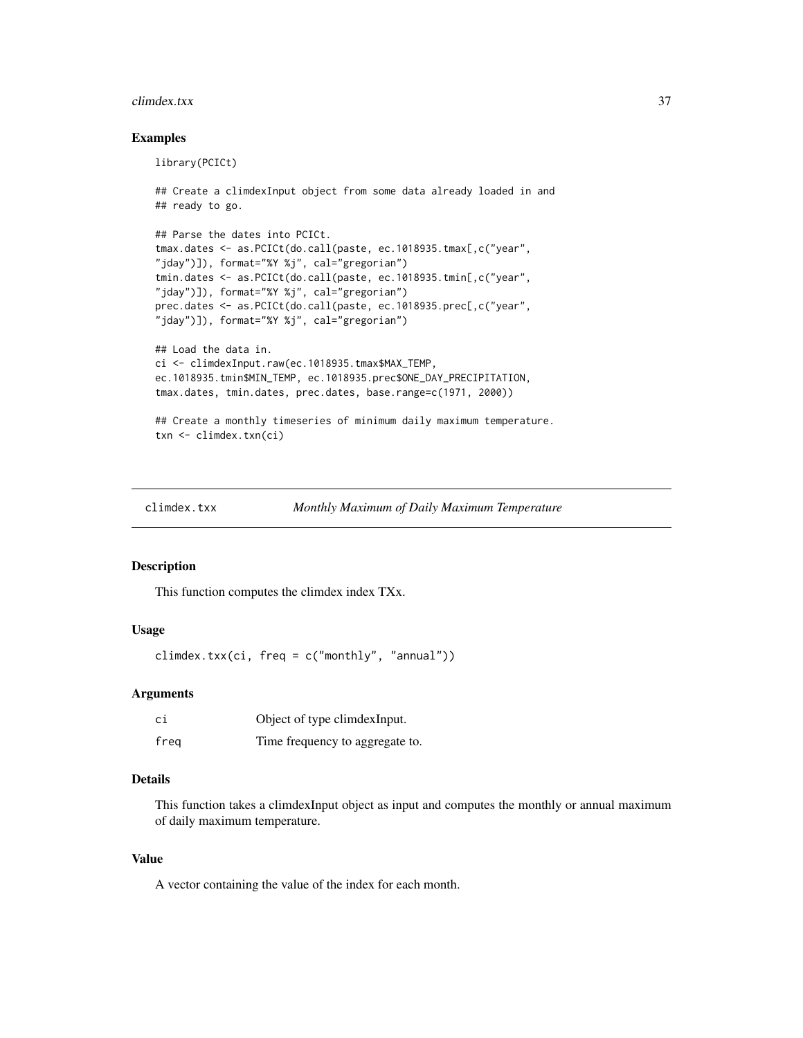## Examples

```
library(PCICt)

## Create a climdexInput object from some data already loaded in and
## ready to go.

## Parse the dates into PCICt.
tmax.dates <- as.PCICt(do.call(paste, ec.1018935.tmax[,c("year",
"jday")]), format="%Y %j", cal="gregorian")
tmin.dates <- as.PCICt(do.call(paste, ec.1018935.tmin[,c("year",
"jday")]), format="%Y %j", cal="gregorian")
prec.dates <- as.PCICt(do.call(paste, ec.1018935.prec[,c("year",
"jday")]), format="%Y %j", cal="gregorian")

## Load the data in.
ci <- climdexInput.raw(ec.1018935.tmax$MAX_TEMP,
ec.1018935.tmin$MIN_TEMP, ec.1018935.prec$ONE_DAY_PRECIPITATION,
tmax.dates, tmin.dates, prec.dates, base.range=c(1971, 2000))

## Create a monthly timeseries of minimum daily maximum temperature.
txn <- climdex.txn(ci)
```

---

# climdex.txx — *Monthly Maximum of Daily Maximum Temperature*

---

## Description

This function computes the climdex index TXx.

## Usage

```
climdex.txx(ci, freq = c("monthly", "annual"))
```

## Arguments

| | |
|---|---|
| ci | Object of type climdexInput. |
| freq | Time frequency to aggregate to. |

## Details

This function takes a climdexInput object as input and computes the monthly or annual maximum of daily maximum temperature.

## Value

A vector containing the value of the index for each month.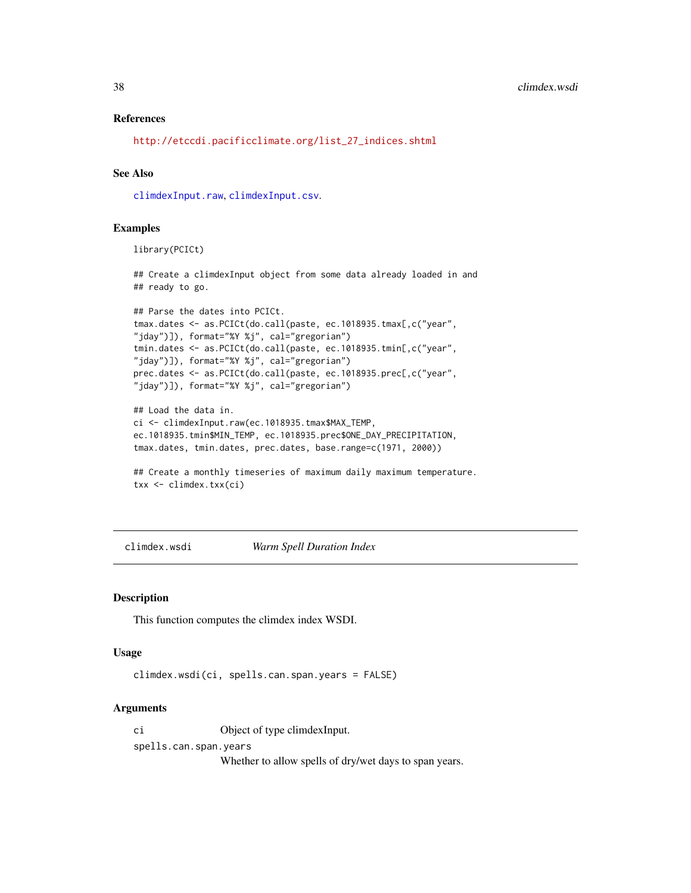### References

http://etccdi.pacificclimate.org/list_27_indices.shtml

### See Also

climdexInput.raw, climdexInput.csv.

### Examples

```
library(PCICt)

## Create a climdexInput object from some data already loaded in and
## ready to go.

## Parse the dates into PCICt.
tmax.dates <- as.PCICt(do.call(paste, ec.1018935.tmax[,c("year",
"jday")]), format="%Y %j", cal="gregorian")
tmin.dates <- as.PCICt(do.call(paste, ec.1018935.tmin[,c("year",
"jday")]), format="%Y %j", cal="gregorian")
prec.dates <- as.PCICt(do.call(paste, ec.1018935.prec[,c("year",
"jday")]), format="%Y %j", cal="gregorian")

## Load the data in.
ci <- climdexInput.raw(ec.1018935.tmax$MAX_TEMP,
ec.1018935.tmin$MIN_TEMP, ec.1018935.prec$ONE_DAY_PRECIPITATION,
tmax.dates, tmin.dates, prec.dates, base.range=c(1971, 2000))

## Create a monthly timeseries of maximum daily maximum temperature.
txx <- climdex.txx(ci)
```

---

## climdex.wsdi *Warm Spell Duration Index*

### Description

This function computes the climdex index WSDI.

### Usage

```
climdex.wsdi(ci, spells.can.span.years = FALSE)
```

### Arguments

`ci` Object of type climdexInput.

`spells.can.span.years` Whether to allow spells of dry/wet days to span years.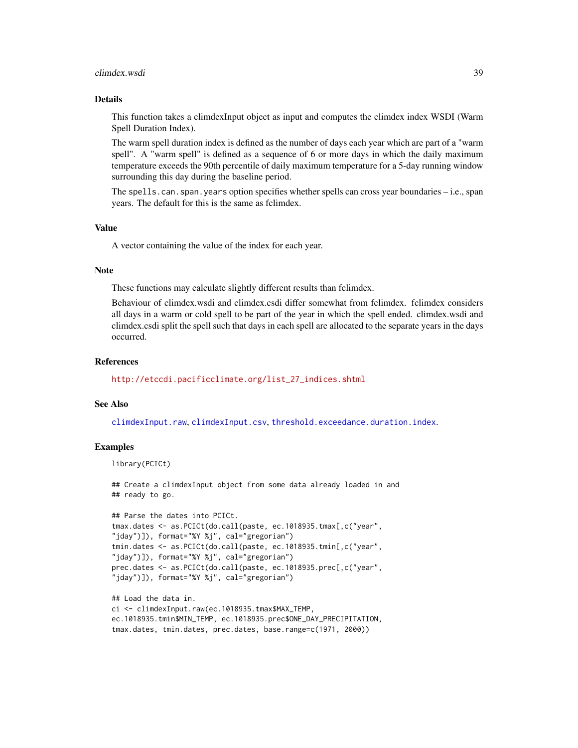## Details

This function takes a climdexInput object as input and computes the climdex index WSDI (Warm Spell Duration Index).

The warm spell duration index is defined as the number of days each year which are part of a "warm spell". A "warm spell" is defined as a sequence of 6 or more days in which the daily maximum temperature exceeds the 90th percentile of daily maximum temperature for a 5-day running window surrounding this day during the baseline period.

The `spells.can.span.years` option specifies whether spells can cross year boundaries – i.e., span years. The default for this is the same as fclimdex.

## Value

A vector containing the value of the index for each year.

## Note

These functions may calculate slightly different results than fclimdex.

Behaviour of climdex.wsdi and climdex.csdi differ somewhat from fclimdex. fclimdex considers all days in a warm or cold spell to be part of the year in which the spell ended. climdex.wsdi and climdex.csdi split the spell such that days in each spell are allocated to the separate years in the days occurred.

## References

http://etccdi.pacificclimate.org/list_27_indices.shtml

## See Also

`climdexInput.raw`, `climdexInput.csv`, `threshold.exceedance.duration.index`.

## Examples

```
library(PCICt)

## Create a climdexInput object from some data already loaded in and
## ready to go.

## Parse the dates into PCICt.
tmax.dates <- as.PCICt(do.call(paste, ec.1018935.tmax[,c("year",
"jday")]), format="%Y %j", cal="gregorian")
tmin.dates <- as.PCICt(do.call(paste, ec.1018935.tmin[,c("year",
"jday")]), format="%Y %j", cal="gregorian")
prec.dates <- as.PCICt(do.call(paste, ec.1018935.prec[,c("year",
"jday")]), format="%Y %j", cal="gregorian")

## Load the data in.
ci <- climdexInput.raw(ec.1018935.tmax$MAX_TEMP,
ec.1018935.tmin$MIN_TEMP, ec.1018935.prec$ONE_DAY_PRECIPITATION,
tmax.dates, tmin.dates, prec.dates, base.range=c(1971, 2000))
```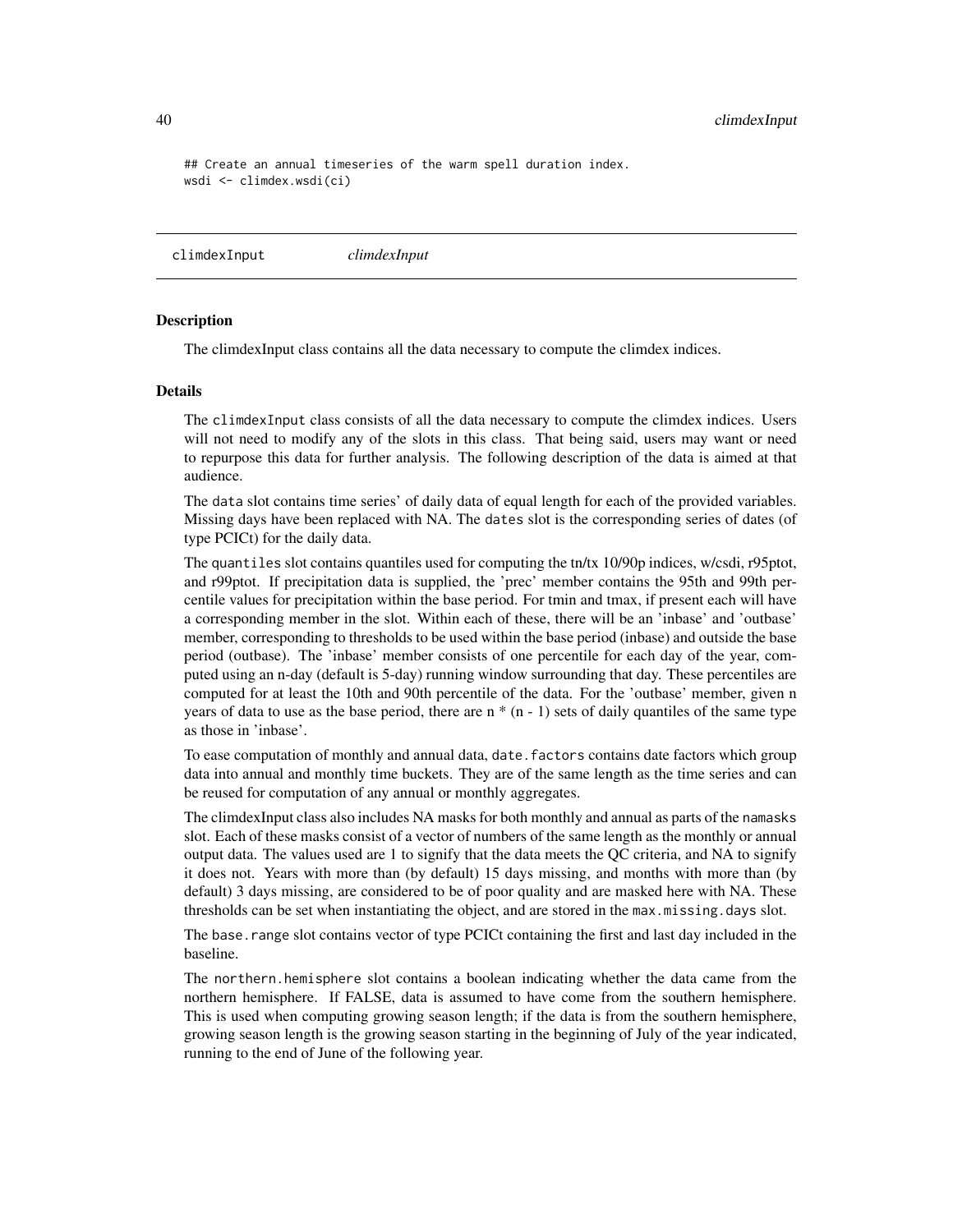```
## Create an annual timeseries of the warm spell duration index.
wsdi <- climdex.wsdi(ci)
```

## climdexInput *climdexInput*

### Description

The climdexInput class contains all the data necessary to compute the climdex indices.

### Details

The climdexInput class consists of all the data necessary to compute the climdex indices. Users will not need to modify any of the slots in this class. That being said, users may want or need to repurpose this data for further analysis. The following description of the data is aimed at that audience.

The data slot contains time series' of daily data of equal length for each of the provided variables. Missing days have been replaced with NA. The dates slot is the corresponding series of dates (of type PCICt) for the daily data.

The quantiles slot contains quantiles used for computing the tn/tx 10/90p indices, w/csdi, r95ptot, and r99ptot. If precipitation data is supplied, the 'prec' member contains the 95th and 99th percentile values for precipitation within the base period. For tmin and tmax, if present each will have a corresponding member in the slot. Within each of these, there will be an 'inbase' and 'outbase' member, corresponding to thresholds to be used within the base period (inbase) and outside the base period (outbase). The 'inbase' member consists of one percentile for each day of the year, computed using an n-day (default is 5-day) running window surrounding that day. These percentiles are computed for at least the 10th and 90th percentile of the data. For the 'outbase' member, given n years of data to use as the base period, there are n * (n - 1) sets of daily quantiles of the same type as those in 'inbase'.

To ease computation of monthly and annual data, date.factors contains date factors which group data into annual and monthly time buckets. They are of the same length as the time series and can be reused for computation of any annual or monthly aggregates.

The climdexInput class also includes NA masks for both monthly and annual as parts of the namasks slot. Each of these masks consist of a vector of numbers of the same length as the monthly or annual output data. The values used are 1 to signify that the data meets the QC criteria, and NA to signify it does not. Years with more than (by default) 15 days missing, and months with more than (by default) 3 days missing, are considered to be of poor quality and are masked here with NA. These thresholds can be set when instantiating the object, and are stored in the max.missing.days slot.

The base.range slot contains vector of type PCICt containing the first and last day included in the baseline.

The northern.hemisphere slot contains a boolean indicating whether the data came from the northern hemisphere. If FALSE, data is assumed to have come from the southern hemisphere. This is used when computing growing season length; if the data is from the southern hemisphere, growing season length is the growing season starting in the beginning of July of the year indicated, running to the end of June of the following year.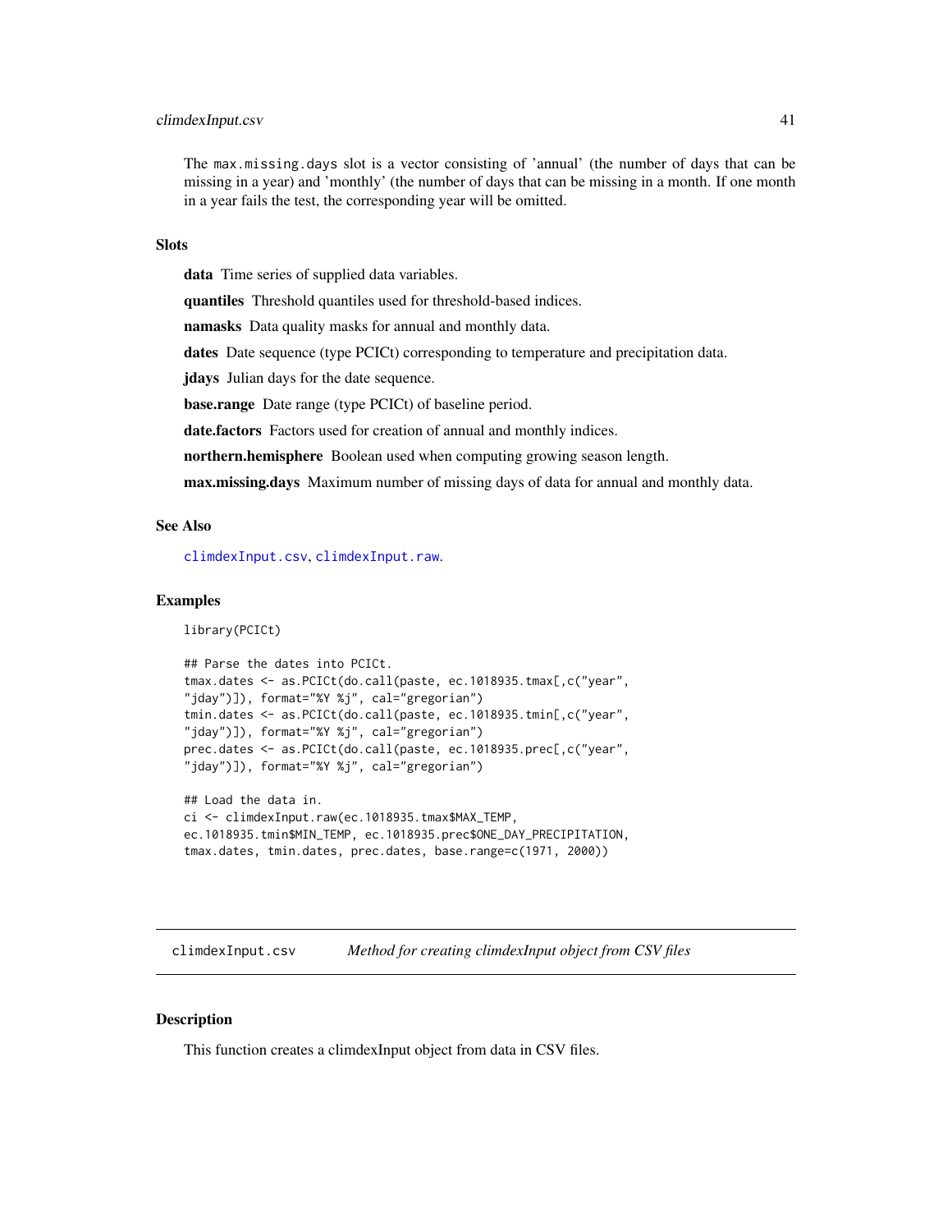The max.missing.days slot is a vector consisting of 'annual' (the number of days that can be missing in a year) and 'monthly' (the number of days that can be missing in a month. If one month in a year fails the test, the corresponding year will be omitted.

### Slots

**data** Time series of supplied data variables.

**quantiles** Threshold quantiles used for threshold-based indices.

**namasks** Data quality masks for annual and monthly data.

**dates** Date sequence (type PCICt) corresponding to temperature and precipitation data.

**jdays** Julian days for the date sequence.

**base.range** Date range (type PCICt) of baseline period.

**date.factors** Factors used for creation of annual and monthly indices.

**northern.hemisphere** Boolean used when computing growing season length.

**max.missing.days** Maximum number of missing days of data for annual and monthly data.

### See Also

climdexInput.csv, climdexInput.raw.

### Examples

```
library(PCICt)

## Parse the dates into PCICt.
tmax.dates <- as.PCICt(do.call(paste, ec.1018935.tmax[,c("year",
"jday")]), format="%Y %j", cal="gregorian")
tmin.dates <- as.PCICt(do.call(paste, ec.1018935.tmin[,c("year",
"jday")]), format="%Y %j", cal="gregorian")
prec.dates <- as.PCICt(do.call(paste, ec.1018935.prec[,c("year",
"jday")]), format="%Y %j", cal="gregorian")

## Load the data in.
ci <- climdexInput.raw(ec.1018935.tmax$MAX_TEMP,
ec.1018935.tmin$MIN_TEMP, ec.1018935.prec$ONE_DAY_PRECIPITATION,
tmax.dates, tmin.dates, prec.dates, base.range=c(1971, 2000))
```

---

## climdexInput.csv — *Method for creating climdexInput object from CSV files*

### Description

This function creates a climdexInput object from data in CSV files.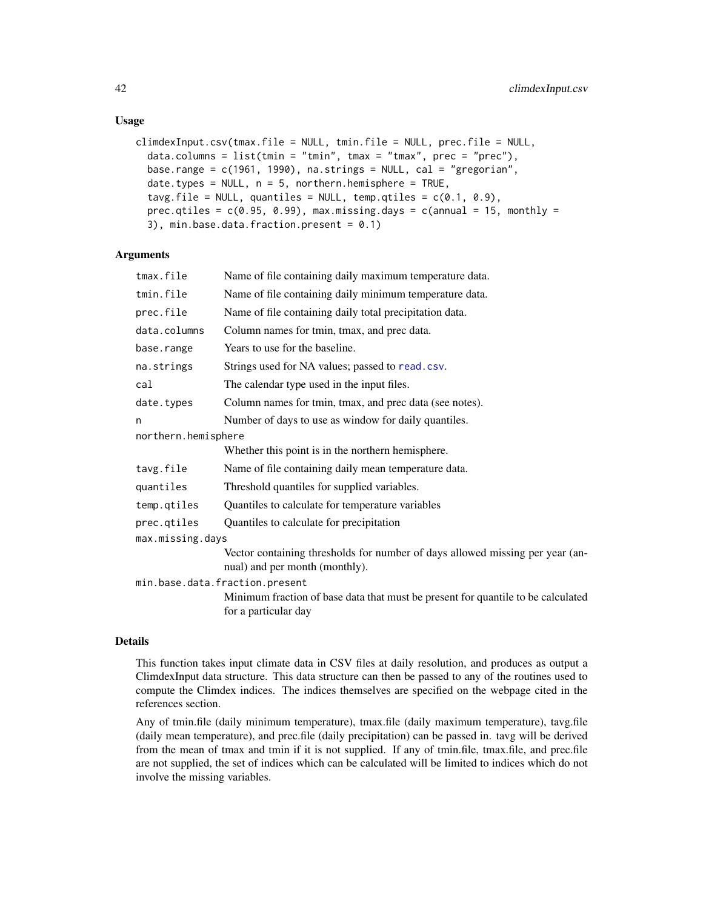## Usage

```
climdexInput.csv(tmax.file = NULL, tmin.file = NULL, prec.file = NULL,
  data.columns = list(tmin = "tmin", tmax = "tmax", prec = "prec"),
  base.range = c(1961, 1990), na.strings = NULL, cal = "gregorian",
  date.types = NULL, n = 5, northern.hemisphere = TRUE,
  tavg.file = NULL, quantiles = NULL, temp.qtiles = c(0.1, 0.9),
  prec.qtiles = c(0.95, 0.99), max.missing.days = c(annual = 15, monthly =
  3), min.base.data.fraction.present = 0.1)
```

## Arguments

| | |
|---|---|
| `tmax.file` | Name of file containing daily maximum temperature data. |
| `tmin.file` | Name of file containing daily minimum temperature data. |
| `prec.file` | Name of file containing daily total precipitation data. |
| `data.columns` | Column names for tmin, tmax, and prec data. |
| `base.range` | Years to use for the baseline. |
| `na.strings` | Strings used for NA values; passed to `read.csv`. |
| `cal` | The calendar type used in the input files. |
| `date.types` | Column names for tmin, tmax, and prec data (see notes). |
| `n` | Number of days to use as window for daily quantiles. |
| `northern.hemisphere` | Whether this point is in the northern hemisphere. |
| `tavg.file` | Name of file containing daily mean temperature data. |
| `quantiles` | Threshold quantiles for supplied variables. |
| `temp.qtiles` | Quantiles to calculate for temperature variables |
| `prec.qtiles` | Quantiles to calculate for precipitation |
| `max.missing.days` | Vector containing thresholds for number of days allowed missing per year (annual) and per month (monthly). |
| `min.base.data.fraction.present` | Minimum fraction of base data that must be present for quantile to be calculated for a particular day |

## Details

This function takes input climate data in CSV files at daily resolution, and produces as output a ClimdexInput data structure. This data structure can then be passed to any of the routines used to compute the Climdex indices. The indices themselves are specified on the webpage cited in the references section.

Any of tmin.file (daily minimum temperature), tmax.file (daily maximum temperature), tavg.file (daily mean temperature), and prec.file (daily precipitation) can be passed in. tavg will be derived from the mean of tmax and tmin if it is not supplied. If any of tmin.file, tmax.file, and prec.file are not supplied, the set of indices which can be calculated will be limited to indices which do not involve the missing variables.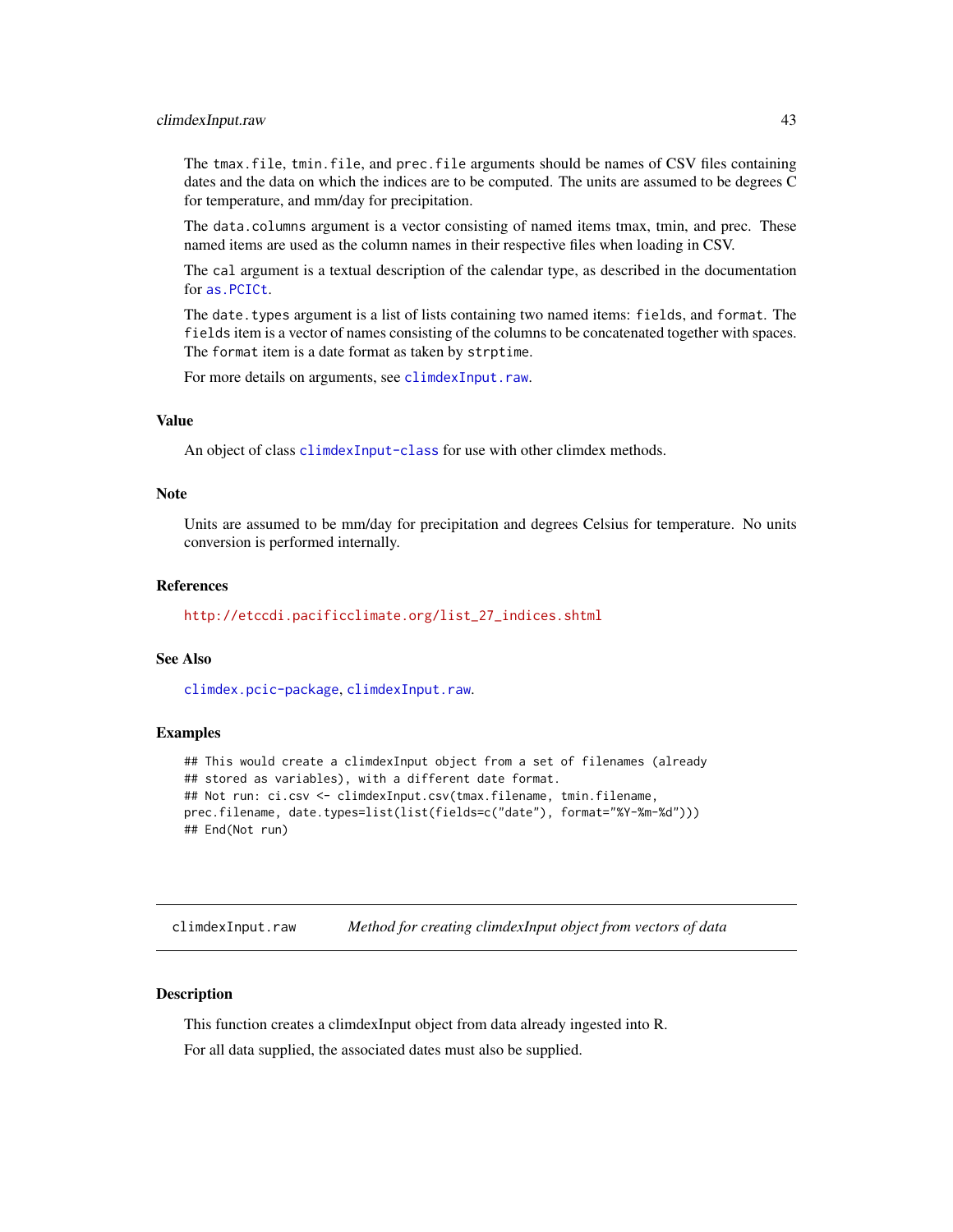The `tmax.file`, `tmin.file`, and `prec.file` arguments should be names of CSV files containing dates and the data on which the indices are to be computed. The units are assumed to be degrees C for temperature, and mm/day for precipitation.

The `data.columns` argument is a vector consisting of named items tmax, tmin, and prec. These named items are used as the column names in their respective files when loading in CSV.

The `cal` argument is a textual description of the calendar type, as described in the documentation for `as.PCICt`.

The `date.types` argument is a list of lists containing two named items: `fields`, and `format`. The `fields` item is a vector of names consisting of the columns to be concatenated together with spaces. The `format` item is a date format as taken by `strptime`.

For more details on arguments, see `climdexInput.raw`.

### Value

An object of class `climdexInput-class` for use with other climdex methods.

### Note

Units are assumed to be mm/day for precipitation and degrees Celsius for temperature. No units conversion is performed internally.

### References

http://etccdi.pacificclimate.org/list_27_indices.shtml

### See Also

`climdex.pcic-package`, `climdexInput.raw`.

### Examples

```
## This would create a climdexInput object from a set of filenames (already
## stored as variables), with a different date format.
## Not run: ci.csv <- climdexInput.csv(tmax.filename, tmin.filename,
prec.filename, date.types=list(list(fields=c("date"), format="%Y-%m-%d")))
## End(Not run)
```

---

## climdexInput.raw — *Method for creating climdexInput object from vectors of data*

---

### Description

This function creates a climdexInput object from data already ingested into R.

For all data supplied, the associated dates must also be supplied.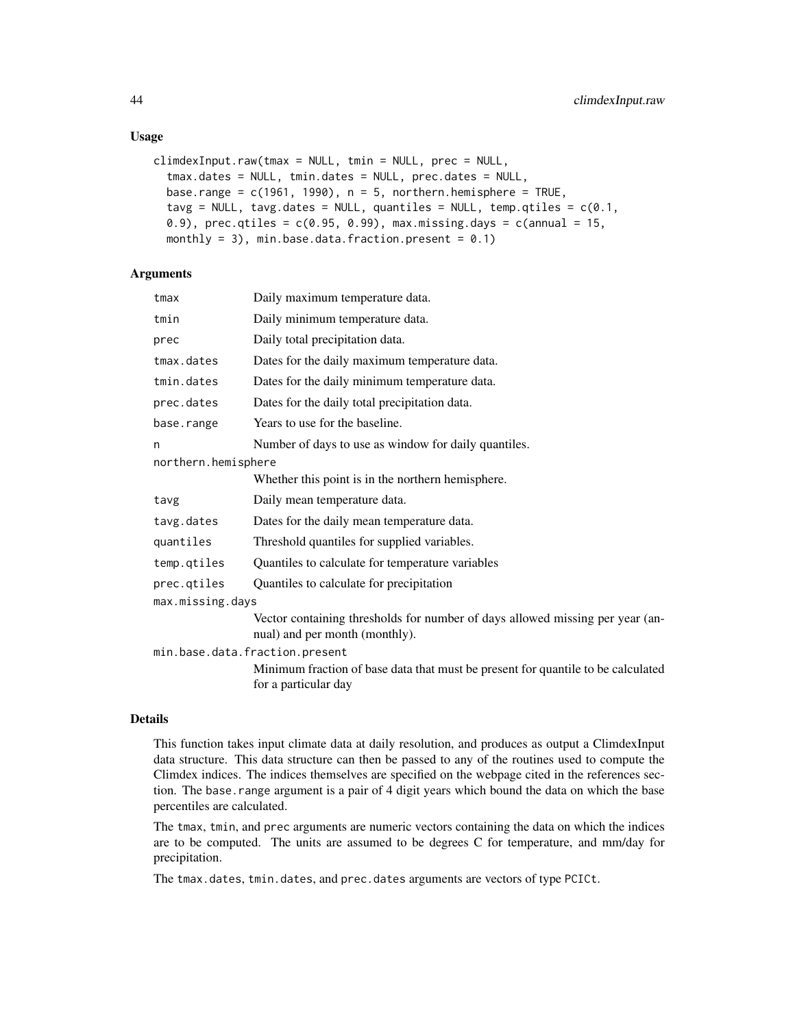## Usage

```
climdexInput.raw(tmax = NULL, tmin = NULL, prec = NULL,
  tmax.dates = NULL, tmin.dates = NULL, prec.dates = NULL,
  base.range = c(1961, 1990), n = 5, northern.hemisphere = TRUE,
  tavg = NULL, tavg.dates = NULL, quantiles = NULL, temp.qtiles = c(0.1,
  0.9), prec.qtiles = c(0.95, 0.99), max.missing.days = c(annual = 15,
  monthly = 3), min.base.data.fraction.present = 0.1)
```

## Arguments

| | |
|---|---|
| `tmax` | Daily maximum temperature data. |
| `tmin` | Daily minimum temperature data. |
| `prec` | Daily total precipitation data. |
| `tmax.dates` | Dates for the daily maximum temperature data. |
| `tmin.dates` | Dates for the daily minimum temperature data. |
| `prec.dates` | Dates for the daily total precipitation data. |
| `base.range` | Years to use for the baseline. |
| `n` | Number of days to use as window for daily quantiles. |
| `northern.hemisphere` | Whether this point is in the northern hemisphere. |
| `tavg` | Daily mean temperature data. |
| `tavg.dates` | Dates for the daily mean temperature data. |
| `quantiles` | Threshold quantiles for supplied variables. |
| `temp.qtiles` | Quantiles to calculate for temperature variables |
| `prec.qtiles` | Quantiles to calculate for precipitation |
| `max.missing.days` | Vector containing thresholds for number of days allowed missing per year (annual) and per month (monthly). |
| `min.base.data.fraction.present` | Minimum fraction of base data that must be present for quantile to be calculated for a particular day |

## Details

This function takes input climate data at daily resolution, and produces as output a ClimdexInput data structure. This data structure can then be passed to any of the routines used to compute the Climdex indices. The indices themselves are specified on the webpage cited in the references section. The `base.range` argument is a pair of 4 digit years which bound the data on which the base percentiles are calculated.

The `tmax`, `tmin`, and `prec` arguments are numeric vectors containing the data on which the indices are to be computed. The units are assumed to be degrees C for temperature, and mm/day for precipitation.

The `tmax.dates`, `tmin.dates`, and `prec.dates` arguments are vectors of type `PCICt`.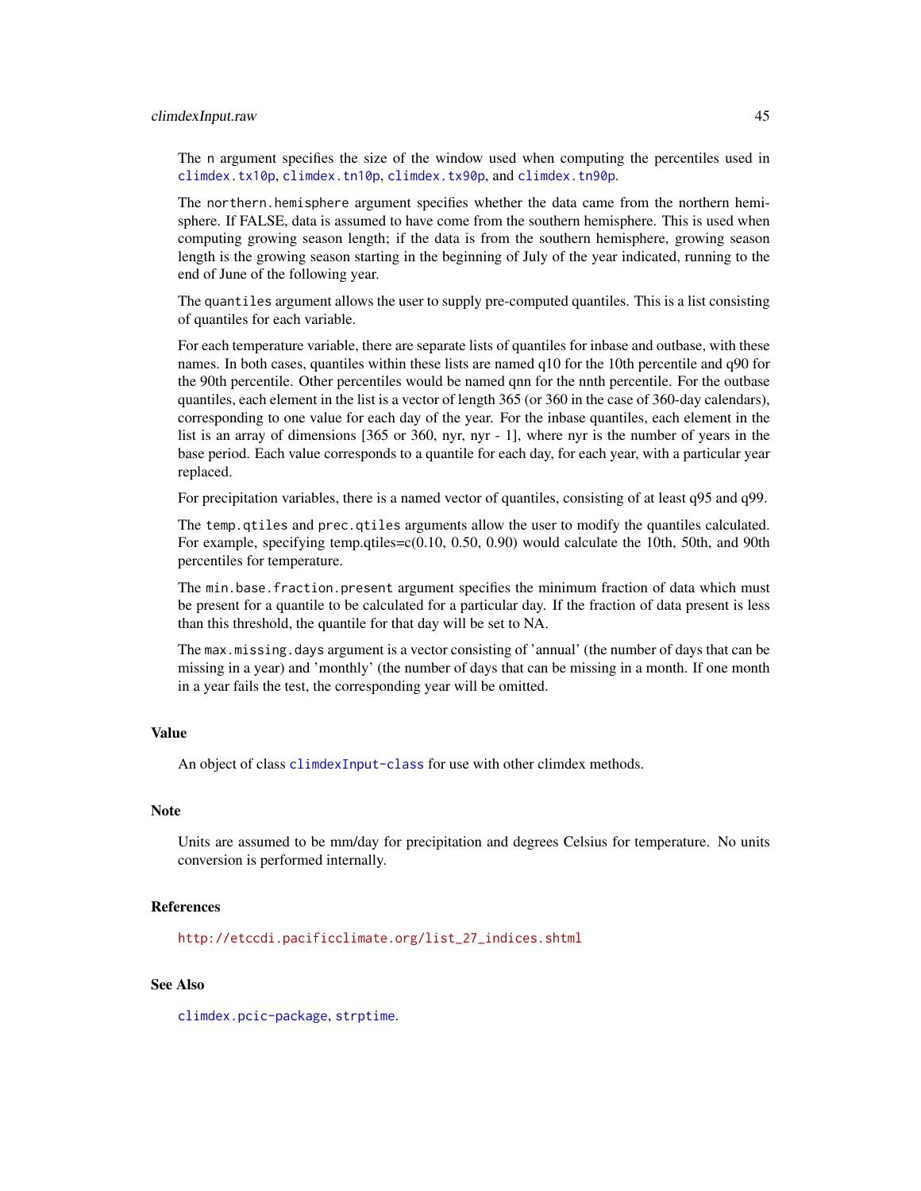The `n` argument specifies the size of the window used when computing the percentiles used in `climdex.tx10p`, `climdex.tn10p`, `climdex.tx90p`, and `climdex.tn90p`.

The `northern.hemisphere` argument specifies whether the data came from the northern hemisphere. If FALSE, data is assumed to have come from the southern hemisphere. This is used when computing growing season length; if the data is from the southern hemisphere, growing season length is the growing season starting in the beginning of July of the year indicated, running to the end of June of the following year.

The `quantiles` argument allows the user to supply pre-computed quantiles. This is a list consisting of quantiles for each variable.

For each temperature variable, there are separate lists of quantiles for inbase and outbase, with these names. In both cases, quantiles within these lists are named q10 for the 10th percentile and q90 for the 90th percentile. Other percentiles would be named qnn for the nnth percentile. For the outbase quantiles, each element in the list is a vector of length 365 (or 360 in the case of 360-day calendars), corresponding to one value for each day of the year. For the inbase quantiles, each element in the list is an array of dimensions [365 or 360, nyr, nyr - 1], where nyr is the number of years in the base period. Each value corresponds to a quantile for each day, for each year, with a particular year replaced.

For precipitation variables, there is a named vector of quantiles, consisting of at least q95 and q99.

The `temp.qtiles` and `prec.qtiles` arguments allow the user to modify the quantiles calculated. For example, specifying temp.qtiles=c(0.10, 0.50, 0.90) would calculate the 10th, 50th, and 90th percentiles for temperature.

The `min.base.fraction.present` argument specifies the minimum fraction of data which must be present for a quantile to be calculated for a particular day. If the fraction of data present is less than this threshold, the quantile for that day will be set to NA.

The `max.missing.days` argument is a vector consisting of 'annual' (the number of days that can be missing in a year) and 'monthly' (the number of days that can be missing in a month. If one month in a year fails the test, the corresponding year will be omitted.

## Value

An object of class `climdexInput-class` for use with other climdex methods.

## Note

Units are assumed to be mm/day for precipitation and degrees Celsius for temperature. No units conversion is performed internally.

## References

`http://etccdi.pacificclimate.org/list_27_indices.shtml`

## See Also

`climdex.pcic-package`, `strptime`.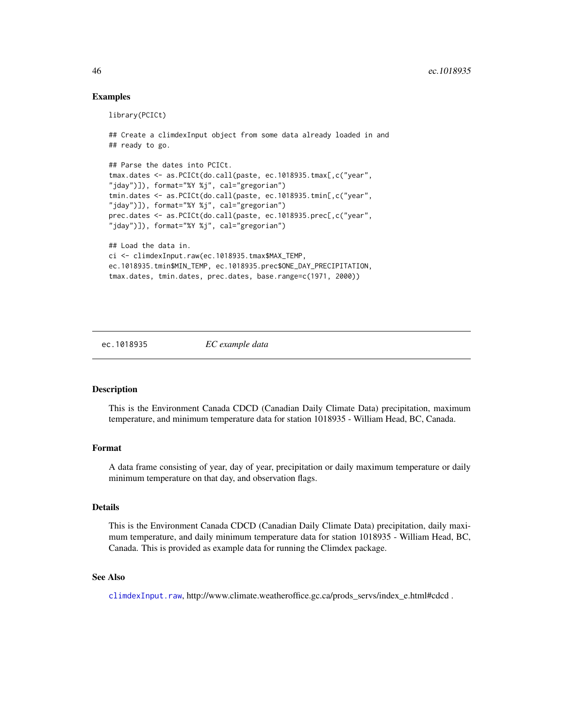## Examples

```
library(PCICt)

## Create a climdexInput object from some data already loaded in and
## ready to go.

## Parse the dates into PCICt.
tmax.dates <- as.PCICt(do.call(paste, ec.1018935.tmax[,c("year",
"jday")]), format="%Y %j", cal="gregorian")
tmin.dates <- as.PCICt(do.call(paste, ec.1018935.tmin[,c("year",
"jday")]), format="%Y %j", cal="gregorian")
prec.dates <- as.PCICt(do.call(paste, ec.1018935.prec[,c("year",
"jday")]), format="%Y %j", cal="gregorian")

## Load the data in.
ci <- climdexInput.raw(ec.1018935.tmax$MAX_TEMP,
ec.1018935.tmin$MIN_TEMP, ec.1018935.prec$ONE_DAY_PRECIPITATION,
tmax.dates, tmin.dates, prec.dates, base.range=c(1971, 2000))
```

---

# ec.1018935 *EC example data*

---

## Description

This is the Environment Canada CDCD (Canadian Daily Climate Data) precipitation, maximum temperature, and minimum temperature data for station 1018935 - William Head, BC, Canada.

## Format

A data frame consisting of year, day of year, precipitation or daily maximum temperature or daily minimum temperature on that day, and observation flags.

## Details

This is the Environment Canada CDCD (Canadian Daily Climate Data) precipitation, daily maximum temperature, and daily minimum temperature data for station 1018935 - William Head, BC, Canada. This is provided as example data for running the Climdex package.

## See Also

climdexInput.raw, http://www.climate.weatheroffice.gc.ca/prods_servs/index_e.html#cdcd .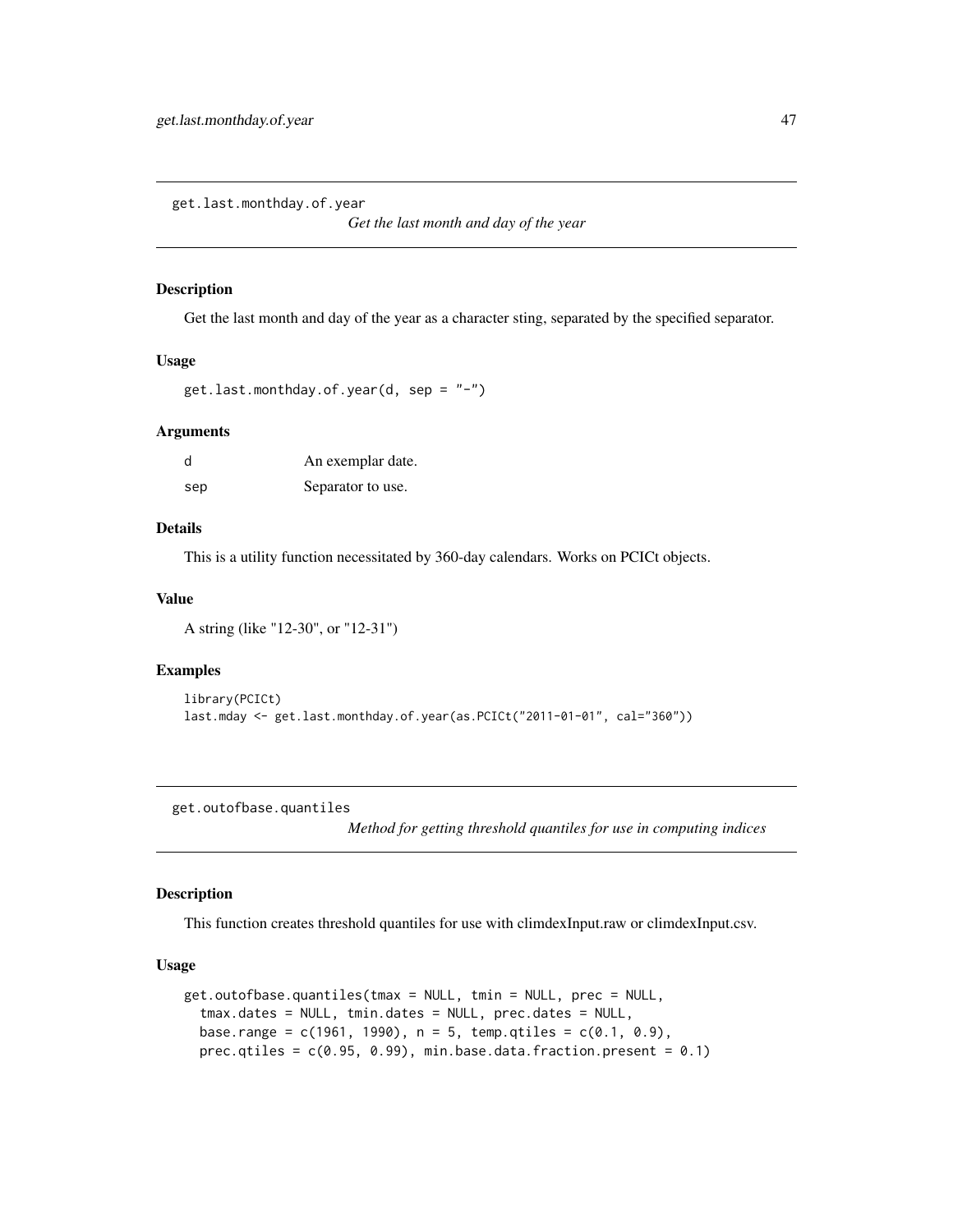## get.last.monthday.of.year

*Get the last month and day of the year*

### Description

Get the last month and day of the year as a character sting, separated by the specified separator.

### Usage

```
get.last.monthday.of.year(d, sep = "-")
```

### Arguments

| | |
|---|---|
| `d` | An exemplar date. |
| `sep` | Separator to use. |

### Details

This is a utility function necessitated by 360-day calendars. Works on PCICt objects.

### Value

A string (like "12-30", or "12-31")

### Examples

```
library(PCICt)
last.mday <- get.last.monthday.of.year(as.PCICt("2011-01-01", cal="360"))
```

## get.outofbase.quantiles

*Method for getting threshold quantiles for use in computing indices*

### Description

This function creates threshold quantiles for use with climdexInput.raw or climdexInput.csv.

### Usage

```
get.outofbase.quantiles(tmax = NULL, tmin = NULL, prec = NULL,
  tmax.dates = NULL, tmin.dates = NULL, prec.dates = NULL,
  base.range = c(1961, 1990), n = 5, temp.qtiles = c(0.1, 0.9),
  prec.qtiles = c(0.95, 0.99), min.base.data.fraction.present = 0.1)
```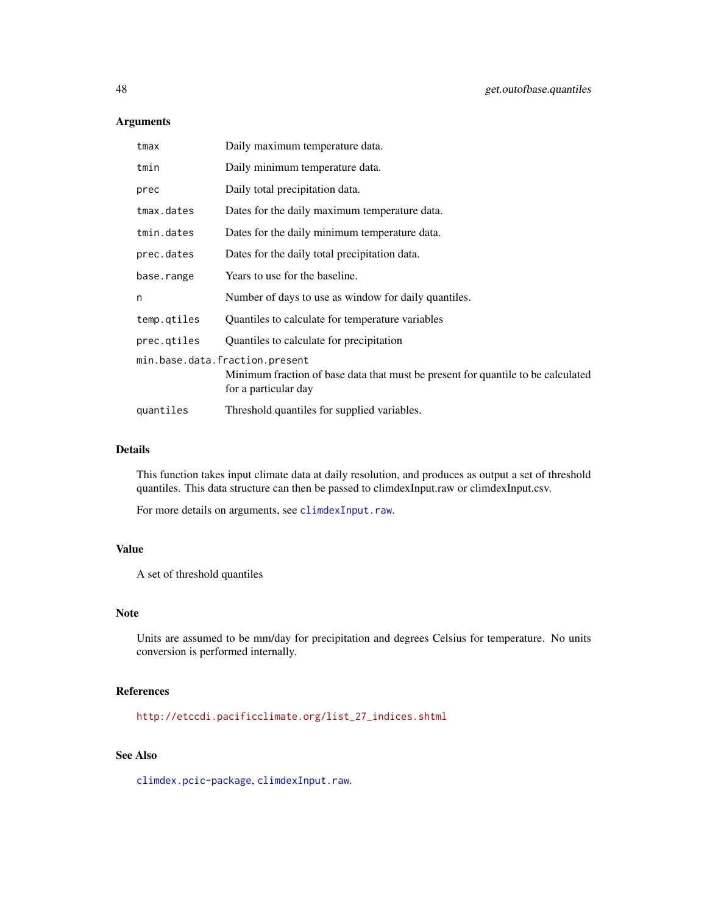### Arguments

| | |
|---|---|
| `tmax` | Daily maximum temperature data. |
| `tmin` | Daily minimum temperature data. |
| `prec` | Daily total precipitation data. |
| `tmax.dates` | Dates for the daily maximum temperature data. |
| `tmin.dates` | Dates for the daily minimum temperature data. |
| `prec.dates` | Dates for the daily total precipitation data. |
| `base.range` | Years to use for the baseline. |
| `n` | Number of days to use as window for daily quantiles. |
| `temp.qtiles` | Quantiles to calculate for temperature variables |
| `prec.qtiles` | Quantiles to calculate for precipitation |
| `min.base.data.fraction.present` | Minimum fraction of base data that must be present for quantile to be calculated for a particular day |
| `quantiles` | Threshold quantiles for supplied variables. |

### Details

This function takes input climate data at daily resolution, and produces as output a set of threshold quantiles. This data structure can then be passed to climdexInput.raw or climdexInput.csv.

For more details on arguments, see `climdexInput.raw`.

### Value

A set of threshold quantiles

### Note

Units are assumed to be mm/day for precipitation and degrees Celsius for temperature. No units conversion is performed internally.

### References

http://etccdi.pacificclimate.org/list_27_indices.shtml

### See Also

`climdex.pcic-package`, `climdexInput.raw`.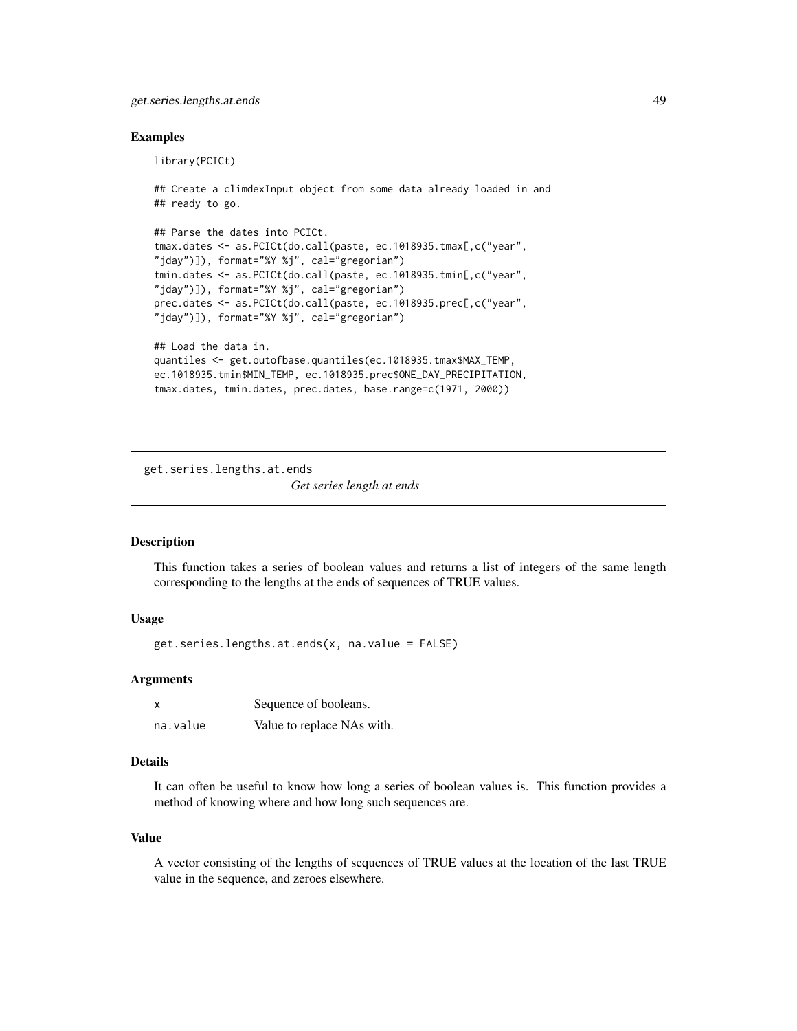### Examples

```
library(PCICt)

## Create a climdexInput object from some data already loaded in and
## ready to go.

## Parse the dates into PCICt.
tmax.dates <- as.PCICt(do.call(paste, ec.1018935.tmax[,c("year",
"jday")]), format="%Y %j", cal="gregorian")
tmin.dates <- as.PCICt(do.call(paste, ec.1018935.tmin[,c("year",
"jday")]), format="%Y %j", cal="gregorian")
prec.dates <- as.PCICt(do.call(paste, ec.1018935.prec[,c("year",
"jday")]), format="%Y %j", cal="gregorian")

## Load the data in.
quantiles <- get.outofbase.quantiles(ec.1018935.tmax$MAX_TEMP,
ec.1018935.tmin$MIN_TEMP, ec.1018935.prec$ONE_DAY_PRECIPITATION,
tmax.dates, tmin.dates, prec.dates, base.range=c(1971, 2000))
```

---

## get.series.lengths.at.ends

*Get series length at ends*

---

### Description

This function takes a series of boolean values and returns a list of integers of the same length corresponding to the lengths at the ends of sequences of TRUE values.

### Usage

```
get.series.lengths.at.ends(x, na.value = FALSE)
```

### Arguments

| | |
|---|---|
| x | Sequence of booleans. |
| na.value | Value to replace NAs with. |

### Details

It can often be useful to know how long a series of boolean values is. This function provides a method of knowing where and how long such sequences are.

### Value

A vector consisting of the lengths of sequences of TRUE values at the location of the last TRUE value in the sequence, and zeroes elsewhere.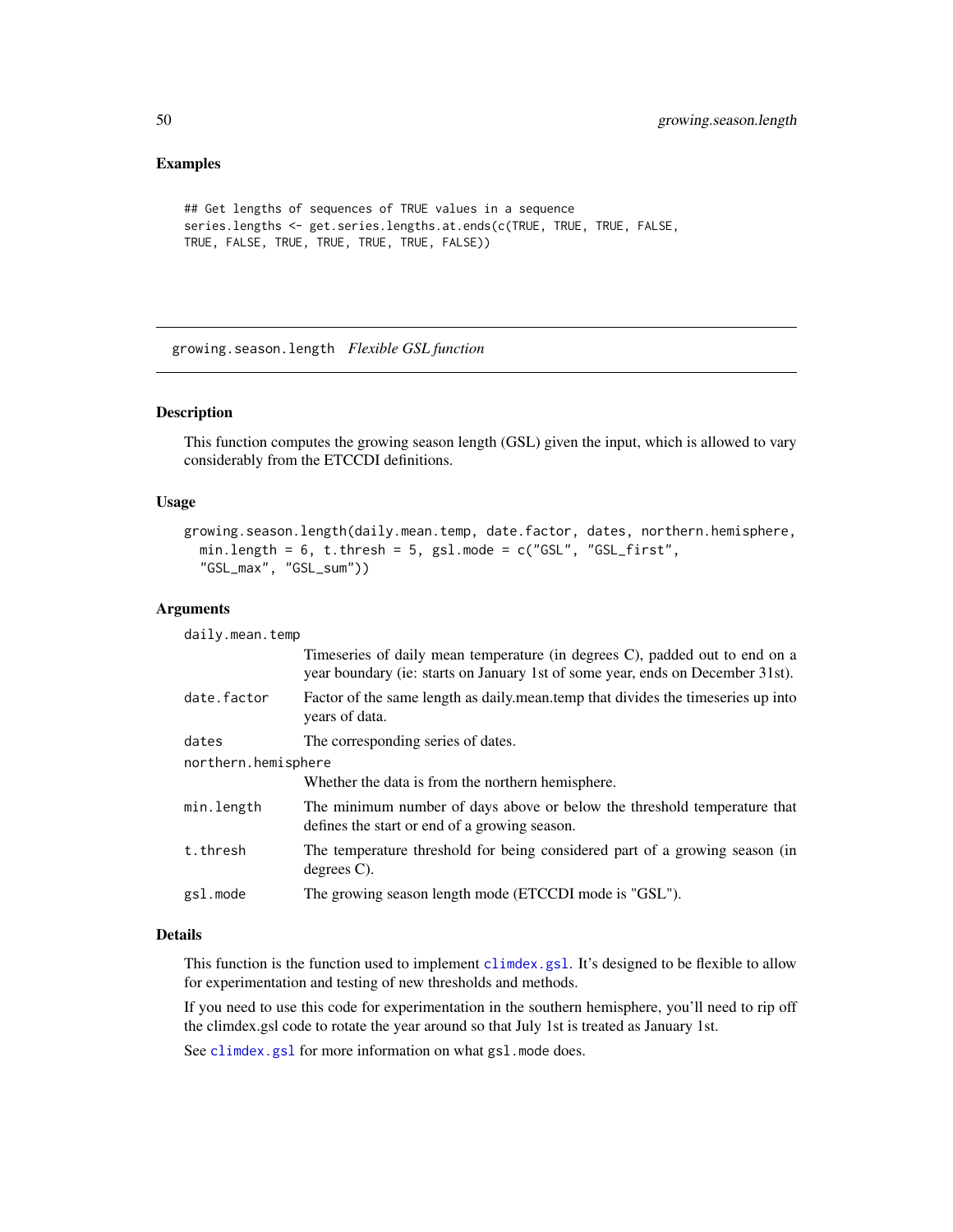### Examples

```
## Get lengths of sequences of TRUE values in a sequence
series.lengths <- get.series.lengths.at.ends(c(TRUE, TRUE, TRUE, FALSE,
TRUE, FALSE, TRUE, TRUE, TRUE, TRUE, FALSE))
```

---

## growing.season.length *Flexible GSL function*

---

### Description

This function computes the growing season length (GSL) given the input, which is allowed to vary considerably from the ETCCDI definitions.

### Usage

```
growing.season.length(daily.mean.temp, date.factor, dates, northern.hemisphere,
  min.length = 6, t.thresh = 5, gsl.mode = c("GSL", "GSL_first",
  "GSL_max", "GSL_sum"))
```

### Arguments

| | |
|---|---|
| `daily.mean.temp` | Timeseries of daily mean temperature (in degrees C), padded out to end on a year boundary (ie: starts on January 1st of some year, ends on December 31st). |
| `date.factor` | Factor of the same length as daily.mean.temp that divides the timeseries up into years of data. |
| `dates` | The corresponding series of dates. |
| `northern.hemisphere` | Whether the data is from the northern hemisphere. |
| `min.length` | The minimum number of days above or below the threshold temperature that defines the start or end of a growing season. |
| `t.thresh` | The temperature threshold for being considered part of a growing season (in degrees C). |
| `gsl.mode` | The growing season length mode (ETCCDI mode is "GSL"). |

### Details

This function is the function used to implement `climdex.gsl`. It's designed to be flexible to allow for experimentation and testing of new thresholds and methods.

If you need to use this code for experimentation in the southern hemisphere, you'll need to rip off the climdex.gsl code to rotate the year around so that July 1st is treated as January 1st.

See `climdex.gsl` for more information on what `gsl.mode` does.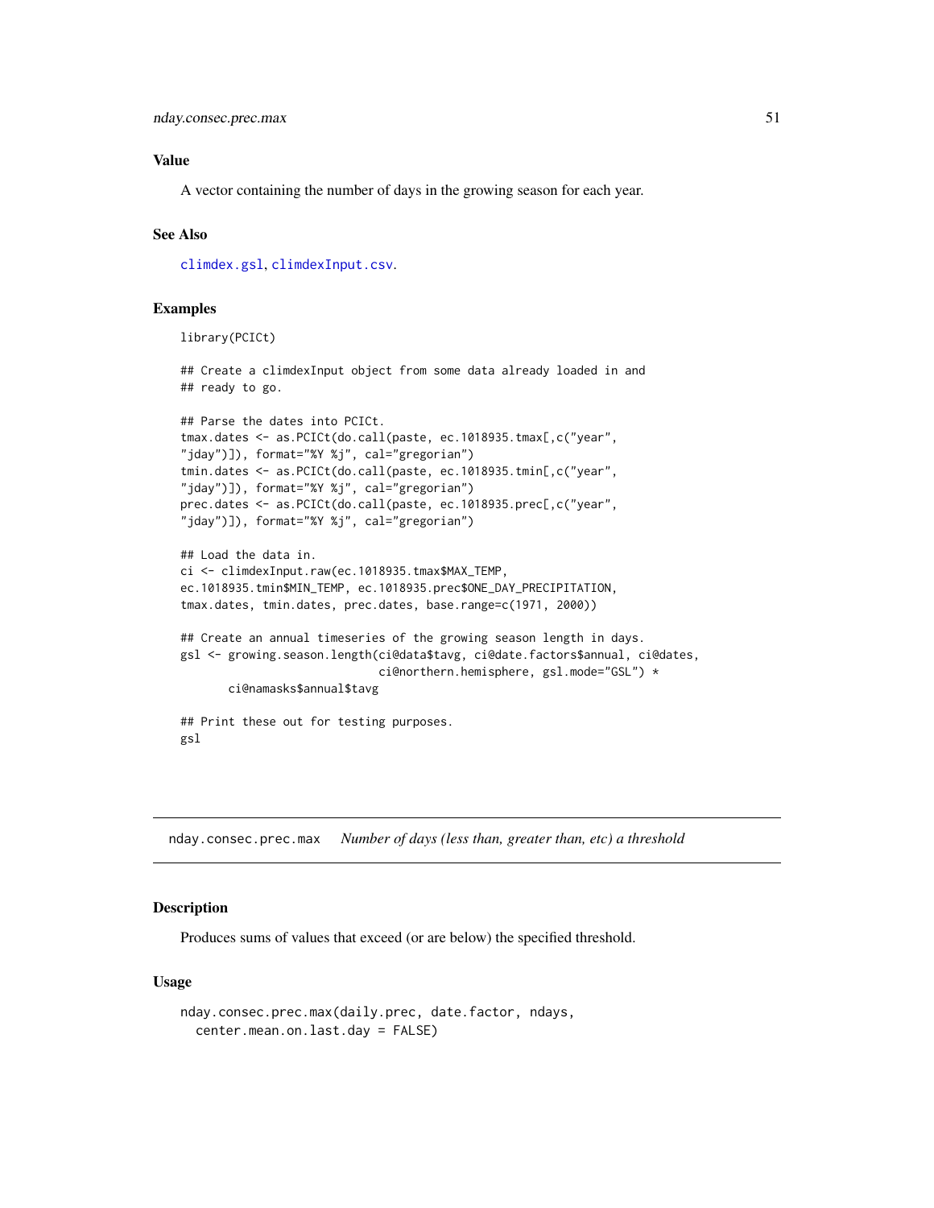### Value

A vector containing the number of days in the growing season for each year.

### See Also

climdex.gsl, climdexInput.csv.

### Examples

```
library(PCICt)

## Create a climdexInput object from some data already loaded in and
## ready to go.

## Parse the dates into PCICt.
tmax.dates <- as.PCICt(do.call(paste, ec.1018935.tmax[,c("year",
"jday")]), format="%Y %j", cal="gregorian")
tmin.dates <- as.PCICt(do.call(paste, ec.1018935.tmin[,c("year",
"jday")]), format="%Y %j", cal="gregorian")
prec.dates <- as.PCICt(do.call(paste, ec.1018935.prec[,c("year",
"jday")]), format="%Y %j", cal="gregorian")

## Load the data in.
ci <- climdexInput.raw(ec.1018935.tmax$MAX_TEMP,
ec.1018935.tmin$MIN_TEMP, ec.1018935.prec$ONE_DAY_PRECIPITATION,
tmax.dates, tmin.dates, prec.dates, base.range=c(1971, 2000))

## Create an annual timeseries of the growing season length in days.
gsl <- growing.season.length(ci@data$tavg, ci@date.factors$annual, ci@dates,
                             ci@northern.hemisphere, gsl.mode="GSL") *
       ci@namasks$annual$tavg

## Print these out for testing purposes.
gsl
```

---

## nday.consec.prec.max — *Number of days (less than, greater than, etc) a threshold*

### Description

Produces sums of values that exceed (or are below) the specified threshold.

### Usage

```
nday.consec.prec.max(daily.prec, date.factor, ndays,
  center.mean.on.last.day = FALSE)
```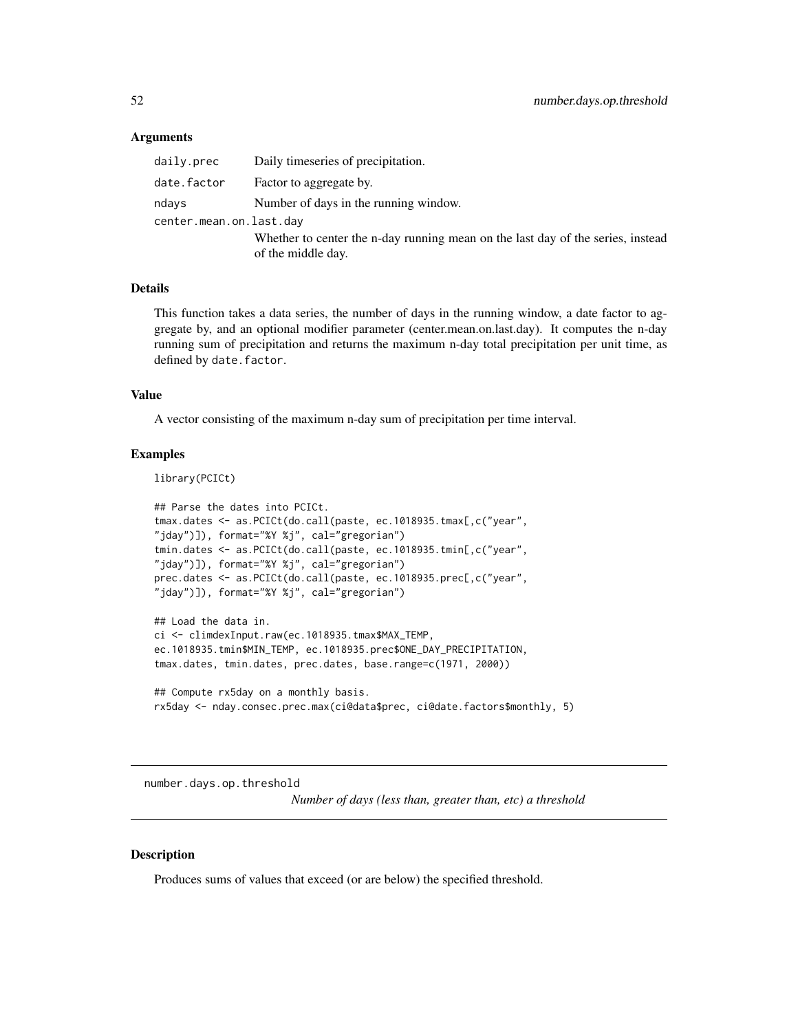### Arguments

| | |
|---|---|
| daily.prec | Daily timeseries of precipitation. |
| date.factor | Factor to aggregate by. |
| ndays | Number of days in the running window. |
| center.mean.on.last.day | Whether to center the n-day running mean on the last day of the series, instead of the middle day. |

### Details

This function takes a data series, the number of days in the running window, a date factor to aggregate by, and an optional modifier parameter (center.mean.on.last.day). It computes the n-day running sum of precipitation and returns the maximum n-day total precipitation per unit time, as defined by `date.factor`.

### Value

A vector consisting of the maximum n-day sum of precipitation per time interval.

### Examples

```
library(PCICt)

## Parse the dates into PCICt.
tmax.dates <- as.PCICt(do.call(paste, ec.1018935.tmax[,c("year",
"jday")]), format="%Y %j", cal="gregorian")
tmin.dates <- as.PCICt(do.call(paste, ec.1018935.tmin[,c("year",
"jday")]), format="%Y %j", cal="gregorian")
prec.dates <- as.PCICt(do.call(paste, ec.1018935.prec[,c("year",
"jday")]), format="%Y %j", cal="gregorian")

## Load the data in.
ci <- climdexInput.raw(ec.1018935.tmax$MAX_TEMP,
ec.1018935.tmin$MIN_TEMP, ec.1018935.prec$ONE_DAY_PRECIPITATION,
tmax.dates, tmin.dates, prec.dates, base.range=c(1971, 2000))

## Compute rx5day on a monthly basis.
rx5day <- nday.consec.prec.max(ci@data$prec, ci@date.factors$monthly, 5)
```

---

## number.days.op.threshold

*Number of days (less than, greater than, etc) a threshold*

---

### Description

Produces sums of values that exceed (or are below) the specified threshold.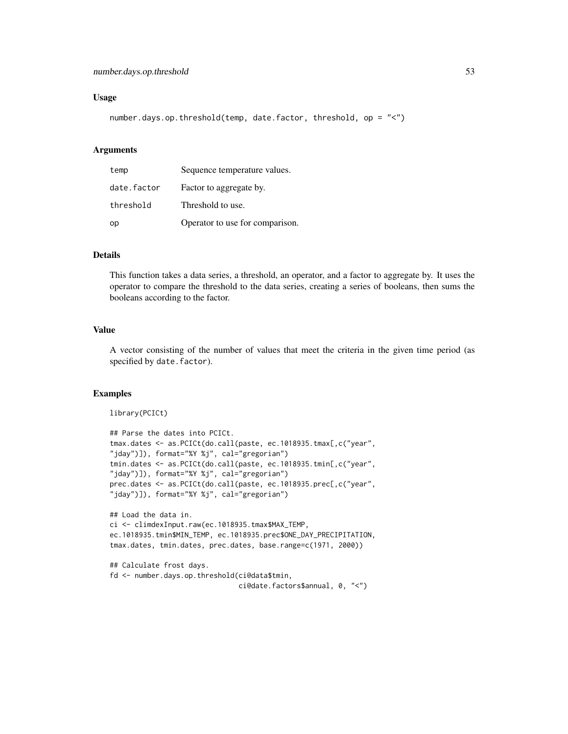## Usage

```
number.days.op.threshold(temp, date.factor, threshold, op = "<")
```

## Arguments

| | |
|---|---|
| temp | Sequence temperature values. |
| date.factor | Factor to aggregate by. |
| threshold | Threshold to use. |
| op | Operator to use for comparison. |

## Details

This function takes a data series, a threshold, an operator, and a factor to aggregate by. It uses the operator to compare the threshold to the data series, creating a series of booleans, then sums the booleans according to the factor.

## Value

A vector consisting of the number of values that meet the criteria in the given time period (as specified by `date.factor`).

## Examples

```
library(PCICt)

## Parse the dates into PCICt.
tmax.dates <- as.PCICt(do.call(paste, ec.1018935.tmax[,c("year",
"jday")]), format="%Y %j", cal="gregorian")
tmin.dates <- as.PCICt(do.call(paste, ec.1018935.tmin[,c("year",
"jday")]), format="%Y %j", cal="gregorian")
prec.dates <- as.PCICt(do.call(paste, ec.1018935.prec[,c("year",
"jday")]), format="%Y %j", cal="gregorian")

## Load the data in.
ci <- climdexInput.raw(ec.1018935.tmax$MAX_TEMP,
ec.1018935.tmin$MIN_TEMP, ec.1018935.prec$ONE_DAY_PRECIPITATION,
tmax.dates, tmin.dates, prec.dates, base.range=c(1971, 2000))

## Calculate frost days.
fd <- number.days.op.threshold(ci@data$tmin,
                               ci@date.factors$annual, 0, "<")
```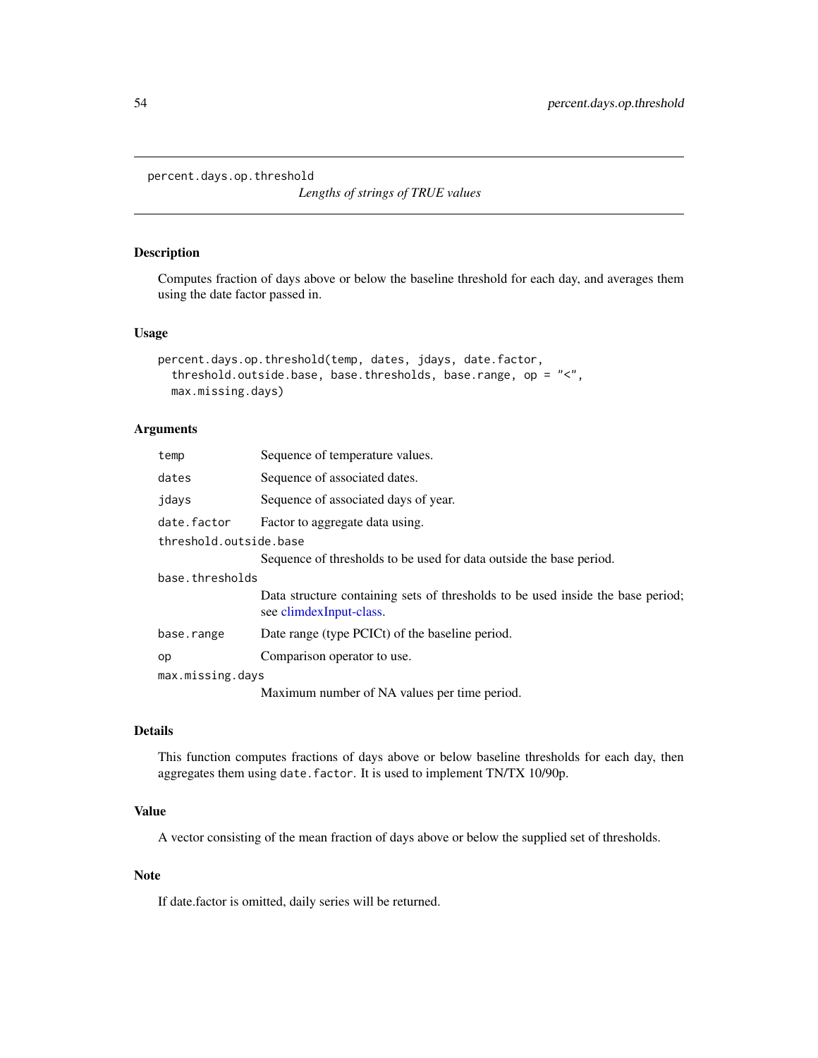percent.days.op.threshold

*Lengths of strings of TRUE values*

## Description

Computes fraction of days above or below the baseline threshold for each day, and averages them using the date factor passed in.

## Usage

```
percent.days.op.threshold(temp, dates, jdays, date.factor,
  threshold.outside.base, base.thresholds, base.range, op = "<",
  max.missing.days)
```

## Arguments

| | |
|---|---|
| temp | Sequence of temperature values. |
| dates | Sequence of associated dates. |
| jdays | Sequence of associated days of year. |
| date.factor | Factor to aggregate data using. |
| threshold.outside.base | Sequence of thresholds to be used for data outside the base period. |
| base.thresholds | Data structure containing sets of thresholds to be used inside the base period; see climdexInput-class. |
| base.range | Date range (type PCICt) of the baseline period. |
| op | Comparison operator to use. |
| max.missing.days | Maximum number of NA values per time period. |

## Details

This function computes fractions of days above or below baseline thresholds for each day, then aggregates them using `date.factor`. It is used to implement TN/TX 10/90p.

## Value

A vector consisting of the mean fraction of days above or below the supplied set of thresholds.

## Note

If date.factor is omitted, daily series will be returned.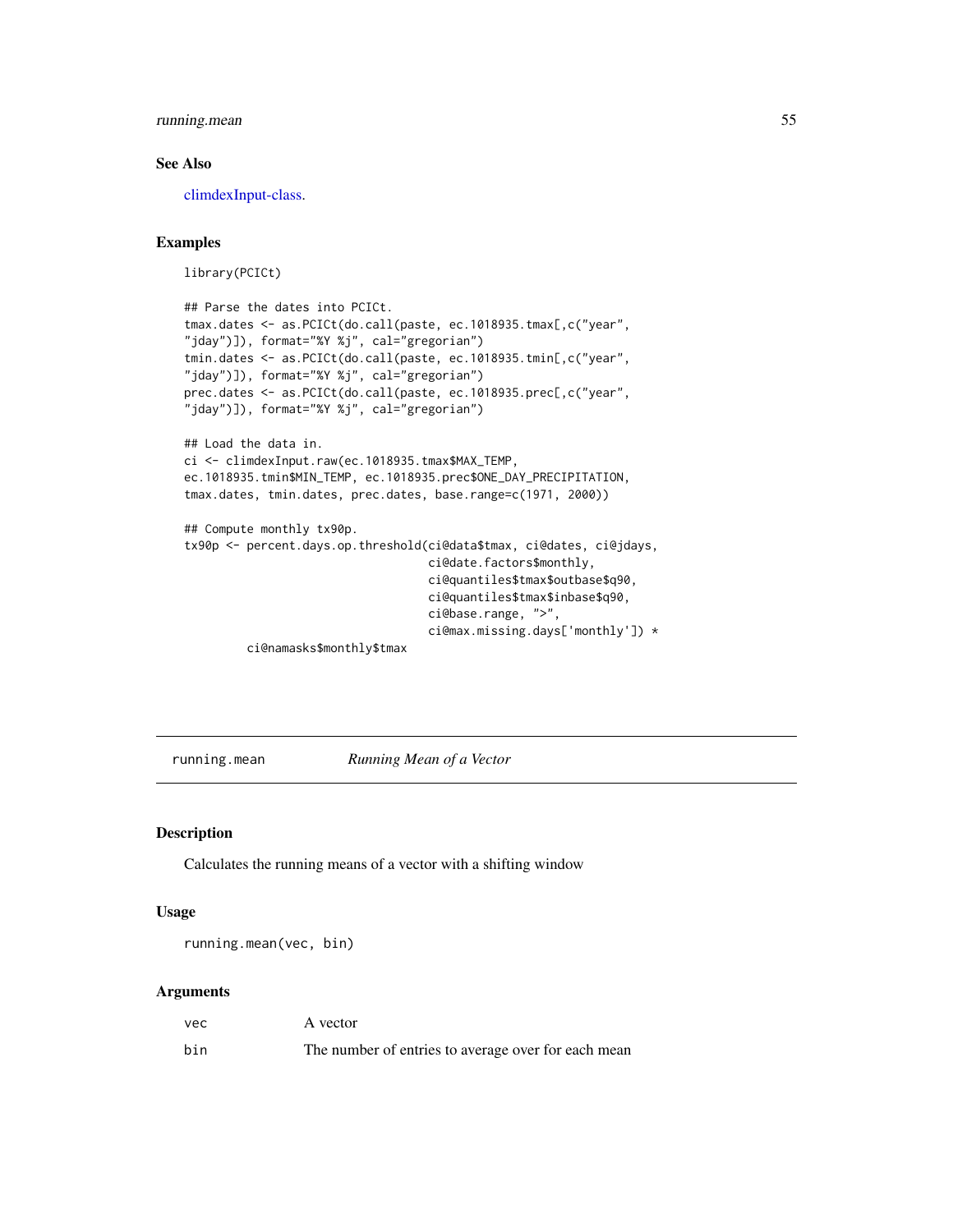## See Also

climdexInput-class.

## Examples

```
library(PCICt)

## Parse the dates into PCICt.
tmax.dates <- as.PCICt(do.call(paste, ec.1018935.tmax[,c("year",
"jday")]), format="%Y %j", cal="gregorian")
tmin.dates <- as.PCICt(do.call(paste, ec.1018935.tmin[,c("year",
"jday")]), format="%Y %j", cal="gregorian")
prec.dates <- as.PCICt(do.call(paste, ec.1018935.prec[,c("year",
"jday")]), format="%Y %j", cal="gregorian")

## Load the data in.
ci <- climdexInput.raw(ec.1018935.tmax$MAX_TEMP,
ec.1018935.tmin$MIN_TEMP, ec.1018935.prec$ONE_DAY_PRECIPITATION,
tmax.dates, tmin.dates, prec.dates, base.range=c(1971, 2000))

## Compute monthly tx90p.
tx90p <- percent.days.op.threshold(ci@data$tmax, ci@dates, ci@jdays,
                                   ci@date.factors$monthly,
                                   ci@quantiles$tmax$outbase$q90,
                                   ci@quantiles$tmax$inbase$q90,
                                   ci@base.range, ">",
                                   ci@max.missing.days['monthly']) *
         ci@namasks$monthly$tmax
```

---

# running.mean &nbsp;&nbsp;&nbsp;&nbsp;&nbsp; *Running Mean of a Vector*

---

## Description

Calculates the running means of a vector with a shifting window

## Usage

```
running.mean(vec, bin)
```

## Arguments

| | |
|---|---|
| vec | A vector |
| bin | The number of entries to average over for each mean |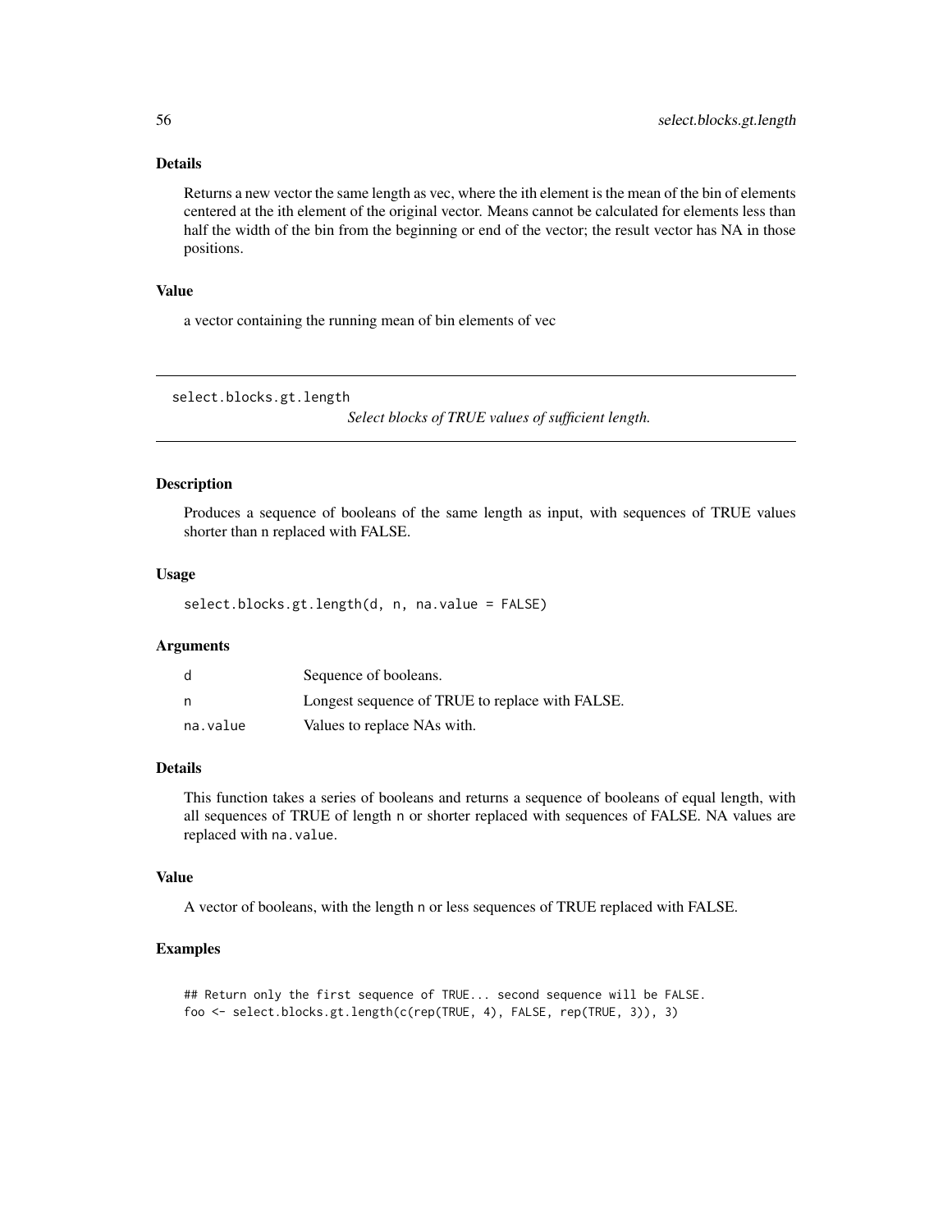### Details

Returns a new vector the same length as vec, where the ith element is the mean of the bin of elements centered at the ith element of the original vector. Means cannot be calculated for elements less than half the width of the bin from the beginning or end of the vector; the result vector has NA in those positions.

### Value

a vector containing the running mean of bin elements of vec

---

## select.blocks.gt.length

*Select blocks of TRUE values of sufficient length.*

---

### Description

Produces a sequence of booleans of the same length as input, with sequences of TRUE values shorter than n replaced with FALSE.

### Usage

```
select.blocks.gt.length(d, n, na.value = FALSE)
```

### Arguments

| | |
|---|---|
| `d` | Sequence of booleans. |
| `n` | Longest sequence of TRUE to replace with FALSE. |
| `na.value` | Values to replace NAs with. |

### Details

This function takes a series of booleans and returns a sequence of booleans of equal length, with all sequences of TRUE of length `n` or shorter replaced with sequences of FALSE. NA values are replaced with `na.value`.

### Value

A vector of booleans, with the length `n` or less sequences of TRUE replaced with FALSE.

### Examples

```
## Return only the first sequence of TRUE... second sequence will be FALSE.
foo <- select.blocks.gt.length(c(rep(TRUE, 4), FALSE, rep(TRUE, 3)), 3)
```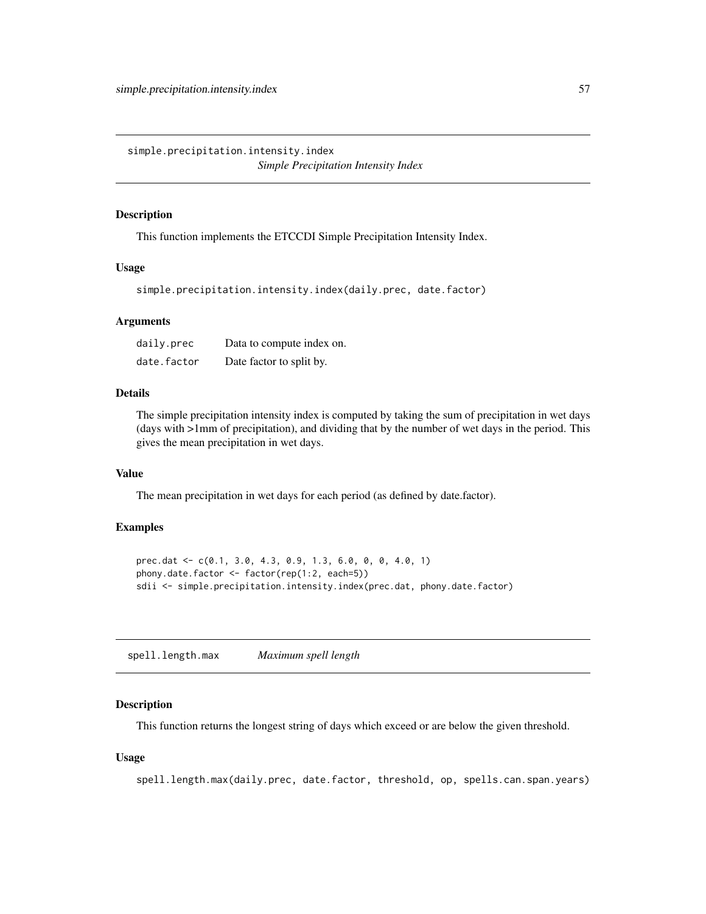## simple.precipitation.intensity.index

*Simple Precipitation Intensity Index*

### Description

This function implements the ETCCDI Simple Precipitation Intensity Index.

### Usage

```
simple.precipitation.intensity.index(daily.prec, date.factor)
```

### Arguments

| | |
|---|---|
| daily.prec | Data to compute index on. |
| date.factor | Date factor to split by. |

### Details

The simple precipitation intensity index is computed by taking the sum of precipitation in wet days (days with >1mm of precipitation), and dividing that by the number of wet days in the period. This gives the mean precipitation in wet days.

### Value

The mean precipitation in wet days for each period (as defined by date.factor).

### Examples

```
prec.dat <- c(0.1, 3.0, 4.3, 0.9, 1.3, 6.0, 0, 0, 4.0, 1)
phony.date.factor <- factor(rep(1:2, each=5))
sdii <- simple.precipitation.intensity.index(prec.dat, phony.date.factor)
```

## spell.length.max

*Maximum spell length*

### Description

This function returns the longest string of days which exceed or are below the given threshold.

### Usage

```
spell.length.max(daily.prec, date.factor, threshold, op, spells.can.span.years)
```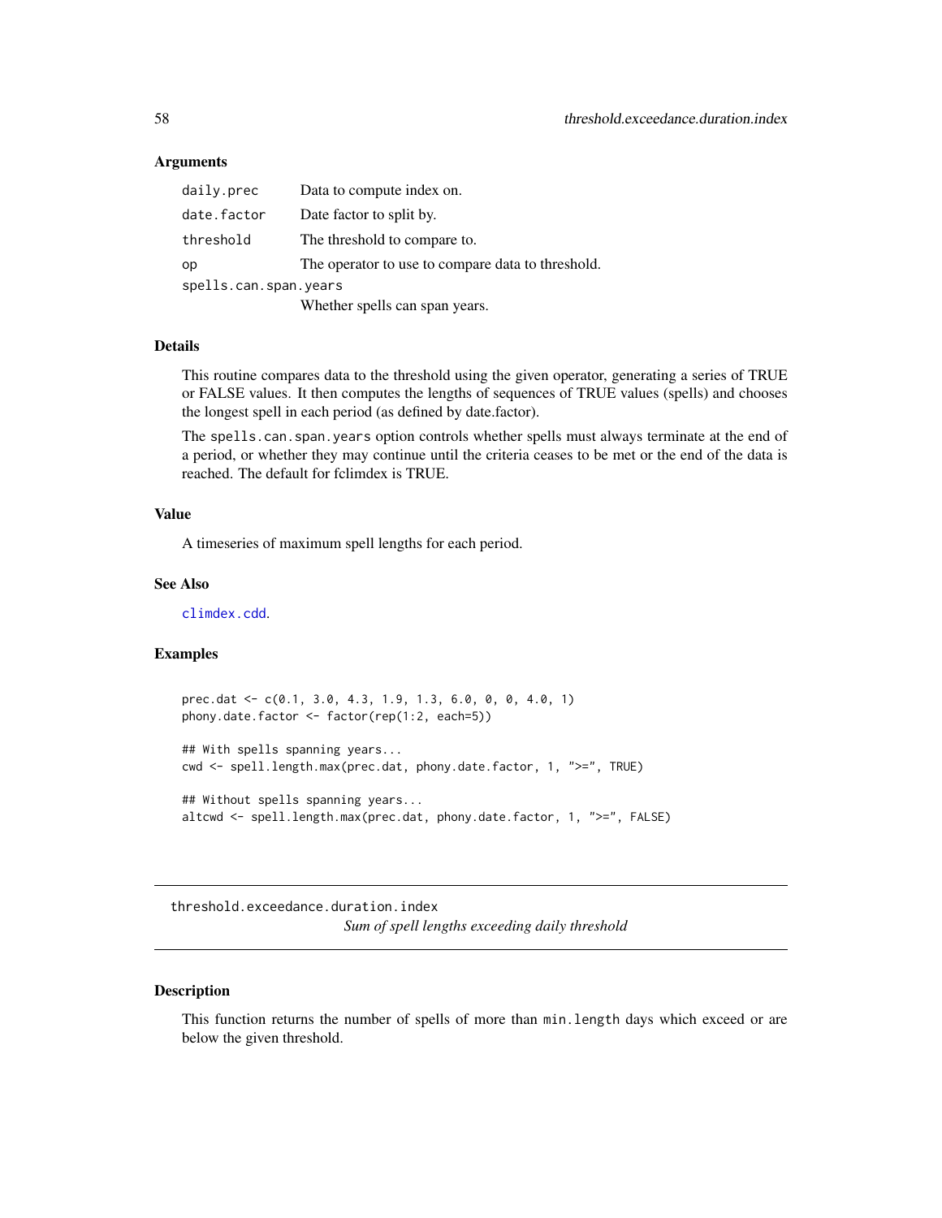### Arguments

| | |
|---|---|
| `daily.prec` | Data to compute index on. |
| `date.factor` | Date factor to split by. |
| `threshold` | The threshold to compare to. |
| `op` | The operator to use to compare data to threshold. |
| `spells.can.span.years` | Whether spells can span years. |

### Details

This routine compares data to the threshold using the given operator, generating a series of TRUE or FALSE values. It then computes the lengths of sequences of TRUE values (spells) and chooses the longest spell in each period (as defined by date.factor).

The `spells.can.span.years` option controls whether spells must always terminate at the end of a period, or whether they may continue until the criteria ceases to be met or the end of the data is reached. The default for fclimdex is TRUE.

### Value

A timeseries of maximum spell lengths for each period.

### See Also

`climdex.cdd`.

### Examples

```
prec.dat <- c(0.1, 3.0, 4.3, 1.9, 1.3, 6.0, 0, 0, 4.0, 1)
phony.date.factor <- factor(rep(1:2, each=5))

## With spells spanning years...
cwd <- spell.length.max(prec.dat, phony.date.factor, 1, ">=", TRUE)

## Without spells spanning years...
altcwd <- spell.length.max(prec.dat, phony.date.factor, 1, ">=", FALSE)
```

---

## `threshold.exceedance.duration.index` — *Sum of spell lengths exceeding daily threshold*

---

### Description

This function returns the number of spells of more than `min.length` days which exceed or are below the given threshold.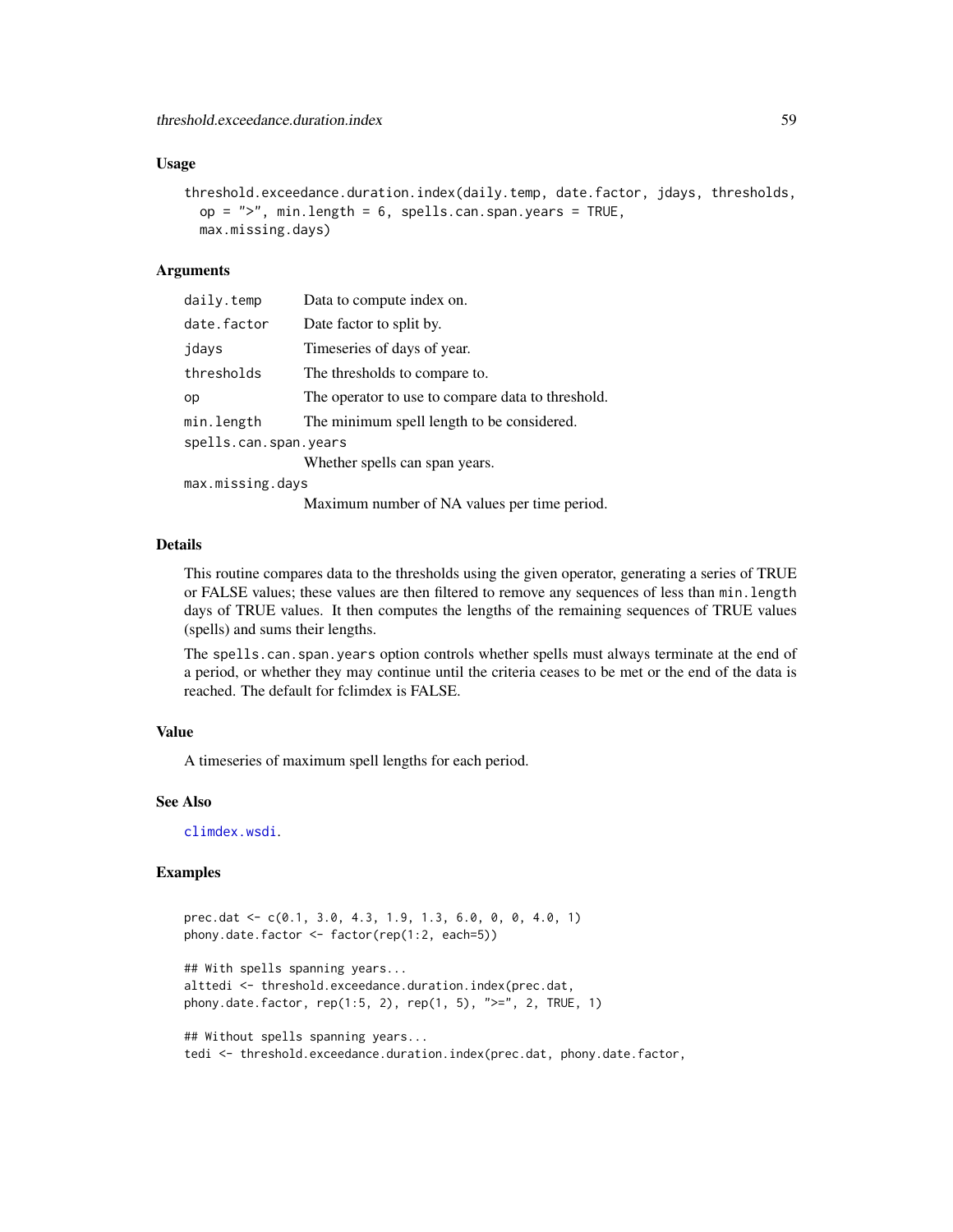### Usage

```
threshold.exceedance.duration.index(daily.temp, date.factor, jdays, thresholds,
  op = ">", min.length = 6, spells.can.span.years = TRUE,
  max.missing.days)
```

### Arguments

| | |
|---|---|
| daily.temp | Data to compute index on. |
| date.factor | Date factor to split by. |
| jdays | Timeseries of days of year. |
| thresholds | The thresholds to compare to. |
| op | The operator to use to compare data to threshold. |
| min.length | The minimum spell length to be considered. |
| spells.can.span.years | Whether spells can span years. |
| max.missing.days | Maximum number of NA values per time period. |

### Details

This routine compares data to the thresholds using the given operator, generating a series of TRUE or FALSE values; these values are then filtered to remove any sequences of less than `min.length` days of TRUE values. It then computes the lengths of the remaining sequences of TRUE values (spells) and sums their lengths.

The `spells.can.span.years` option controls whether spells must always terminate at the end of a period, or whether they may continue until the criteria ceases to be met or the end of the data is reached. The default for fclimdex is FALSE.

### Value

A timeseries of maximum spell lengths for each period.

### See Also

climdex.wsdi.

### Examples

```
prec.dat <- c(0.1, 3.0, 4.3, 1.9, 1.3, 6.0, 0, 0, 4.0, 1)
phony.date.factor <- factor(rep(1:2, each=5))

## With spells spanning years...
alttedi <- threshold.exceedance.duration.index(prec.dat,
phony.date.factor, rep(1:5, 2), rep(1, 5), ">=", 2, TRUE, 1)

## Without spells spanning years...
tedi <- threshold.exceedance.duration.index(prec.dat, phony.date.factor,
```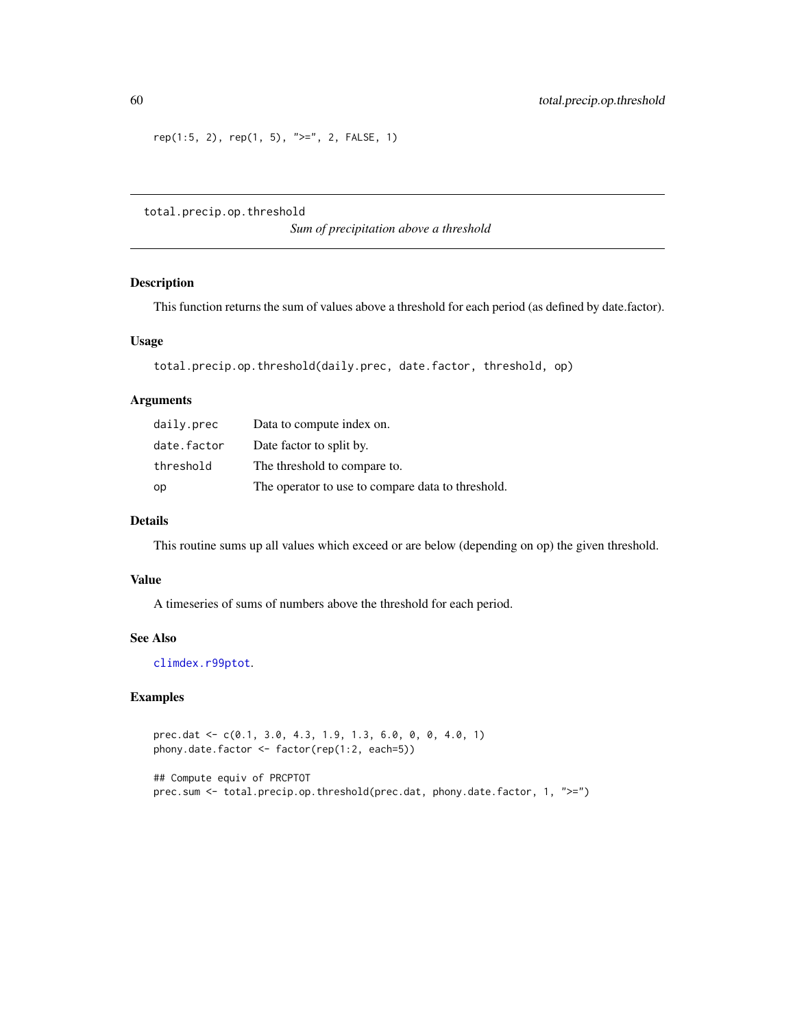```
rep(1:5, 2), rep(1, 5), ">=", 2, FALSE, 1)
```

---

## total.precip.op.threshold

*Sum of precipitation above a threshold*

### Description

This function returns the sum of values above a threshold for each period (as defined by date.factor).

### Usage

```
total.precip.op.threshold(daily.prec, date.factor, threshold, op)
```

### Arguments

| | |
|---|---|
| daily.prec | Data to compute index on. |
| date.factor | Date factor to split by. |
| threshold | The threshold to compare to. |
| op | The operator to use to compare data to threshold. |

### Details

This routine sums up all values which exceed or are below (depending on op) the given threshold.

### Value

A timeseries of sums of numbers above the threshold for each period.

### See Also

climdex.r99ptot.

### Examples

```
prec.dat <- c(0.1, 3.0, 4.3, 1.9, 1.3, 6.0, 0, 0, 4.0, 1)
phony.date.factor <- factor(rep(1:2, each=5))

## Compute equiv of PRCPTOT
prec.sum <- total.precip.op.threshold(prec.dat, phony.date.factor, 1, ">=")
```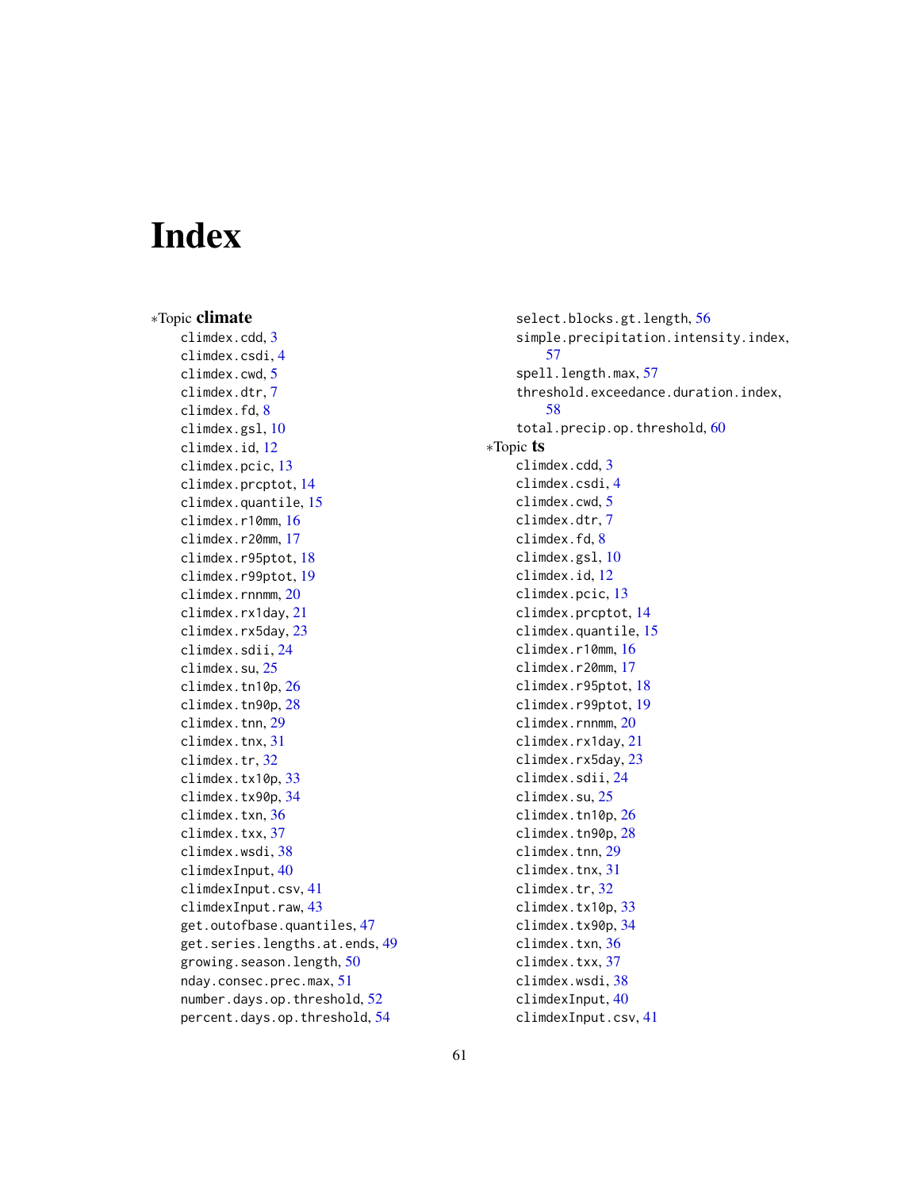# Index

∗Topic **climate**

- climdex.cdd, 3
- climdex.csdi, 4
- climdex.cwd, 5
- climdex.dtr, 7
- climdex.fd, 8
- climdex.gsl, 10
- climdex.id, 12
- climdex.pcic, 13
- climdex.prcptot, 14
- climdex.quantile, 15
- climdex.r10mm, 16
- climdex.r20mm, 17
- climdex.r95ptot, 18
- climdex.r99ptot, 19
- climdex.rnnmm, 20
- climdex.rx1day, 21
- climdex.rx5day, 23
- climdex.sdii, 24
- climdex.su, 25
- climdex.tn10p, 26
- climdex.tn90p, 28
- climdex.tnn, 29
- climdex.tnx, 31
- climdex.tr, 32
- climdex.tx10p, 33
- climdex.tx90p, 34
- climdex.txn, 36
- climdex.txx, 37
- climdex.wsdi, 38
- climdexInput, 40
- climdexInput.csv, 41
- climdexInput.raw, 43
- get.outofbase.quantiles, 47
- get.series.lengths.at.ends, 49
- growing.season.length, 50
- nday.consec.prec.max, 51
- number.days.op.threshold, 52
- percent.days.op.threshold, 54
- select.blocks.gt.length, 56
- simple.precipitation.intensity.index, 57
- spell.length.max, 57
- threshold.exceedance.duration.index, 58
- total.precip.op.threshold, 60

∗Topic **ts**

- climdex.cdd, 3
- climdex.csdi, 4
- climdex.cwd, 5
- climdex.dtr, 7
- climdex.fd, 8
- climdex.gsl, 10
- climdex.id, 12
- climdex.pcic, 13
- climdex.prcptot, 14
- climdex.quantile, 15
- climdex.r10mm, 16
- climdex.r20mm, 17
- climdex.r95ptot, 18
- climdex.r99ptot, 19
- climdex.rnnmm, 20
- climdex.rx1day, 21
- climdex.rx5day, 23
- climdex.sdii, 24
- climdex.su, 25
- climdex.tn10p, 26
- climdex.tn90p, 28
- climdex.tnn, 29
- climdex.tnx, 31
- climdex.tr, 32
- climdex.tx10p, 33
- climdex.tx90p, 34
- climdex.txn, 36
- climdex.txx, 37
- climdex.wsdi, 38
- climdexInput, 40
- climdexInput.csv, 41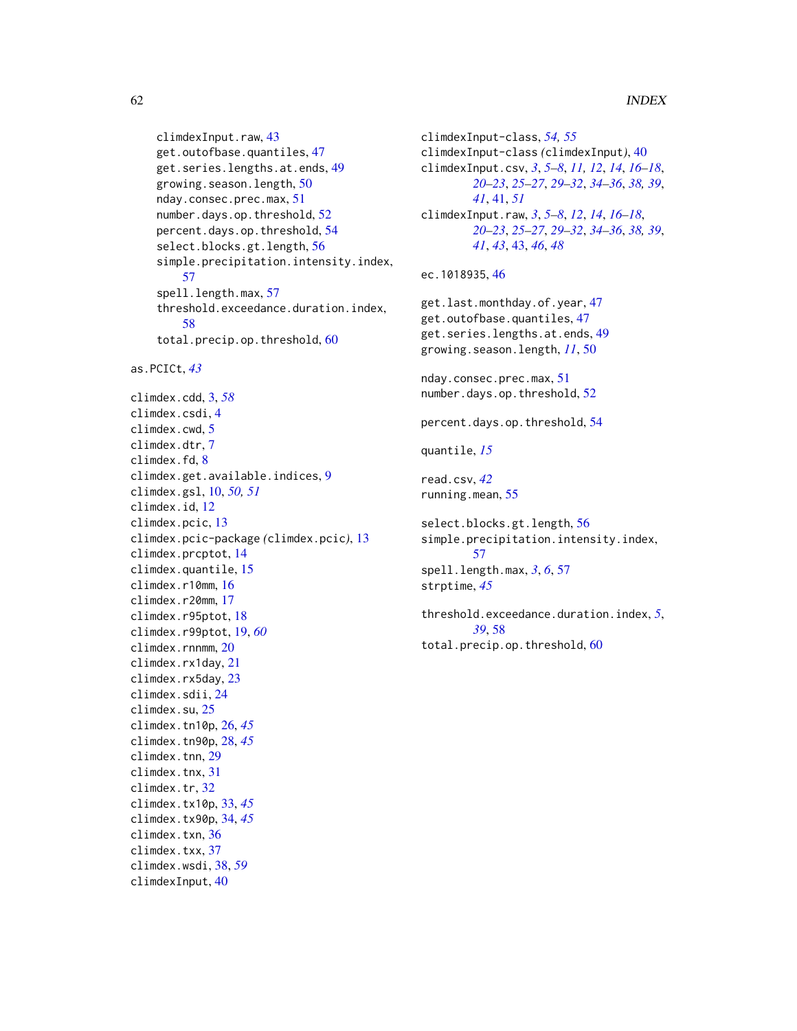climdexInput.raw, 43
get.outofbase.quantiles, 47
get.series.lengths.at.ends, 49
growing.season.length, 50
nday.consec.prec.max, 51
number.days.op.threshold, 52
percent.days.op.threshold, 54
select.blocks.gt.length, 56
simple.precipitation.intensity.index, 57
spell.length.max, 57
threshold.exceedance.duration.index, 58
total.precip.op.threshold, 60

as.PCICt, *43*

climdex.cdd, 3, *58*
climdex.csdi, 4
climdex.cwd, 5
climdex.dtr, 7
climdex.fd, 8
climdex.get.available.indices, 9
climdex.gsl, 10, *50, 51*
climdex.id, 12
climdex.pcic, 13
climdex.pcic-package *(*climdex.pcic*)*, 13
climdex.prcptot, 14
climdex.quantile, 15
climdex.r10mm, 16
climdex.r20mm, 17
climdex.r95ptot, 18
climdex.r99ptot, 19, *60*
climdex.rnnmm, 20
climdex.rx1day, 21
climdex.rx5day, 23
climdex.sdii, 24
climdex.su, 25
climdex.tn10p, 26, *45*
climdex.tn90p, 28, *45*
climdex.tnn, 29
climdex.tnx, 31
climdex.tr, 32
climdex.tx10p, 33, *45*
climdex.tx90p, 34, *45*
climdex.txn, 36
climdex.txx, 37
climdex.wsdi, 38, *59*
climdexInput, 40
climdexInput-class, *54, 55*
climdexInput-class *(*climdexInput*)*, 40
climdexInput.csv, *3*, *5–8*, *11, 12*, *14*, *16–18*, *20–23*, *25–27*, *29–32*, *34–36*, *38, 39*, *41*, 41, *51*
climdexInput.raw, *3*, *5–8*, *12*, *14*, *16–18*, *20–23*, *25–27*, *29–32*, *34–36*, *38, 39*, *41*, *43*, 43, *46*, *48*

ec.1018935, *46*

get.last.monthday.of.year, 47
get.outofbase.quantiles, 47
get.series.lengths.at.ends, 49
growing.season.length, *11*, 50

nday.consec.prec.max, 51
number.days.op.threshold, 52

percent.days.op.threshold, 54

quantile, *15*

read.csv, *42*
running.mean, 55

select.blocks.gt.length, 56
simple.precipitation.intensity.index, 57
spell.length.max, *3*, *6*, 57
strptime, *45*

threshold.exceedance.duration.index, *5*, *39*, 58
total.precip.op.threshold, 60